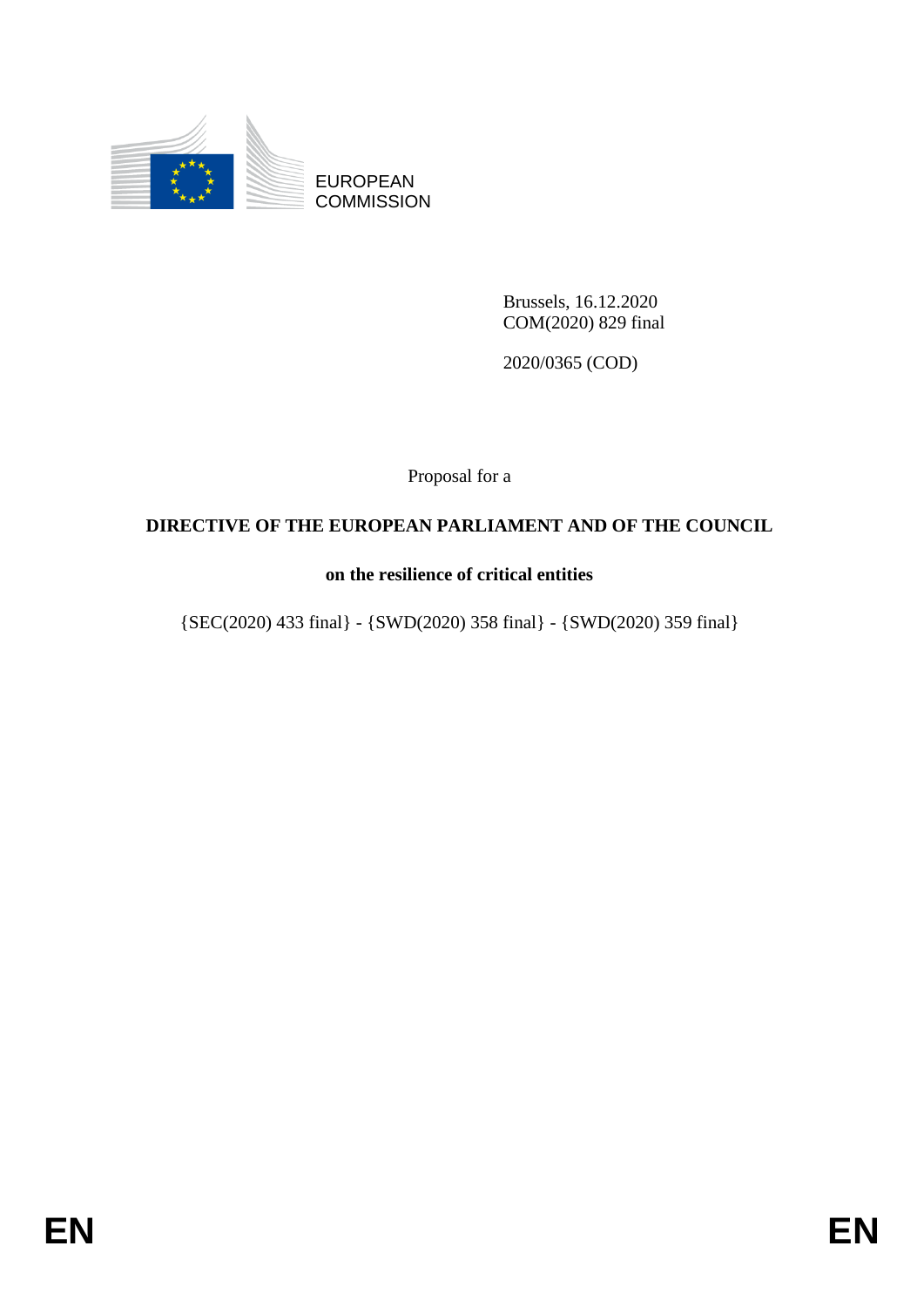EUROPEAN COMMISSION

Brussels, 16.12.2020
COM(2020) 829 final

2020/0365 (COD)

Proposal for a

**DIRECTIVE OF THE EUROPEAN PARLIAMENT AND OF THE COUNCIL**

**on the resilience of critical entities**

{SEC(2020) 433 final} - {SWD(2020) 358 final} - {SWD(2020) 359 final}

EN EN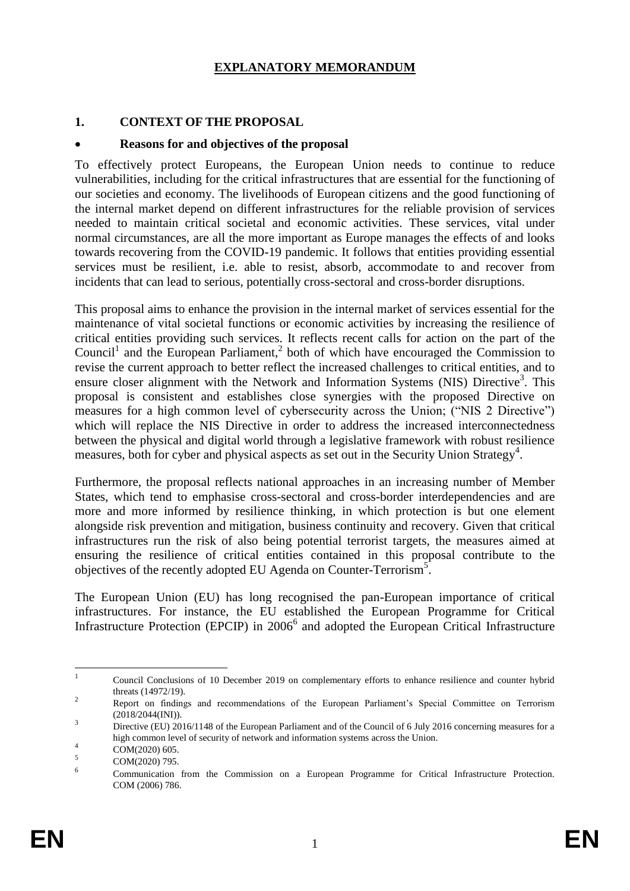# EXPLANATORY MEMORANDUM

## 1. CONTEXT OF THE PROPOSAL

- **Reasons for and objectives of the proposal**

To effectively protect Europeans, the European Union needs to continue to reduce vulnerabilities, including for the critical infrastructures that are essential for the functioning of our societies and economy. The livelihoods of European citizens and the good functioning of the internal market depend on different infrastructures for the reliable provision of services needed to maintain critical societal and economic activities. These services, vital under normal circumstances, are all the more important as Europe manages the effects of and looks towards recovering from the COVID-19 pandemic. It follows that entities providing essential services must be resilient, i.e. able to resist, absorb, accommodate to and recover from incidents that can lead to serious, potentially cross-sectoral and cross-border disruptions.

This proposal aims to enhance the provision in the internal market of services essential for the maintenance of vital societal functions or economic activities by increasing the resilience of critical entities providing such services. It reflects recent calls for action on the part of the Council[1] and the European Parliament,[2] both of which have encouraged the Commission to revise the current approach to better reflect the increased challenges to critical entities, and to ensure closer alignment with the Network and Information Systems (NIS) Directive[3]. This proposal is consistent and establishes close synergies with the proposed Directive on measures for a high common level of cybersecurity across the Union; ("NIS 2 Directive") which will replace the NIS Directive in order to address the increased interconnectedness between the physical and digital world through a legislative framework with robust resilience measures, both for cyber and physical aspects as set out in the Security Union Strategy[4].

Furthermore, the proposal reflects national approaches in an increasing number of Member States, which tend to emphasise cross-sectoral and cross-border interdependencies and are more and more informed by resilience thinking, in which protection is but one element alongside risk prevention and mitigation, business continuity and recovery. Given that critical infrastructures run the risk of also being potential terrorist targets, the measures aimed at ensuring the resilience of critical entities contained in this proposal contribute to the objectives of the recently adopted EU Agenda on Counter-Terrorism[5].

The European Union (EU) has long recognised the pan-European importance of critical infrastructures. For instance, the EU established the European Programme for Critical Infrastructure Protection (EPCIP) in 2006[6] and adopted the European Critical Infrastructure

---

[1] Council Conclusions of 10 December 2019 on complementary efforts to enhance resilience and counter hybrid threats (14972/19).

[2] Report on findings and recommendations of the European Parliament's Special Committee on Terrorism (2018/2044(INI)).

[3] Directive (EU) 2016/1148 of the European Parliament and of the Council of 6 July 2016 concerning measures for a high common level of security of network and information systems across the Union.

[4] COM(2020) 605.

[5] COM(2020) 795.

[6] Communication from the Commission on a European Programme for Critical Infrastructure Protection. COM (2006) 786.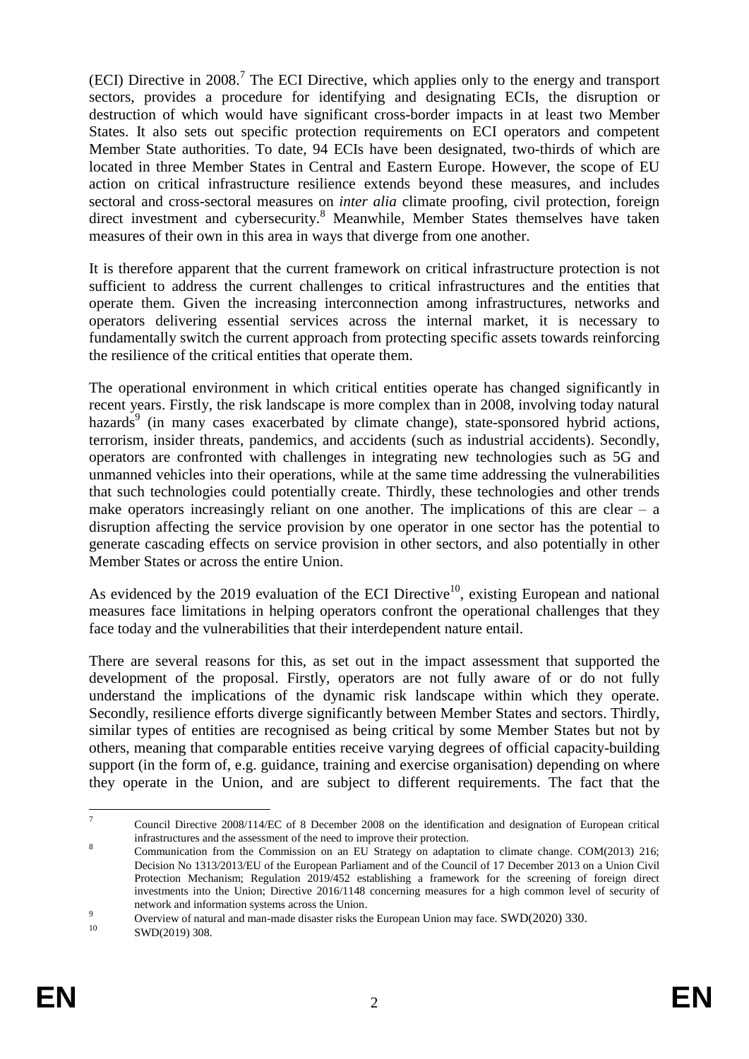(ECI) Directive in 2008.[7] The ECI Directive, which applies only to the energy and transport sectors, provides a procedure for identifying and designating ECIs, the disruption or destruction of which would have significant cross-border impacts in at least two Member States. It also sets out specific protection requirements on ECI operators and competent Member State authorities. To date, 94 ECIs have been designated, two-thirds of which are located in three Member States in Central and Eastern Europe. However, the scope of EU action on critical infrastructure resilience extends beyond these measures, and includes sectoral and cross-sectoral measures on *inter alia* climate proofing, civil protection, foreign direct investment and cybersecurity.[8] Meanwhile, Member States themselves have taken measures of their own in this area in ways that diverge from one another.

It is therefore apparent that the current framework on critical infrastructure protection is not sufficient to address the current challenges to critical infrastructures and the entities that operate them. Given the increasing interconnection among infrastructures, networks and operators delivering essential services across the internal market, it is necessary to fundamentally switch the current approach from protecting specific assets towards reinforcing the resilience of the critical entities that operate them.

The operational environment in which critical entities operate has changed significantly in recent years. Firstly, the risk landscape is more complex than in 2008, involving today natural hazards[9] (in many cases exacerbated by climate change), state-sponsored hybrid actions, terrorism, insider threats, pandemics, and accidents (such as industrial accidents). Secondly, operators are confronted with challenges in integrating new technologies such as 5G and unmanned vehicles into their operations, while at the same time addressing the vulnerabilities that such technologies could potentially create. Thirdly, these technologies and other trends make operators increasingly reliant on one another. The implications of this are clear – a disruption affecting the service provision by one operator in one sector has the potential to generate cascading effects on service provision in other sectors, and also potentially in other Member States or across the entire Union.

As evidenced by the 2019 evaluation of the ECI Directive[10], existing European and national measures face limitations in helping operators confront the operational challenges that they face today and the vulnerabilities that their interdependent nature entail.

There are several reasons for this, as set out in the impact assessment that supported the development of the proposal. Firstly, operators are not fully aware of or do not fully understand the implications of the dynamic risk landscape within which they operate. Secondly, resilience efforts diverge significantly between Member States and sectors. Thirdly, similar types of entities are recognised as being critical by some Member States but not by others, meaning that comparable entities receive varying degrees of official capacity-building support (in the form of, e.g. guidance, training and exercise organisation) depending on where they operate in the Union, and are subject to different requirements. The fact that the

---

[7] Council Directive 2008/114/EC of 8 December 2008 on the identification and designation of European critical infrastructures and the assessment of the need to improve their protection.

[8] Communication from the Commission on an EU Strategy on adaptation to climate change. COM(2013) 216; Decision No 1313/2013/EU of the European Parliament and of the Council of 17 December 2013 on a Union Civil Protection Mechanism; Regulation 2019/452 establishing a framework for the screening of foreign direct investments into the Union; Directive 2016/1148 concerning measures for a high common level of security of network and information systems across the Union.

[9] Overview of natural and man-made disaster risks the European Union may face. SWD(2020) 330.

[10] SWD(2019) 308.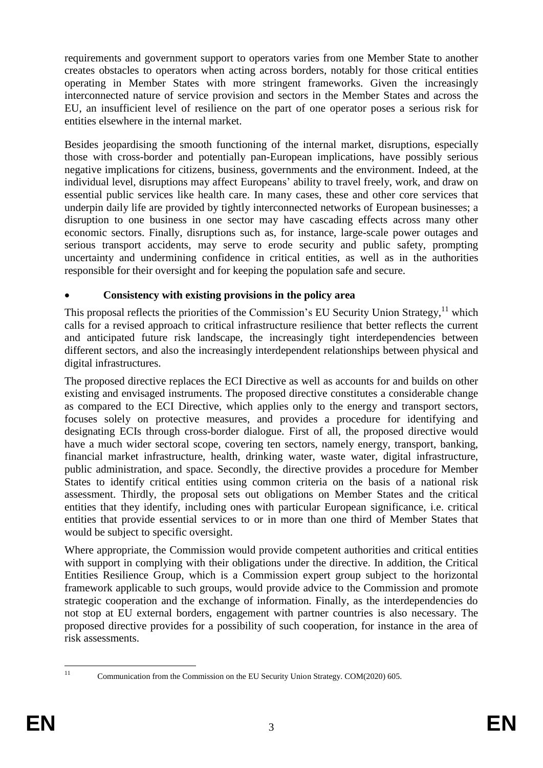requirements and government support to operators varies from one Member State to another creates obstacles to operators when acting across borders, notably for those critical entities operating in Member States with more stringent frameworks. Given the increasingly interconnected nature of service provision and sectors in the Member States and across the EU, an insufficient level of resilience on the part of one operator poses a serious risk for entities elsewhere in the internal market.

Besides jeopardising the smooth functioning of the internal market, disruptions, especially those with cross-border and potentially pan-European implications, have possibly serious negative implications for citizens, business, governments and the environment. Indeed, at the individual level, disruptions may affect Europeans' ability to travel freely, work, and draw on essential public services like health care. In many cases, these and other core services that underpin daily life are provided by tightly interconnected networks of European businesses; a disruption to one business in one sector may have cascading effects across many other economic sectors. Finally, disruptions such as, for instance, large-scale power outages and serious transport accidents, may serve to erode security and public safety, prompting uncertainty and undermining confidence in critical entities, as well as in the authorities responsible for their oversight and for keeping the population safe and secure.

- **Consistency with existing provisions in the policy area**

This proposal reflects the priorities of the Commission's EU Security Union Strategy,[11] which calls for a revised approach to critical infrastructure resilience that better reflects the current and anticipated future risk landscape, the increasingly tight interdependencies between different sectors, and also the increasingly interdependent relationships between physical and digital infrastructures.

The proposed directive replaces the ECI Directive as well as accounts for and builds on other existing and envisaged instruments. The proposed directive constitutes a considerable change as compared to the ECI Directive, which applies only to the energy and transport sectors, focuses solely on protective measures, and provides a procedure for identifying and designating ECIs through cross-border dialogue. First of all, the proposed directive would have a much wider sectoral scope, covering ten sectors, namely energy, transport, banking, financial market infrastructure, health, drinking water, waste water, digital infrastructure, public administration, and space. Secondly, the directive provides a procedure for Member States to identify critical entities using common criteria on the basis of a national risk assessment. Thirdly, the proposal sets out obligations on Member States and the critical entities that they identify, including ones with particular European significance, i.e. critical entities that provide essential services to or in more than one third of Member States that would be subject to specific oversight.

Where appropriate, the Commission would provide competent authorities and critical entities with support in complying with their obligations under the directive. In addition, the Critical Entities Resilience Group, which is a Commission expert group subject to the horizontal framework applicable to such groups, would provide advice to the Commission and promote strategic cooperation and the exchange of information. Finally, as the interdependencies do not stop at EU external borders, engagement with partner countries is also necessary. The proposed directive provides for a possibility of such cooperation, for instance in the area of risk assessments.

[11] Communication from the Commission on the EU Security Union Strategy. COM(2020) 605.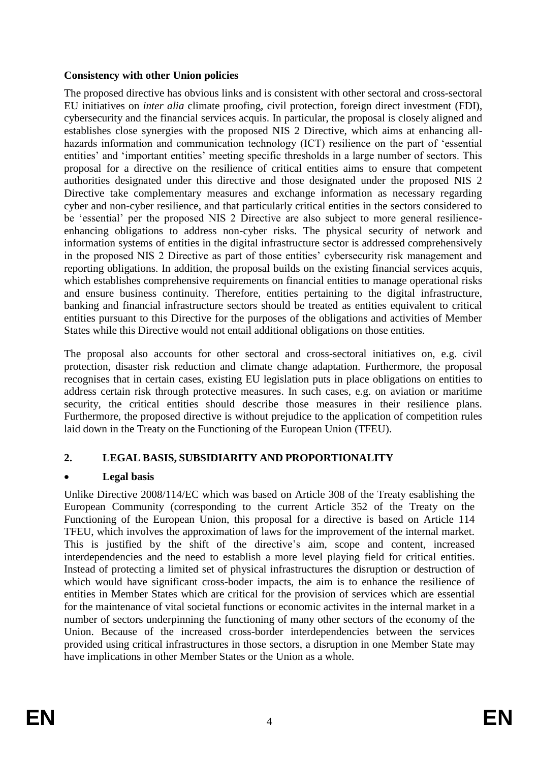**Consistency with other Union policies**

The proposed directive has obvious links and is consistent with other sectoral and cross-sectoral EU initiatives on *inter alia* climate proofing, civil protection, foreign direct investment (FDI), cybersecurity and the financial services acquis. In particular, the proposal is closely aligned and establishes close synergies with the proposed NIS 2 Directive, which aims at enhancing all-hazards information and communication technology (ICT) resilience on the part of 'essential entities' and 'important entities' meeting specific thresholds in a large number of sectors. This proposal for a directive on the resilience of critical entities aims to ensure that competent authorities designated under this directive and those designated under the proposed NIS 2 Directive take complementary measures and exchange information as necessary regarding cyber and non-cyber resilience, and that particularly critical entities in the sectors considered to be 'essential' per the proposed NIS 2 Directive are also subject to more general resilience-enhancing obligations to address non-cyber risks. The physical security of network and information systems of entities in the digital infrastructure sector is addressed comprehensively in the proposed NIS 2 Directive as part of those entities' cybersecurity risk management and reporting obligations. In addition, the proposal builds on the existing financial services acquis, which establishes comprehensive requirements on financial entities to manage operational risks and ensure business continuity. Therefore, entities pertaining to the digital infrastructure, banking and financial infrastructure sectors should be treated as entities equivalent to critical entities pursuant to this Directive for the purposes of the obligations and activities of Member States while this Directive would not entail additional obligations on those entities.

The proposal also accounts for other sectoral and cross-sectoral initiatives on, e.g. civil protection, disaster risk reduction and climate change adaptation. Furthermore, the proposal recognises that in certain cases, existing EU legislation puts in place obligations on entities to address certain risk through protective measures. In such cases, e.g. on aviation or maritime security, the critical entities should describe those measures in their resilience plans. Furthermore, the proposed directive is without prejudice to the application of competition rules laid down in the Treaty on the Functioning of the European Union (TFEU).

## 2. LEGAL BASIS, SUBSIDIARITY AND PROPORTIONALITY

- **Legal basis**

Unlike Directive 2008/114/EC which was based on Article 308 of the Treaty esablishing the European Community (corresponding to the current Article 352 of the Treaty on the Functioning of the European Union, this proposal for a directive is based on Article 114 TFEU, which involves the approximation of laws for the improvement of the internal market. This is justified by the shift of the directive's aim, scope and content, increased interdependencies and the need to establish a more level playing field for critical entities. Instead of protecting a limited set of physical infrastructures the disruption or destruction of which would have significant cross-boder impacts, the aim is to enhance the resilience of entities in Member States which are critical for the provision of services which are essential for the maintenance of vital societal functions or economic activites in the internal market in a number of sectors underpinning the functioning of many other sectors of the economy of the Union. Because of the increased cross-border interdependencies between the services provided using critical infrastructures in those sectors, a disruption in one Member State may have implications in other Member States or the Union as a whole.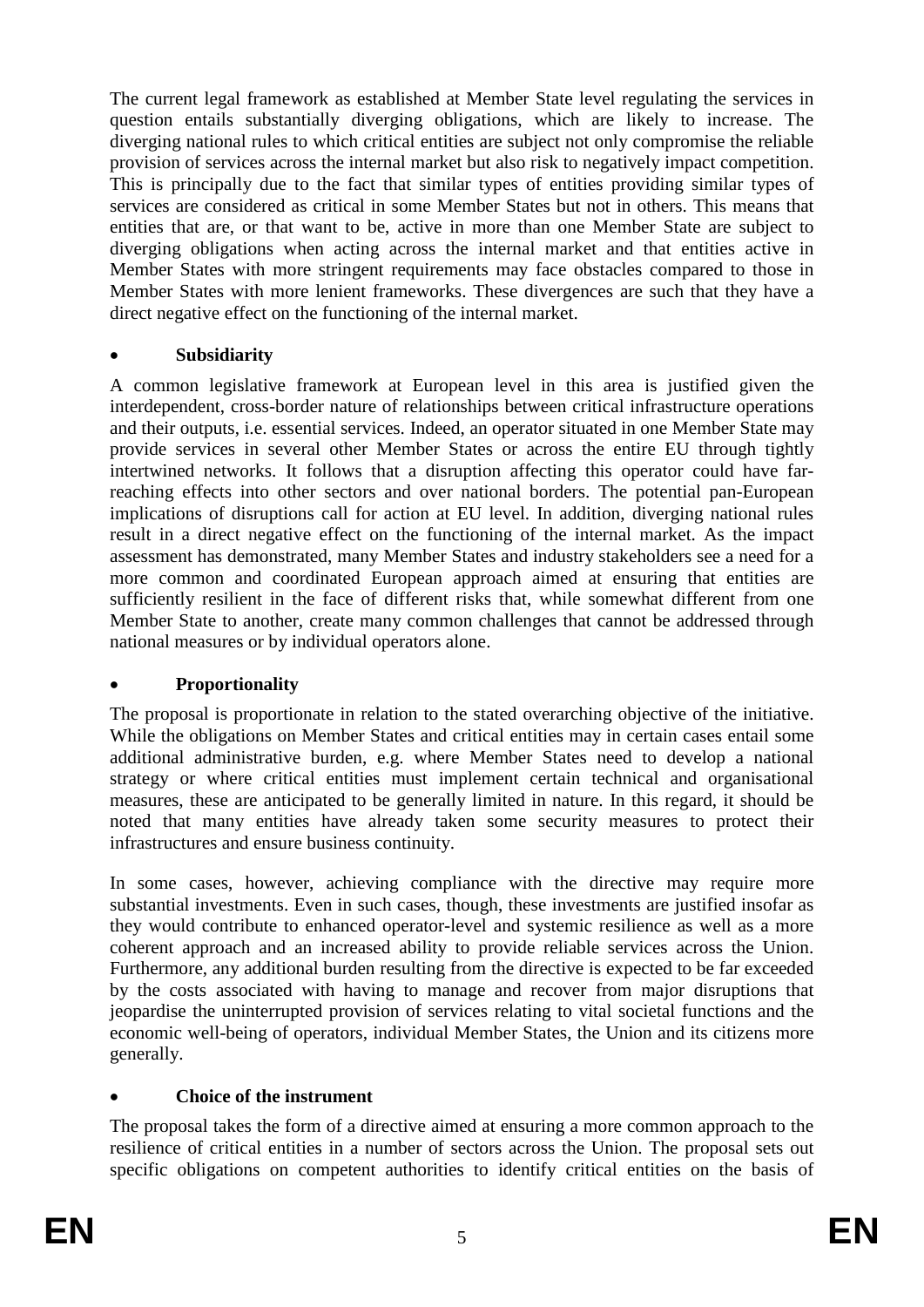The current legal framework as established at Member State level regulating the services in question entails substantially diverging obligations, which are likely to increase. The diverging national rules to which critical entities are subject not only compromise the reliable provision of services across the internal market but also risk to negatively impact competition. This is principally due to the fact that similar types of entities providing similar types of services are considered as critical in some Member States but not in others. This means that entities that are, or that want to be, active in more than one Member State are subject to diverging obligations when acting across the internal market and that entities active in Member States with more stringent requirements may face obstacles compared to those in Member States with more lenient frameworks. These divergences are such that they have a direct negative effect on the functioning of the internal market.

- **Subsidiarity**

A common legislative framework at European level in this area is justified given the interdependent, cross-border nature of relationships between critical infrastructure operations and their outputs, i.e. essential services. Indeed, an operator situated in one Member State may provide services in several other Member States or across the entire EU through tightly intertwined networks. It follows that a disruption affecting this operator could have far-reaching effects into other sectors and over national borders. The potential pan-European implications of disruptions call for action at EU level. In addition, diverging national rules result in a direct negative effect on the functioning of the internal market. As the impact assessment has demonstrated, many Member States and industry stakeholders see a need for a more common and coordinated European approach aimed at ensuring that entities are sufficiently resilient in the face of different risks that, while somewhat different from one Member State to another, create many common challenges that cannot be addressed through national measures or by individual operators alone.

- **Proportionality**

The proposal is proportionate in relation to the stated overarching objective of the initiative. While the obligations on Member States and critical entities may in certain cases entail some additional administrative burden, e.g. where Member States need to develop a national strategy or where critical entities must implement certain technical and organisational measures, these are anticipated to be generally limited in nature. In this regard, it should be noted that many entities have already taken some security measures to protect their infrastructures and ensure business continuity.

In some cases, however, achieving compliance with the directive may require more substantial investments. Even in such cases, though, these investments are justified insofar as they would contribute to enhanced operator-level and systemic resilience as well as a more coherent approach and an increased ability to provide reliable services across the Union. Furthermore, any additional burden resulting from the directive is expected to be far exceeded by the costs associated with having to manage and recover from major disruptions that jeopardise the uninterrupted provision of services relating to vital societal functions and the economic well-being of operators, individual Member States, the Union and its citizens more generally.

- **Choice of the instrument**

The proposal takes the form of a directive aimed at ensuring a more common approach to the resilience of critical entities in a number of sectors across the Union. The proposal sets out specific obligations on competent authorities to identify critical entities on the basis of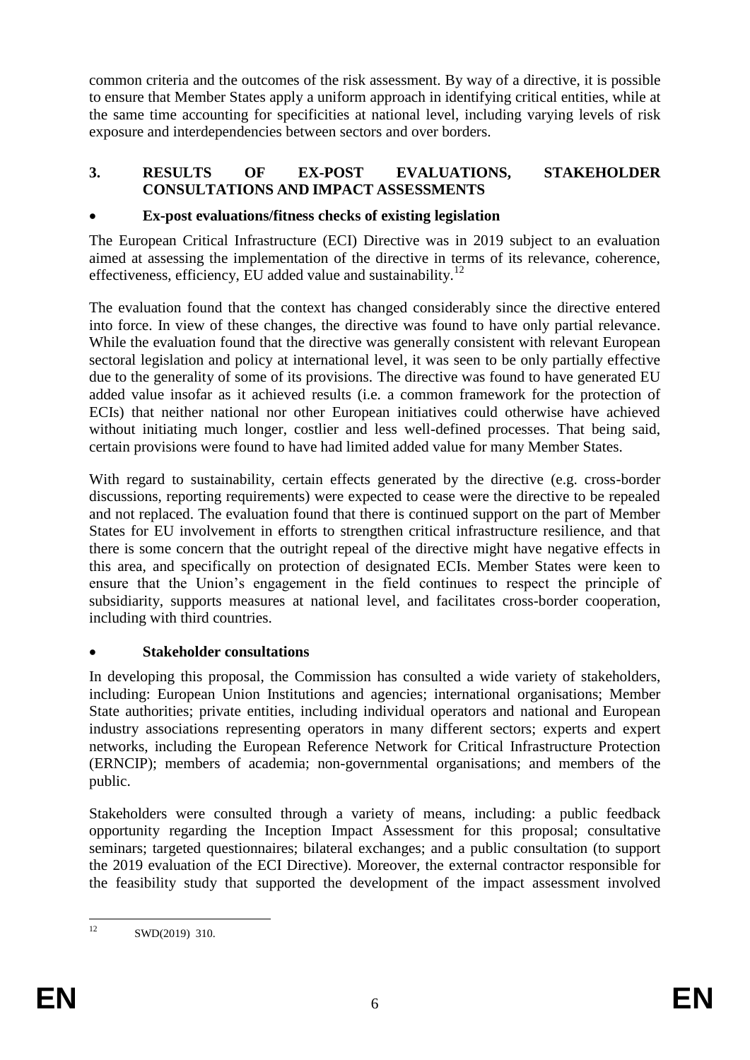common criteria and the outcomes of the risk assessment. By way of a directive, it is possible to ensure that Member States apply a uniform approach in identifying critical entities, while at the same time accounting for specificities at national level, including varying levels of risk exposure and interdependencies between sectors and over borders.

## 3. RESULTS OF EX-POST EVALUATIONS, STAKEHOLDER CONSULTATIONS AND IMPACT ASSESSMENTS

- **Ex-post evaluations/fitness checks of existing legislation**

The European Critical Infrastructure (ECI) Directive was in 2019 subject to an evaluation aimed at assessing the implementation of the directive in terms of its relevance, coherence, effectiveness, efficiency, EU added value and sustainability.[12]

The evaluation found that the context has changed considerably since the directive entered into force. In view of these changes, the directive was found to have only partial relevance. While the evaluation found that the directive was generally consistent with relevant European sectoral legislation and policy at international level, it was seen to be only partially effective due to the generality of some of its provisions. The directive was found to have generated EU added value insofar as it achieved results (i.e. a common framework for the protection of ECIs) that neither national nor other European initiatives could otherwise have achieved without initiating much longer, costlier and less well-defined processes. That being said, certain provisions were found to have had limited added value for many Member States.

With regard to sustainability, certain effects generated by the directive (e.g. cross-border discussions, reporting requirements) were expected to cease were the directive to be repealed and not replaced. The evaluation found that there is continued support on the part of Member States for EU involvement in efforts to strengthen critical infrastructure resilience, and that there is some concern that the outright repeal of the directive might have negative effects in this area, and specifically on protection of designated ECIs. Member States were keen to ensure that the Union's engagement in the field continues to respect the principle of subsidiarity, supports measures at national level, and facilitates cross-border cooperation, including with third countries.

- **Stakeholder consultations**

In developing this proposal, the Commission has consulted a wide variety of stakeholders, including: European Union Institutions and agencies; international organisations; Member State authorities; private entities, including individual operators and national and European industry associations representing operators in many different sectors; experts and expert networks, including the European Reference Network for Critical Infrastructure Protection (ERNCIP); members of academia; non-governmental organisations; and members of the public.

Stakeholders were consulted through a variety of means, including: a public feedback opportunity regarding the Inception Impact Assessment for this proposal; consultative seminars; targeted questionnaires; bilateral exchanges; and a public consultation (to support the 2019 evaluation of the ECI Directive). Moreover, the external contractor responsible for the feasibility study that supported the development of the impact assessment involved

[12] SWD(2019) 310.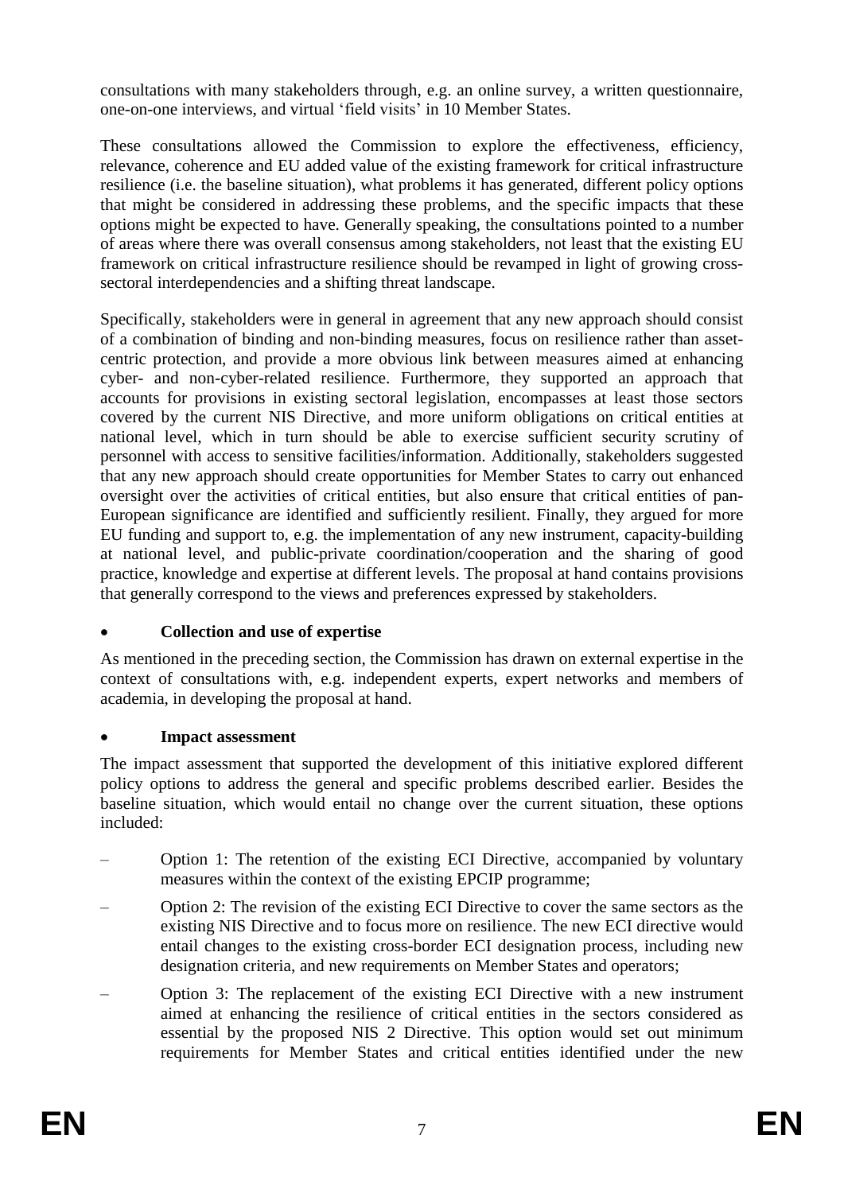consultations with many stakeholders through, e.g. an online survey, a written questionnaire, one-on-one interviews, and virtual 'field visits' in 10 Member States.

These consultations allowed the Commission to explore the effectiveness, efficiency, relevance, coherence and EU added value of the existing framework for critical infrastructure resilience (i.e. the baseline situation), what problems it has generated, different policy options that might be considered in addressing these problems, and the specific impacts that these options might be expected to have. Generally speaking, the consultations pointed to a number of areas where there was overall consensus among stakeholders, not least that the existing EU framework on critical infrastructure resilience should be revamped in light of growing cross-sectoral interdependencies and a shifting threat landscape.

Specifically, stakeholders were in general in agreement that any new approach should consist of a combination of binding and non-binding measures, focus on resilience rather than asset-centric protection, and provide a more obvious link between measures aimed at enhancing cyber- and non-cyber-related resilience. Furthermore, they supported an approach that accounts for provisions in existing sectoral legislation, encompasses at least those sectors covered by the current NIS Directive, and more uniform obligations on critical entities at national level, which in turn should be able to exercise sufficient security scrutiny of personnel with access to sensitive facilities/information. Additionally, stakeholders suggested that any new approach should create opportunities for Member States to carry out enhanced oversight over the activities of critical entities, but also ensure that critical entities of pan-European significance are identified and sufficiently resilient. Finally, they argued for more EU funding and support to, e.g. the implementation of any new instrument, capacity-building at national level, and public-private coordination/cooperation and the sharing of good practice, knowledge and expertise at different levels. The proposal at hand contains provisions that generally correspond to the views and preferences expressed by stakeholders.

- **Collection and use of expertise**

As mentioned in the preceding section, the Commission has drawn on external expertise in the context of consultations with, e.g. independent experts, expert networks and members of academia, in developing the proposal at hand.

- **Impact assessment**

The impact assessment that supported the development of this initiative explored different policy options to address the general and specific problems described earlier. Besides the baseline situation, which would entail no change over the current situation, these options included:

– Option 1: The retention of the existing ECI Directive, accompanied by voluntary measures within the context of the existing EPCIP programme;

– Option 2: The revision of the existing ECI Directive to cover the same sectors as the existing NIS Directive and to focus more on resilience. The new ECI directive would entail changes to the existing cross-border ECI designation process, including new designation criteria, and new requirements on Member States and operators;

– Option 3: The replacement of the existing ECI Directive with a new instrument aimed at enhancing the resilience of critical entities in the sectors considered as essential by the proposed NIS 2 Directive. This option would set out minimum requirements for Member States and critical entities identified under the new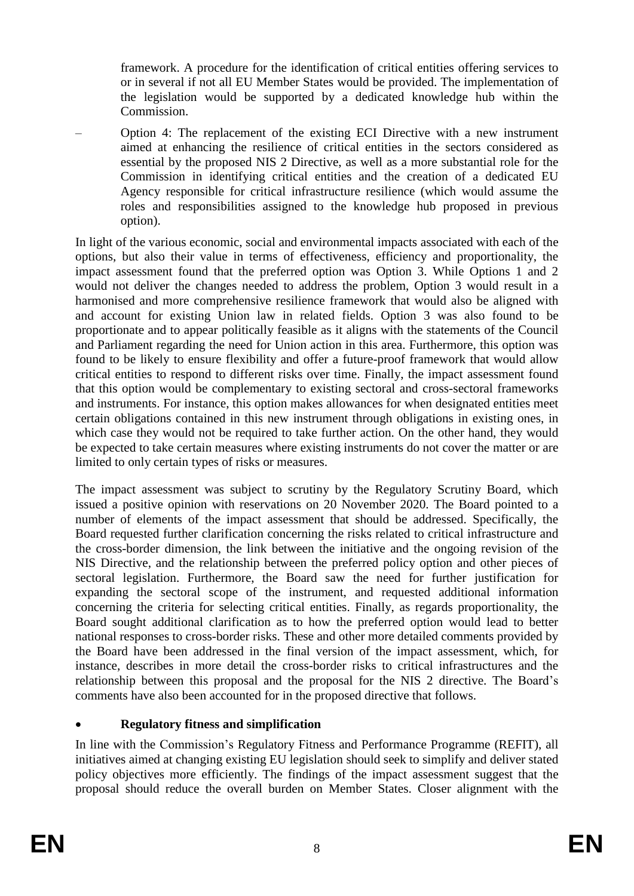framework. A procedure for the identification of critical entities offering services to or in several if not all EU Member States would be provided. The implementation of the legislation would be supported by a dedicated knowledge hub within the Commission.

– Option 4: The replacement of the existing ECI Directive with a new instrument aimed at enhancing the resilience of critical entities in the sectors considered as essential by the proposed NIS 2 Directive, as well as a more substantial role for the Commission in identifying critical entities and the creation of a dedicated EU Agency responsible for critical infrastructure resilience (which would assume the roles and responsibilities assigned to the knowledge hub proposed in previous option).

In light of the various economic, social and environmental impacts associated with each of the options, but also their value in terms of effectiveness, efficiency and proportionality, the impact assessment found that the preferred option was Option 3. While Options 1 and 2 would not deliver the changes needed to address the problem, Option 3 would result in a harmonised and more comprehensive resilience framework that would also be aligned with and account for existing Union law in related fields. Option 3 was also found to be proportionate and to appear politically feasible as it aligns with the statements of the Council and Parliament regarding the need for Union action in this area. Furthermore, this option was found to be likely to ensure flexibility and offer a future-proof framework that would allow critical entities to respond to different risks over time. Finally, the impact assessment found that this option would be complementary to existing sectoral and cross-sectoral frameworks and instruments. For instance, this option makes allowances for when designated entities meet certain obligations contained in this new instrument through obligations in existing ones, in which case they would not be required to take further action. On the other hand, they would be expected to take certain measures where existing instruments do not cover the matter or are limited to only certain types of risks or measures.

The impact assessment was subject to scrutiny by the Regulatory Scrutiny Board, which issued a positive opinion with reservations on 20 November 2020. The Board pointed to a number of elements of the impact assessment that should be addressed. Specifically, the Board requested further clarification concerning the risks related to critical infrastructure and the cross-border dimension, the link between the initiative and the ongoing revision of the NIS Directive, and the relationship between the preferred policy option and other pieces of sectoral legislation. Furthermore, the Board saw the need for further justification for expanding the sectoral scope of the instrument, and requested additional information concerning the criteria for selecting critical entities. Finally, as regards proportionality, the Board sought additional clarification as to how the preferred option would lead to better national responses to cross-border risks. These and other more detailed comments provided by the Board have been addressed in the final version of the impact assessment, which, for instance, describes in more detail the cross-border risks to critical infrastructures and the relationship between this proposal and the proposal for the NIS 2 directive. The Board's comments have also been accounted for in the proposed directive that follows.

- **Regulatory fitness and simplification**

In line with the Commission's Regulatory Fitness and Performance Programme (REFIT), all initiatives aimed at changing existing EU legislation should seek to simplify and deliver stated policy objectives more efficiently. The findings of the impact assessment suggest that the proposal should reduce the overall burden on Member States. Closer alignment with the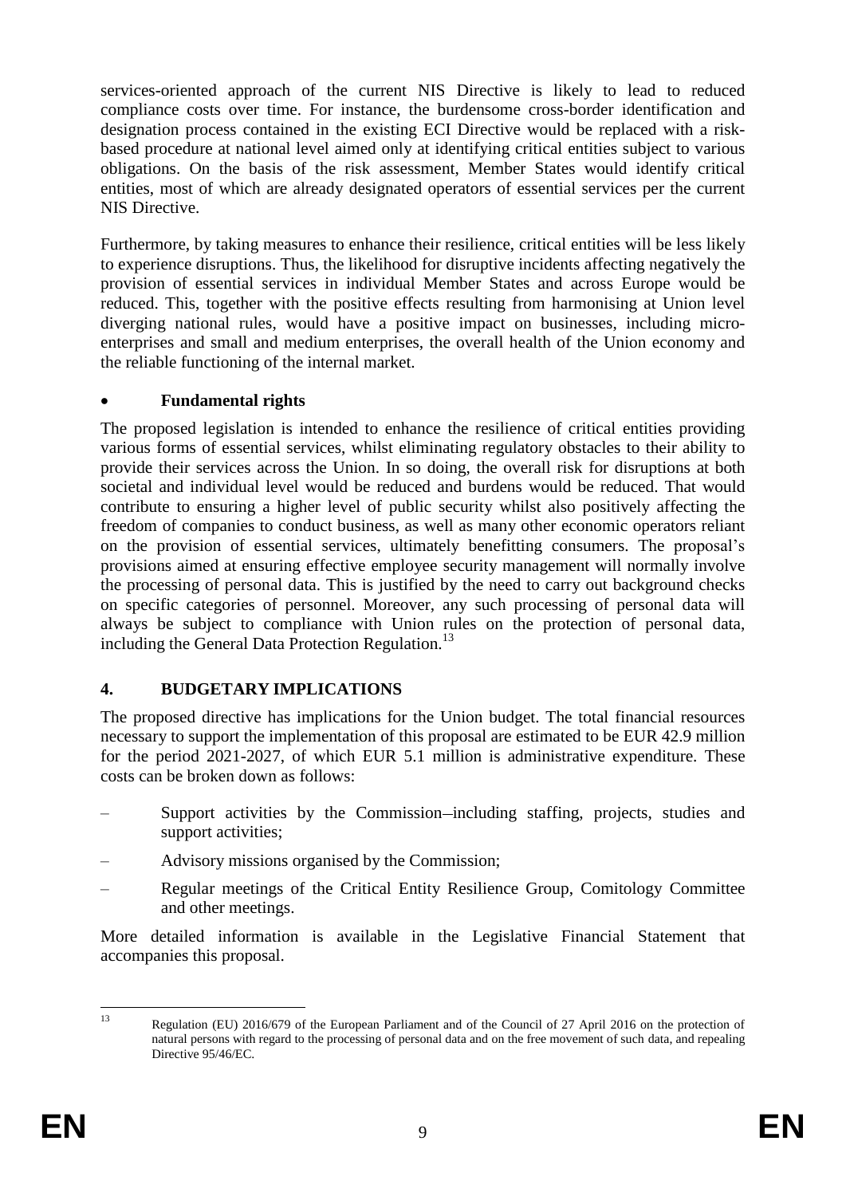services-oriented approach of the current NIS Directive is likely to lead to reduced compliance costs over time. For instance, the burdensome cross-border identification and designation process contained in the existing ECI Directive would be replaced with a risk-based procedure at national level aimed only at identifying critical entities subject to various obligations. On the basis of the risk assessment, Member States would identify critical entities, most of which are already designated operators of essential services per the current NIS Directive.

Furthermore, by taking measures to enhance their resilience, critical entities will be less likely to experience disruptions. Thus, the likelihood for disruptive incidents affecting negatively the provision of essential services in individual Member States and across Europe would be reduced. This, together with the positive effects resulting from harmonising at Union level diverging national rules, would have a positive impact on businesses, including micro-enterprises and small and medium enterprises, the overall health of the Union economy and the reliable functioning of the internal market.

- **Fundamental rights**

The proposed legislation is intended to enhance the resilience of critical entities providing various forms of essential services, whilst eliminating regulatory obstacles to their ability to provide their services across the Union. In so doing, the overall risk for disruptions at both societal and individual level would be reduced and burdens would be reduced. That would contribute to ensuring a higher level of public security whilst also positively affecting the freedom of companies to conduct business, as well as many other economic operators reliant on the provision of essential services, ultimately benefitting consumers. The proposal's provisions aimed at ensuring effective employee security management will normally involve the processing of personal data. This is justified by the need to carry out background checks on specific categories of personnel. Moreover, any such processing of personal data will always be subject to compliance with Union rules on the protection of personal data, including the General Data Protection Regulation.[13]

## 4. BUDGETARY IMPLICATIONS

The proposed directive has implications for the Union budget. The total financial resources necessary to support the implementation of this proposal are estimated to be EUR 42.9 million for the period 2021-2027, of which EUR 5.1 million is administrative expenditure. These costs can be broken down as follows:

- Support activities by the Commission–including staffing, projects, studies and support activities;
- Advisory missions organised by the Commission;
- Regular meetings of the Critical Entity Resilience Group, Comitology Committee and other meetings.

More detailed information is available in the Legislative Financial Statement that accompanies this proposal.

---

[13] Regulation (EU) 2016/679 of the European Parliament and of the Council of 27 April 2016 on the protection of natural persons with regard to the processing of personal data and on the free movement of such data, and repealing Directive 95/46/EC.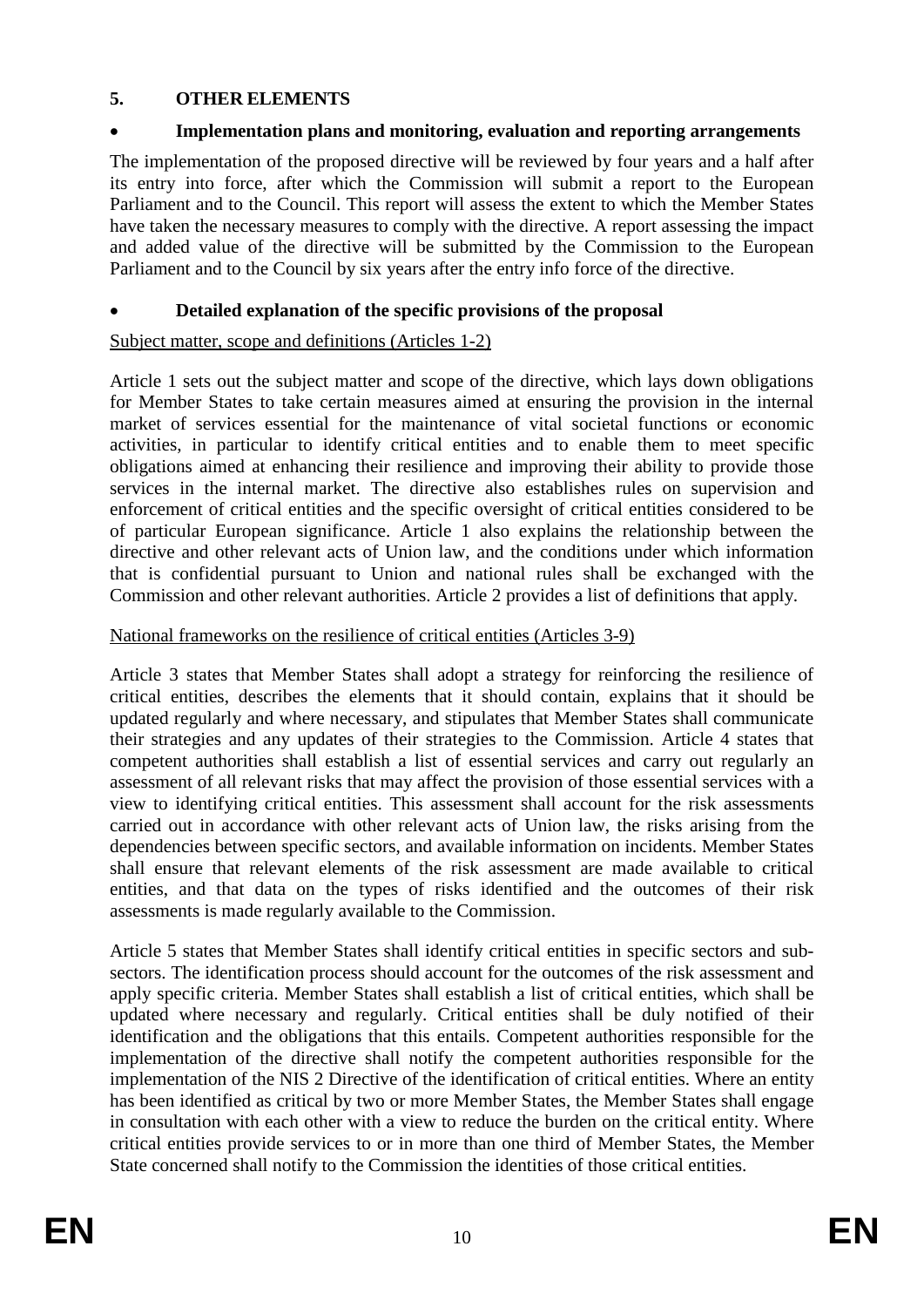## 5. OTHER ELEMENTS

- **Implementation plans and monitoring, evaluation and reporting arrangements**

The implementation of the proposed directive will be reviewed by four years and a half after its entry into force, after which the Commission will submit a report to the European Parliament and to the Council. This report will assess the extent to which the Member States have taken the necessary measures to comply with the directive. A report assessing the impact and added value of the directive will be submitted by the Commission to the European Parliament and to the Council by six years after the entry info force of the directive.

- **Detailed explanation of the specific provisions of the proposal**

Subject matter, scope and definitions (Articles 1-2)

Article 1 sets out the subject matter and scope of the directive, which lays down obligations for Member States to take certain measures aimed at ensuring the provision in the internal market of services essential for the maintenance of vital societal functions or economic activities, in particular to identify critical entities and to enable them to meet specific obligations aimed at enhancing their resilience and improving their ability to provide those services in the internal market. The directive also establishes rules on supervision and enforcement of critical entities and the specific oversight of critical entities considered to be of particular European significance. Article 1 also explains the relationship between the directive and other relevant acts of Union law, and the conditions under which information that is confidential pursuant to Union and national rules shall be exchanged with the Commission and other relevant authorities. Article 2 provides a list of definitions that apply.

National frameworks on the resilience of critical entities (Articles 3-9)

Article 3 states that Member States shall adopt a strategy for reinforcing the resilience of critical entities, describes the elements that it should contain, explains that it should be updated regularly and where necessary, and stipulates that Member States shall communicate their strategies and any updates of their strategies to the Commission. Article 4 states that competent authorities shall establish a list of essential services and carry out regularly an assessment of all relevant risks that may affect the provision of those essential services with a view to identifying critical entities. This assessment shall account for the risk assessments carried out in accordance with other relevant acts of Union law, the risks arising from the dependencies between specific sectors, and available information on incidents. Member States shall ensure that relevant elements of the risk assessment are made available to critical entities, and that data on the types of risks identified and the outcomes of their risk assessments is made regularly available to the Commission.

Article 5 states that Member States shall identify critical entities in specific sectors and sub-sectors. The identification process should account for the outcomes of the risk assessment and apply specific criteria. Member States shall establish a list of critical entities, which shall be updated where necessary and regularly. Critical entities shall be duly notified of their identification and the obligations that this entails. Competent authorities responsible for the implementation of the directive shall notify the competent authorities responsible for the implementation of the NIS 2 Directive of the identification of critical entities. Where an entity has been identified as critical by two or more Member States, the Member States shall engage in consultation with each other with a view to reduce the burden on the critical entity. Where critical entities provide services to or in more than one third of Member States, the Member State concerned shall notify to the Commission the identities of those critical entities.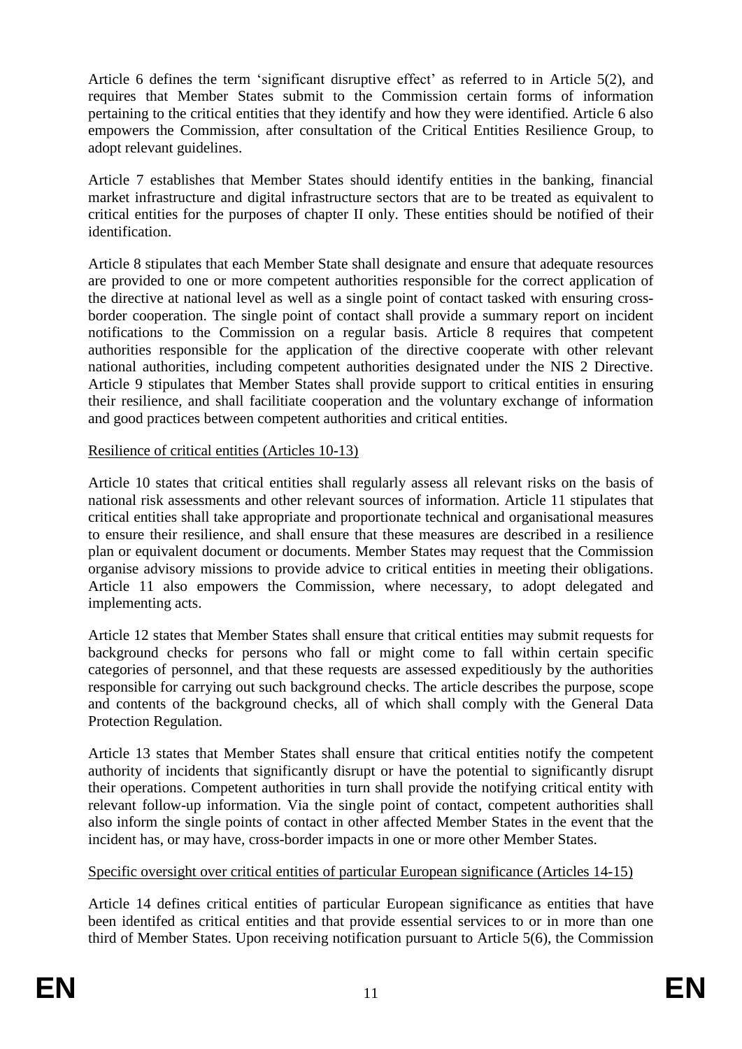Article 6 defines the term 'significant disruptive effect' as referred to in Article 5(2), and requires that Member States submit to the Commission certain forms of information pertaining to the critical entities that they identify and how they were identified. Article 6 also empowers the Commission, after consultation of the Critical Entities Resilience Group, to adopt relevant guidelines.

Article 7 establishes that Member States should identify entities in the banking, financial market infrastructure and digital infrastructure sectors that are to be treated as equivalent to critical entities for the purposes of chapter II only. These entities should be notified of their identification.

Article 8 stipulates that each Member State shall designate and ensure that adequate resources are provided to one or more competent authorities responsible for the correct application of the directive at national level as well as a single point of contact tasked with ensuring cross-border cooperation. The single point of contact shall provide a summary report on incident notifications to the Commission on a regular basis. Article 8 requires that competent authorities responsible for the application of the directive cooperate with other relevant national authorities, including competent authorities designated under the NIS 2 Directive. Article 9 stipulates that Member States shall provide support to critical entities in ensuring their resilience, and shall facilitiate cooperation and the voluntary exchange of information and good practices between competent authorities and critical entities.

Resilience of critical entities (Articles 10-13)

Article 10 states that critical entities shall regularly assess all relevant risks on the basis of national risk assessments and other relevant sources of information. Article 11 stipulates that critical entities shall take appropriate and proportionate technical and organisational measures to ensure their resilience, and shall ensure that these measures are described in a resilience plan or equivalent document or documents. Member States may request that the Commission organise advisory missions to provide advice to critical entities in meeting their obligations. Article 11 also empowers the Commission, where necessary, to adopt delegated and implementing acts.

Article 12 states that Member States shall ensure that critical entities may submit requests for background checks for persons who fall or might come to fall within certain specific categories of personnel, and that these requests are assessed expeditiously by the authorities responsible for carrying out such background checks. The article describes the purpose, scope and contents of the background checks, all of which shall comply with the General Data Protection Regulation.

Article 13 states that Member States shall ensure that critical entities notify the competent authority of incidents that significantly disrupt or have the potential to significantly disrupt their operations. Competent authorities in turn shall provide the notifying critical entity with relevant follow-up information. Via the single point of contact, competent authorities shall also inform the single points of contact in other affected Member States in the event that the incident has, or may have, cross-border impacts in one or more other Member States.

Specific oversight over critical entities of particular European significance (Articles 14-15)

Article 14 defines critical entities of particular European significance as entities that have been identifed as critical entities and that provide essential services to or in more than one third of Member States. Upon receiving notification pursuant to Article 5(6), the Commission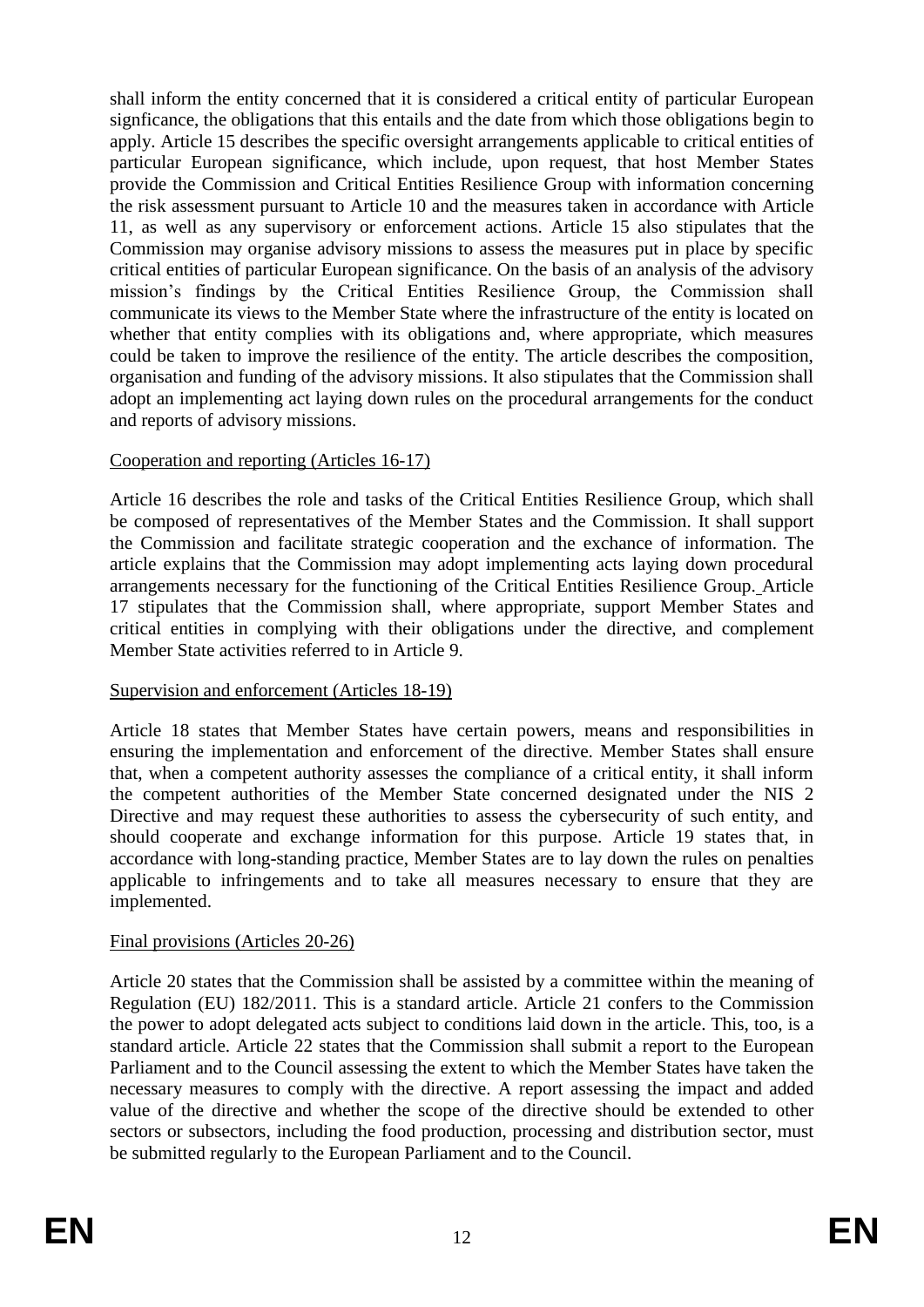shall inform the entity concerned that it is considered a critical entity of particular European signficance, the obligations that this entails and the date from which those obligations begin to apply. Article 15 describes the specific oversight arrangements applicable to critical entities of particular European significance, which include, upon request, that host Member States provide the Commission and Critical Entities Resilience Group with information concerning the risk assessment pursuant to Article 10 and the measures taken in accordance with Article 11, as well as any supervisory or enforcement actions. Article 15 also stipulates that the Commission may organise advisory missions to assess the measures put in place by specific critical entities of particular European significance. On the basis of an analysis of the advisory mission's findings by the Critical Entities Resilience Group, the Commission shall communicate its views to the Member State where the infrastructure of the entity is located on whether that entity complies with its obligations and, where appropriate, which measures could be taken to improve the resilience of the entity. The article describes the composition, organisation and funding of the advisory missions. It also stipulates that the Commission shall adopt an implementing act laying down rules on the procedural arrangements for the conduct and reports of advisory missions.

Cooperation and reporting (Articles 16-17)

Article 16 describes the role and tasks of the Critical Entities Resilience Group, which shall be composed of representatives of the Member States and the Commission. It shall support the Commission and facilitate strategic cooperation and the exchance of information. The article explains that the Commission may adopt implementing acts laying down procedural arrangements necessary for the functioning of the Critical Entities Resilience Group. Article 17 stipulates that the Commission shall, where appropriate, support Member States and critical entities in complying with their obligations under the directive, and complement Member State activities referred to in Article 9.

Supervision and enforcement (Articles 18-19)

Article 18 states that Member States have certain powers, means and responsibilities in ensuring the implementation and enforcement of the directive. Member States shall ensure that, when a competent authority assesses the compliance of a critical entity, it shall inform the competent authorities of the Member State concerned designated under the NIS 2 Directive and may request these authorities to assess the cybersecurity of such entity, and should cooperate and exchange information for this purpose. Article 19 states that, in accordance with long-standing practice, Member States are to lay down the rules on penalties applicable to infringements and to take all measures necessary to ensure that they are implemented.

Final provisions (Articles 20-26)

Article 20 states that the Commission shall be assisted by a committee within the meaning of Regulation (EU) 182/2011. This is a standard article. Article 21 confers to the Commission the power to adopt delegated acts subject to conditions laid down in the article. This, too, is a standard article. Article 22 states that the Commission shall submit a report to the European Parliament and to the Council assessing the extent to which the Member States have taken the necessary measures to comply with the directive. A report assessing the impact and added value of the directive and whether the scope of the directive should be extended to other sectors or subsectors, including the food production, processing and distribution sector, must be submitted regularly to the European Parliament and to the Council.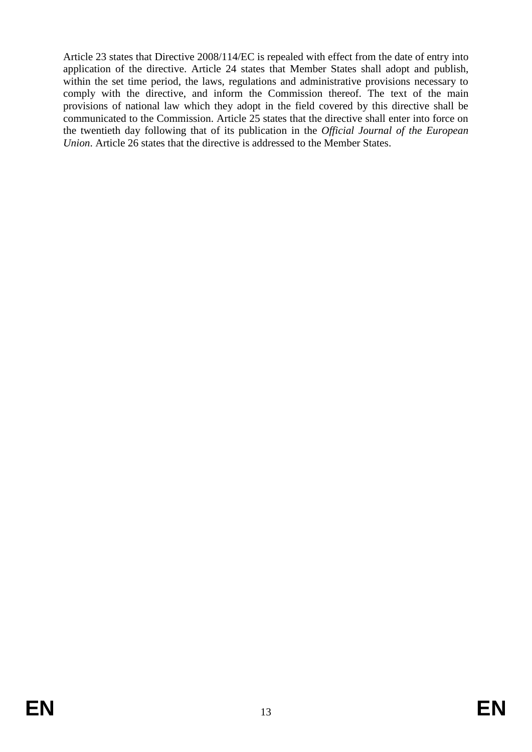Article 23 states that Directive 2008/114/EC is repealed with effect from the date of entry into application of the directive. Article 24 states that Member States shall adopt and publish, within the set time period, the laws, regulations and administrative provisions necessary to comply with the directive, and inform the Commission thereof. The text of the main provisions of national law which they adopt in the field covered by this directive shall be communicated to the Commission. Article 25 states that the directive shall enter into force on the twentieth day following that of its publication in the *Official Journal of the European Union*. Article 26 states that the directive is addressed to the Member States.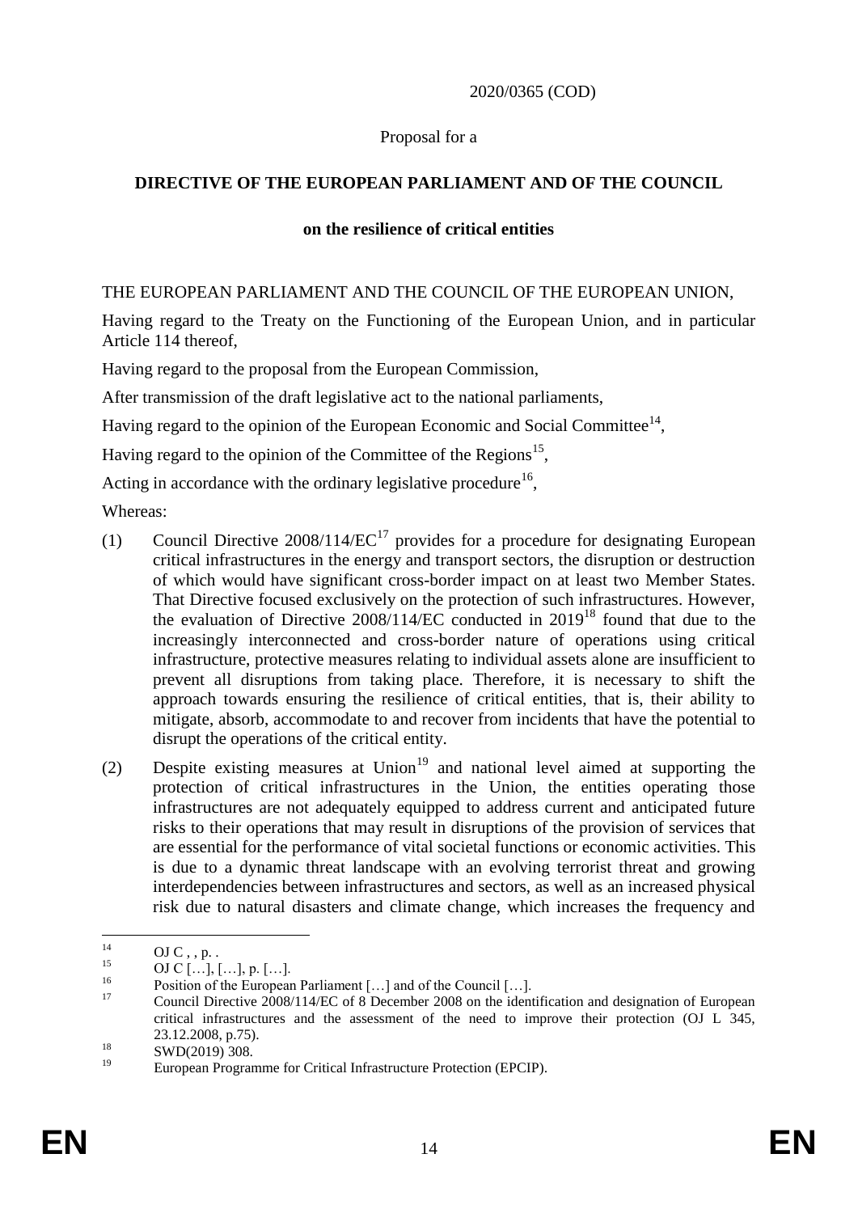2020/0365 (COD)

Proposal for a

**DIRECTIVE OF THE EUROPEAN PARLIAMENT AND OF THE COUNCIL**

**on the resilience of critical entities**

THE EUROPEAN PARLIAMENT AND THE COUNCIL OF THE EUROPEAN UNION,

Having regard to the Treaty on the Functioning of the European Union, and in particular Article 114 thereof,

Having regard to the proposal from the European Commission,

After transmission of the draft legislative act to the national parliaments,

Having regard to the opinion of the European Economic and Social Committee[14],

Having regard to the opinion of the Committee of the Regions[15],

Acting in accordance with the ordinary legislative procedure[16],

Whereas:

(1) Council Directive 2008/114/EC[17] provides for a procedure for designating European critical infrastructures in the energy and transport sectors, the disruption or destruction of which would have significant cross-border impact on at least two Member States. That Directive focused exclusively on the protection of such infrastructures. However, the evaluation of Directive 2008/114/EC conducted in 2019[18] found that due to the increasingly interconnected and cross-border nature of operations using critical infrastructure, protective measures relating to individual assets alone are insufficient to prevent all disruptions from taking place. Therefore, it is necessary to shift the approach towards ensuring the resilience of critical entities, that is, their ability to mitigate, absorb, accommodate to and recover from incidents that have the potential to disrupt the operations of the critical entity.

(2) Despite existing measures at Union[19] and national level aimed at supporting the protection of critical infrastructures in the Union, the entities operating those infrastructures are not adequately equipped to address current and anticipated future risks to their operations that may result in disruptions of the provision of services that are essential for the performance of vital societal functions or economic activities. This is due to a dynamic threat landscape with an evolving terrorist threat and growing interdependencies between infrastructures and sectors, as well as an increased physical risk due to natural disasters and climate change, which increases the frequency and

---

[14] OJ C , , p. .

[15] OJ C […], […], p. […].

[16] Position of the European Parliament […] and of the Council […].

[17] Council Directive 2008/114/EC of 8 December 2008 on the identification and designation of European critical infrastructures and the assessment of the need to improve their protection (OJ L 345, 23.12.2008, p.75).

[18] SWD(2019) 308.

[19] European Programme for Critical Infrastructure Protection (EPCIP).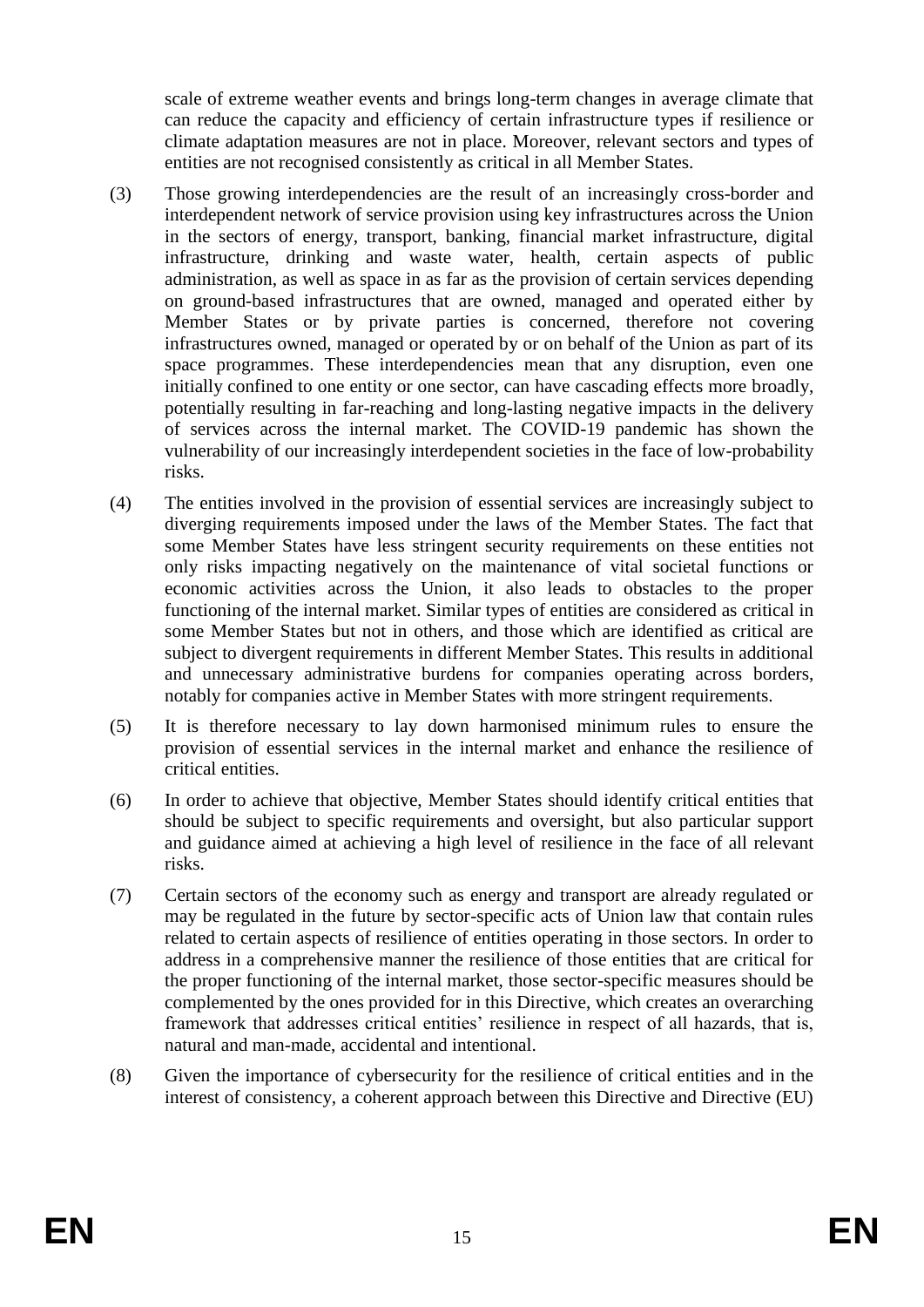scale of extreme weather events and brings long-term changes in average climate that can reduce the capacity and efficiency of certain infrastructure types if resilience or climate adaptation measures are not in place. Moreover, relevant sectors and types of entities are not recognised consistently as critical in all Member States.

(3) Those growing interdependencies are the result of an increasingly cross-border and interdependent network of service provision using key infrastructures across the Union in the sectors of energy, transport, banking, financial market infrastructure, digital infrastructure, drinking and waste water, health, certain aspects of public administration, as well as space in as far as the provision of certain services depending on ground-based infrastructures that are owned, managed and operated either by Member States or by private parties is concerned, therefore not covering infrastructures owned, managed or operated by or on behalf of the Union as part of its space programmes. These interdependencies mean that any disruption, even one initially confined to one entity or one sector, can have cascading effects more broadly, potentially resulting in far-reaching and long-lasting negative impacts in the delivery of services across the internal market. The COVID-19 pandemic has shown the vulnerability of our increasingly interdependent societies in the face of low-probability risks.

(4) The entities involved in the provision of essential services are increasingly subject to diverging requirements imposed under the laws of the Member States. The fact that some Member States have less stringent security requirements on these entities not only risks impacting negatively on the maintenance of vital societal functions or economic activities across the Union, it also leads to obstacles to the proper functioning of the internal market. Similar types of entities are considered as critical in some Member States but not in others, and those which are identified as critical are subject to divergent requirements in different Member States. This results in additional and unnecessary administrative burdens for companies operating across borders, notably for companies active in Member States with more stringent requirements.

(5) It is therefore necessary to lay down harmonised minimum rules to ensure the provision of essential services in the internal market and enhance the resilience of critical entities.

(6) In order to achieve that objective, Member States should identify critical entities that should be subject to specific requirements and oversight, but also particular support and guidance aimed at achieving a high level of resilience in the face of all relevant risks.

(7) Certain sectors of the economy such as energy and transport are already regulated or may be regulated in the future by sector-specific acts of Union law that contain rules related to certain aspects of resilience of entities operating in those sectors. In order to address in a comprehensive manner the resilience of those entities that are critical for the proper functioning of the internal market, those sector-specific measures should be complemented by the ones provided for in this Directive, which creates an overarching framework that addresses critical entities' resilience in respect of all hazards, that is, natural and man-made, accidental and intentional.

(8) Given the importance of cybersecurity for the resilience of critical entities and in the interest of consistency, a coherent approach between this Directive and Directive (EU)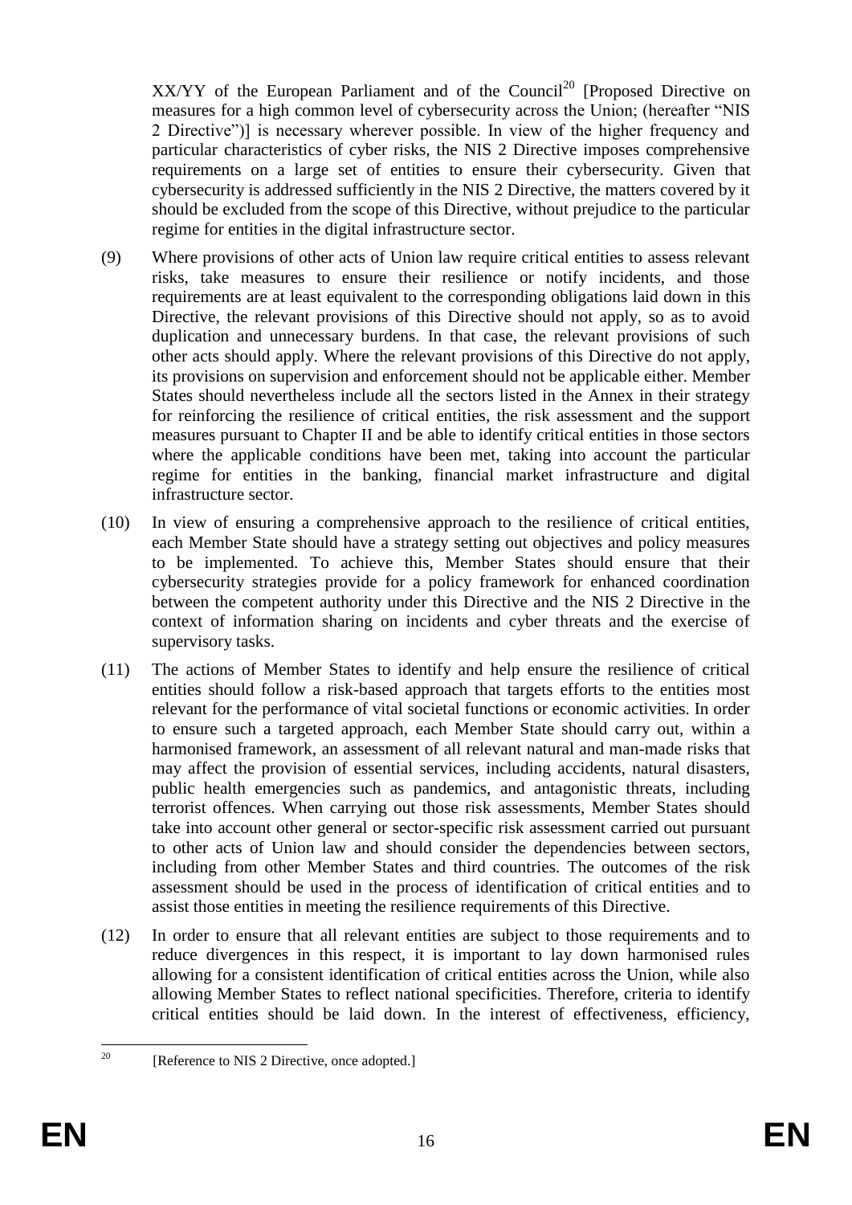XX/YY of the European Parliament and of the Council[20] [Proposed Directive on measures for a high common level of cybersecurity across the Union; (hereafter "NIS 2 Directive")] is necessary wherever possible. In view of the higher frequency and particular characteristics of cyber risks, the NIS 2 Directive imposes comprehensive requirements on a large set of entities to ensure their cybersecurity. Given that cybersecurity is addressed sufficiently in the NIS 2 Directive, the matters covered by it should be excluded from the scope of this Directive, without prejudice to the particular regime for entities in the digital infrastructure sector.

(9) Where provisions of other acts of Union law require critical entities to assess relevant risks, take measures to ensure their resilience or notify incidents, and those requirements are at least equivalent to the corresponding obligations laid down in this Directive, the relevant provisions of this Directive should not apply, so as to avoid duplication and unnecessary burdens. In that case, the relevant provisions of such other acts should apply. Where the relevant provisions of this Directive do not apply, its provisions on supervision and enforcement should not be applicable either. Member States should nevertheless include all the sectors listed in the Annex in their strategy for reinforcing the resilience of critical entities, the risk assessment and the support measures pursuant to Chapter II and be able to identify critical entities in those sectors where the applicable conditions have been met, taking into account the particular regime for entities in the banking, financial market infrastructure and digital infrastructure sector.

(10) In view of ensuring a comprehensive approach to the resilience of critical entities, each Member State should have a strategy setting out objectives and policy measures to be implemented. To achieve this, Member States should ensure that their cybersecurity strategies provide for a policy framework for enhanced coordination between the competent authority under this Directive and the NIS 2 Directive in the context of information sharing on incidents and cyber threats and the exercise of supervisory tasks.

(11) The actions of Member States to identify and help ensure the resilience of critical entities should follow a risk-based approach that targets efforts to the entities most relevant for the performance of vital societal functions or economic activities. In order to ensure such a targeted approach, each Member State should carry out, within a harmonised framework, an assessment of all relevant natural and man-made risks that may affect the provision of essential services, including accidents, natural disasters, public health emergencies such as pandemics, and antagonistic threats, including terrorist offences. When carrying out those risk assessments, Member States should take into account other general or sector-specific risk assessment carried out pursuant to other acts of Union law and should consider the dependencies between sectors, including from other Member States and third countries. The outcomes of the risk assessment should be used in the process of identification of critical entities and to assist those entities in meeting the resilience requirements of this Directive.

(12) In order to ensure that all relevant entities are subject to those requirements and to reduce divergences in this respect, it is important to lay down harmonised rules allowing for a consistent identification of critical entities across the Union, while also allowing Member States to reflect national specificities. Therefore, criteria to identify critical entities should be laid down. In the interest of effectiveness, efficiency,

---

[20] [Reference to NIS 2 Directive, once adopted.]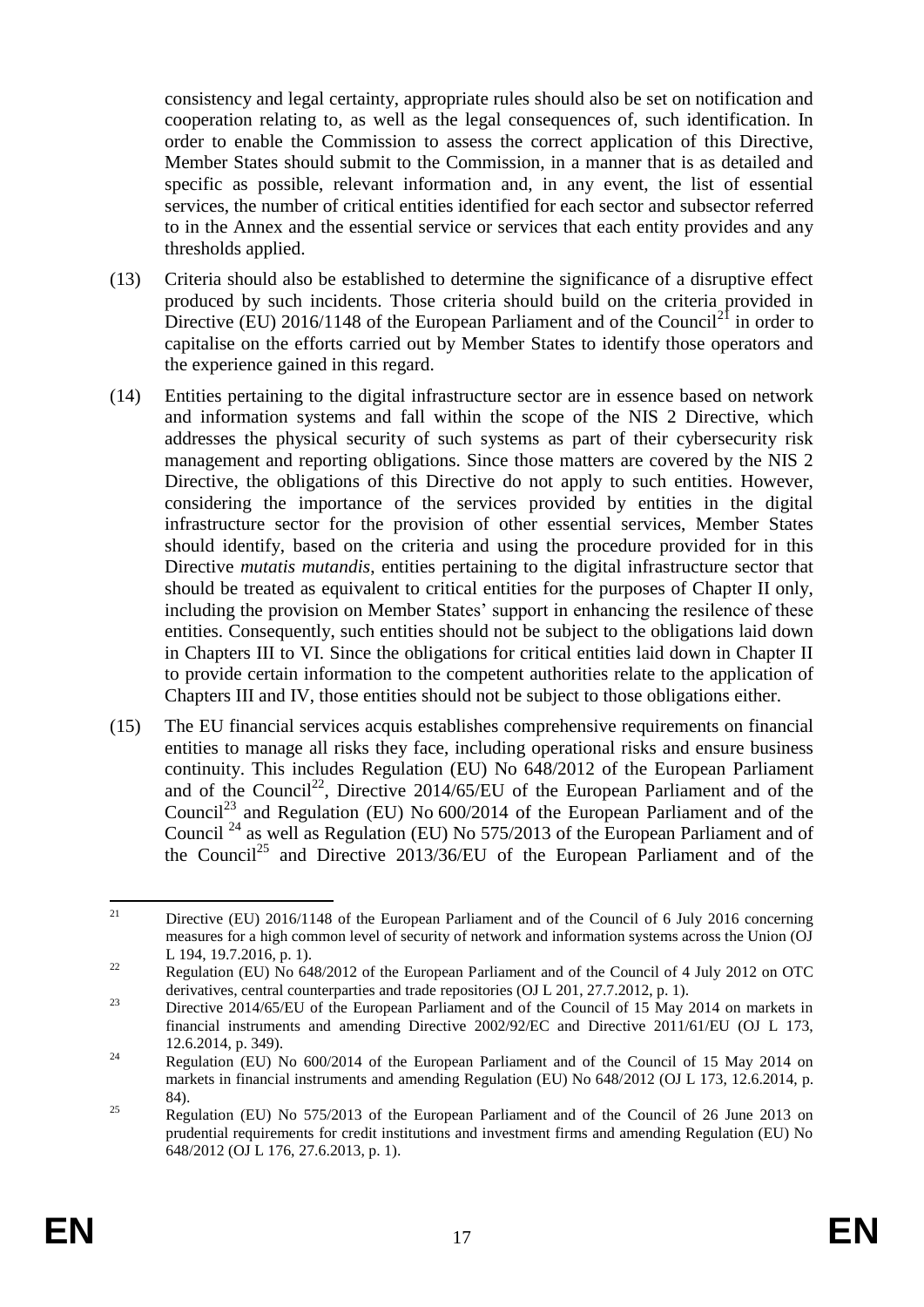consistency and legal certainty, appropriate rules should also be set on notification and cooperation relating to, as well as the legal consequences of, such identification. In order to enable the Commission to assess the correct application of this Directive, Member States should submit to the Commission, in a manner that is as detailed and specific as possible, relevant information and, in any event, the list of essential services, the number of critical entities identified for each sector and subsector referred to in the Annex and the essential service or services that each entity provides and any thresholds applied.

(13) Criteria should also be established to determine the significance of a disruptive effect produced by such incidents. Those criteria should build on the criteria provided in Directive (EU) 2016/1148 of the European Parliament and of the Council[21] in order to capitalise on the efforts carried out by Member States to identify those operators and the experience gained in this regard.

(14) Entities pertaining to the digital infrastructure sector are in essence based on network and information systems and fall within the scope of the NIS 2 Directive, which addresses the physical security of such systems as part of their cybersecurity risk management and reporting obligations. Since those matters are covered by the NIS 2 Directive, the obligations of this Directive do not apply to such entities. However, considering the importance of the services provided by entities in the digital infrastructure sector for the provision of other essential services, Member States should identify, based on the criteria and using the procedure provided for in this Directive *mutatis mutandis*, entities pertaining to the digital infrastructure sector that should be treated as equivalent to critical entities for the purposes of Chapter II only, including the provision on Member States' support in enhancing the resilence of these entities. Consequently, such entities should not be subject to the obligations laid down in Chapters III to VI. Since the obligations for critical entities laid down in Chapter II to provide certain information to the competent authorities relate to the application of Chapters III and IV, those entities should not be subject to those obligations either.

(15) The EU financial services acquis establishes comprehensive requirements on financial entities to manage all risks they face, including operational risks and ensure business continuity. This includes Regulation (EU) No 648/2012 of the European Parliament and of the Council[22], Directive 2014/65/EU of the European Parliament and of the Council[23] and Regulation (EU) No 600/2014 of the European Parliament and of the Council[24] as well as Regulation (EU) No 575/2013 of the European Parliament and of the Council[25] and Directive 2013/36/EU of the European Parliament and of the

---

[21] Directive (EU) 2016/1148 of the European Parliament and of the Council of 6 July 2016 concerning measures for a high common level of security of network and information systems across the Union (OJ L 194, 19.7.2016, p. 1).

[22] Regulation (EU) No 648/2012 of the European Parliament and of the Council of 4 July 2012 on OTC derivatives, central counterparties and trade repositories (OJ L 201, 27.7.2012, p. 1).

[23] Directive 2014/65/EU of the European Parliament and of the Council of 15 May 2014 on markets in financial instruments and amending Directive 2002/92/EC and Directive 2011/61/EU (OJ L 173, 12.6.2014, p. 349).

[24] Regulation (EU) No 600/2014 of the European Parliament and of the Council of 15 May 2014 on markets in financial instruments and amending Regulation (EU) No 648/2012 (OJ L 173, 12.6.2014, p. 84).

[25] Regulation (EU) No 575/2013 of the European Parliament and of the Council of 26 June 2013 on prudential requirements for credit institutions and investment firms and amending Regulation (EU) No 648/2012 (OJ L 176, 27.6.2013, p. 1).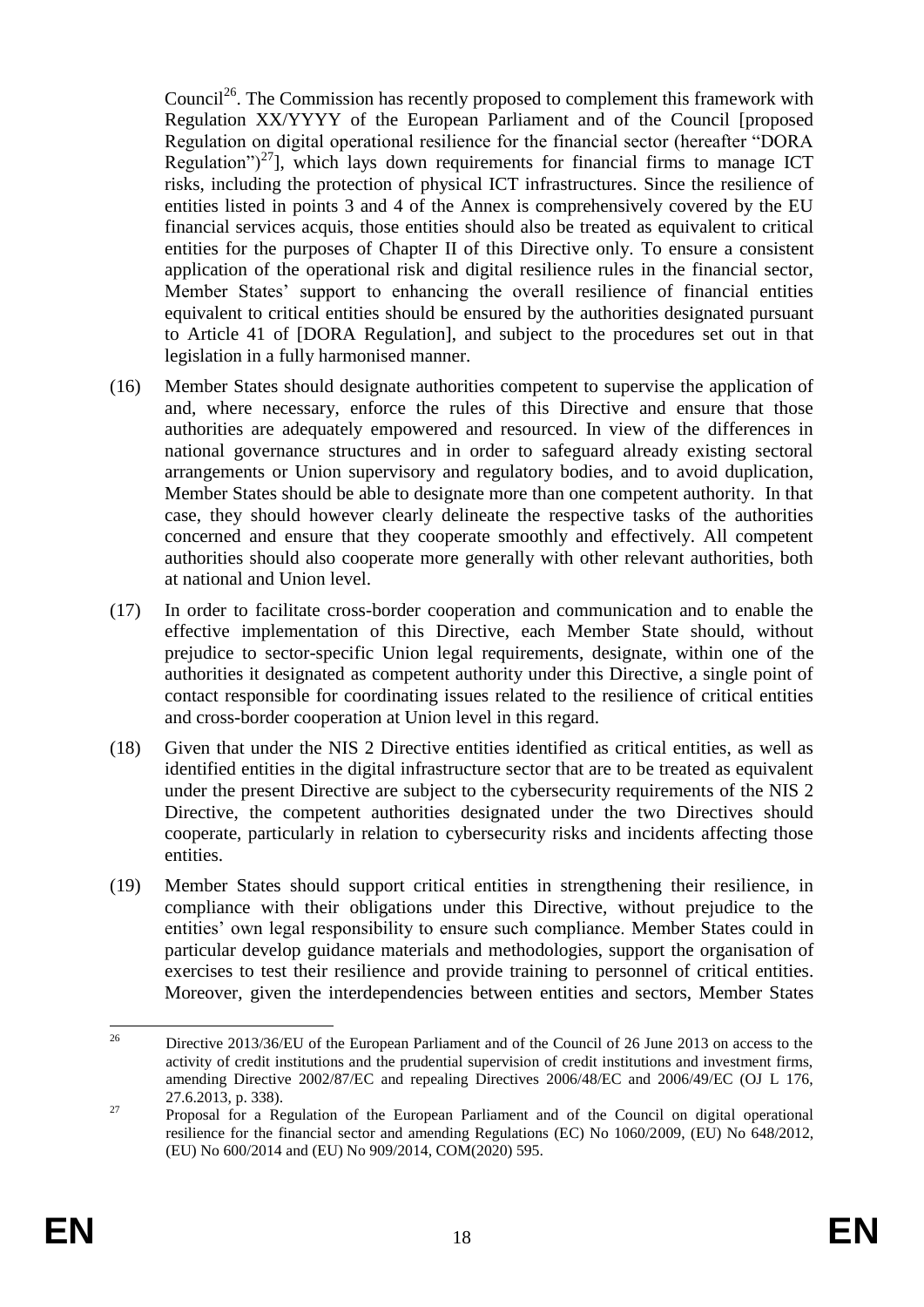Council[26]. The Commission has recently proposed to complement this framework with Regulation XX/YYYY of the European Parliament and of the Council [proposed Regulation on digital operational resilience for the financial sector (hereafter "DORA Regulation")[27]], which lays down requirements for financial firms to manage ICT risks, including the protection of physical ICT infrastructures. Since the resilience of entities listed in points 3 and 4 of the Annex is comprehensively covered by the EU financial services acquis, those entities should also be treated as equivalent to critical entities for the purposes of Chapter II of this Directive only. To ensure a consistent application of the operational risk and digital resilience rules in the financial sector, Member States' support to enhancing the overall resilience of financial entities equivalent to critical entities should be ensured by the authorities designated pursuant to Article 41 of [DORA Regulation], and subject to the procedures set out in that legislation in a fully harmonised manner.

(16) Member States should designate authorities competent to supervise the application of and, where necessary, enforce the rules of this Directive and ensure that those authorities are adequately empowered and resourced. In view of the differences in national governance structures and in order to safeguard already existing sectoral arrangements or Union supervisory and regulatory bodies, and to avoid duplication, Member States should be able to designate more than one competent authority. In that case, they should however clearly delineate the respective tasks of the authorities concerned and ensure that they cooperate smoothly and effectively. All competent authorities should also cooperate more generally with other relevant authorities, both at national and Union level.

(17) In order to facilitate cross-border cooperation and communication and to enable the effective implementation of this Directive, each Member State should, without prejudice to sector-specific Union legal requirements, designate, within one of the authorities it designated as competent authority under this Directive, a single point of contact responsible for coordinating issues related to the resilience of critical entities and cross-border cooperation at Union level in this regard.

(18) Given that under the NIS 2 Directive entities identified as critical entities, as well as identified entities in the digital infrastructure sector that are to be treated as equivalent under the present Directive are subject to the cybersecurity requirements of the NIS 2 Directive, the competent authorities designated under the two Directives should cooperate, particularly in relation to cybersecurity risks and incidents affecting those entities.

(19) Member States should support critical entities in strengthening their resilience, in compliance with their obligations under this Directive, without prejudice to the entities' own legal responsibility to ensure such compliance. Member States could in particular develop guidance materials and methodologies, support the organisation of exercises to test their resilience and provide training to personnel of critical entities. Moreover, given the interdependencies between entities and sectors, Member States

---

[26] Directive 2013/36/EU of the European Parliament and of the Council of 26 June 2013 on access to the activity of credit institutions and the prudential supervision of credit institutions and investment firms, amending Directive 2002/87/EC and repealing Directives 2006/48/EC and 2006/49/EC (OJ L 176, 27.6.2013, p. 338).

[27] Proposal for a Regulation of the European Parliament and of the Council on digital operational resilience for the financial sector and amending Regulations (EC) No 1060/2009, (EU) No 648/2012, (EU) No 600/2014 and (EU) No 909/2014, COM(2020) 595.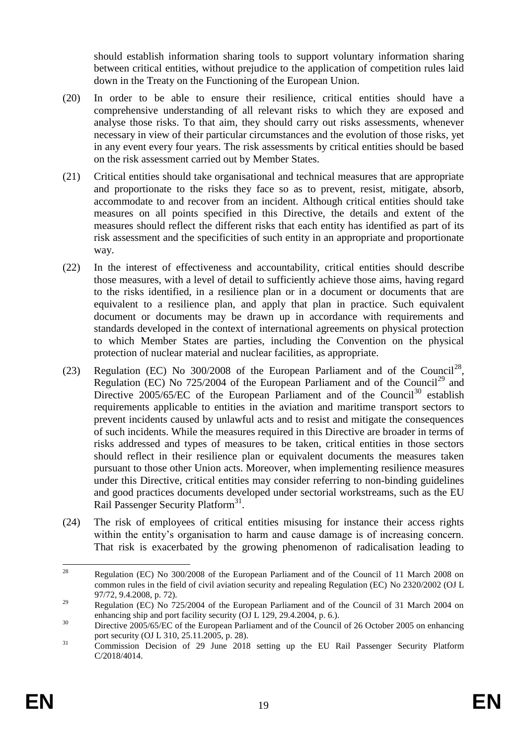should establish information sharing tools to support voluntary information sharing between critical entities, without prejudice to the application of competition rules laid down in the Treaty on the Functioning of the European Union.

(20) In order to be able to ensure their resilience, critical entities should have a comprehensive understanding of all relevant risks to which they are exposed and analyse those risks. To that aim, they should carry out risks assessments, whenever necessary in view of their particular circumstances and the evolution of those risks, yet in any event every four years. The risk assessments by critical entities should be based on the risk assessment carried out by Member States.

(21) Critical entities should take organisational and technical measures that are appropriate and proportionate to the risks they face so as to prevent, resist, mitigate, absorb, accommodate to and recover from an incident. Although critical entities should take measures on all points specified in this Directive, the details and extent of the measures should reflect the different risks that each entity has identified as part of its risk assessment and the specificities of such entity in an appropriate and proportionate way.

(22) In the interest of effectiveness and accountability, critical entities should describe those measures, with a level of detail to sufficiently achieve those aims, having regard to the risks identified, in a resilience plan or in a document or documents that are equivalent to a resilience plan, and apply that plan in practice. Such equivalent document or documents may be drawn up in accordance with requirements and standards developed in the context of international agreements on physical protection to which Member States are parties, including the Convention on the physical protection of nuclear material and nuclear facilities, as appropriate.

(23) Regulation (EC) No 300/2008 of the European Parliament and of the Council[28], Regulation (EC) No 725/2004 of the European Parliament and of the Council[29] and Directive 2005/65/EC of the European Parliament and of the Council[30] establish requirements applicable to entities in the aviation and maritime transport sectors to prevent incidents caused by unlawful acts and to resist and mitigate the consequences of such incidents. While the measures required in this Directive are broader in terms of risks addressed and types of measures to be taken, critical entities in those sectors should reflect in their resilience plan or equivalent documents the measures taken pursuant to those other Union acts. Moreover, when implementing resilience measures under this Directive, critical entities may consider referring to non-binding guidelines and good practices documents developed under sectorial workstreams, such as the EU Rail Passenger Security Platform[31].

(24) The risk of employees of critical entities misusing for instance their access rights within the entity's organisation to harm and cause damage is of increasing concern. That risk is exacerbated by the growing phenomenon of radicalisation leading to

---

[28] Regulation (EC) No 300/2008 of the European Parliament and of the Council of 11 March 2008 on common rules in the field of civil aviation security and repealing Regulation (EC) No 2320/2002 (OJ L 97/72, 9.4.2008, p. 72).

[29] Regulation (EC) No 725/2004 of the European Parliament and of the Council of 31 March 2004 on enhancing ship and port facility security (OJ L 129, 29.4.2004, p. 6.).

[30] Directive 2005/65/EC of the European Parliament and of the Council of 26 October 2005 on enhancing port security (OJ L 310, 25.11.2005, p. 28).

[31] Commission Decision of 29 June 2018 setting up the EU Rail Passenger Security Platform C/2018/4014.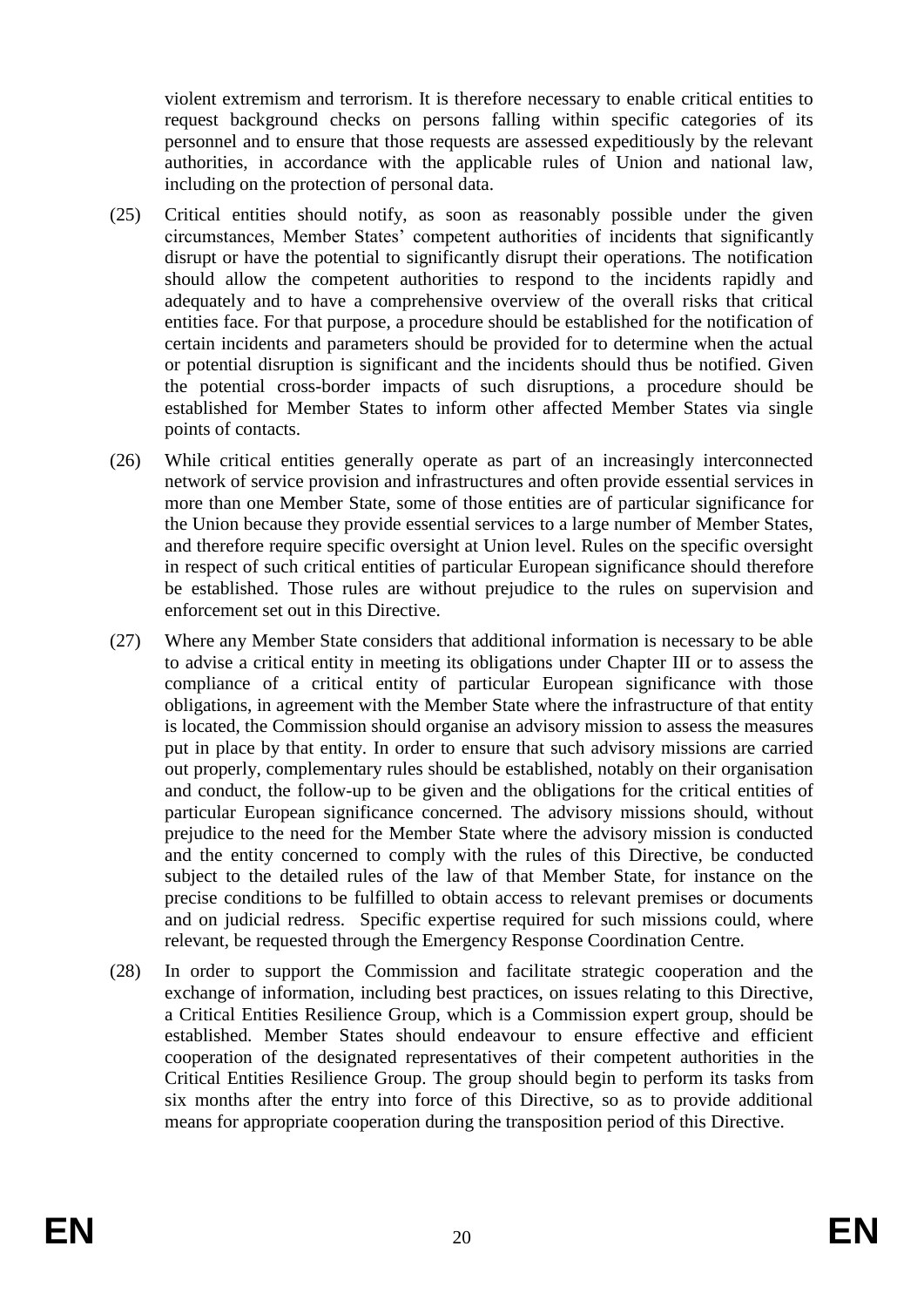violent extremism and terrorism. It is therefore necessary to enable critical entities to request background checks on persons falling within specific categories of its personnel and to ensure that those requests are assessed expeditiously by the relevant authorities, in accordance with the applicable rules of Union and national law, including on the protection of personal data.

(25) Critical entities should notify, as soon as reasonably possible under the given circumstances, Member States' competent authorities of incidents that significantly disrupt or have the potential to significantly disrupt their operations. The notification should allow the competent authorities to respond to the incidents rapidly and adequately and to have a comprehensive overview of the overall risks that critical entities face. For that purpose, a procedure should be established for the notification of certain incidents and parameters should be provided for to determine when the actual or potential disruption is significant and the incidents should thus be notified. Given the potential cross-border impacts of such disruptions, a procedure should be established for Member States to inform other affected Member States via single points of contacts.

(26) While critical entities generally operate as part of an increasingly interconnected network of service provision and infrastructures and often provide essential services in more than one Member State, some of those entities are of particular significance for the Union because they provide essential services to a large number of Member States, and therefore require specific oversight at Union level. Rules on the specific oversight in respect of such critical entities of particular European significance should therefore be established. Those rules are without prejudice to the rules on supervision and enforcement set out in this Directive.

(27) Where any Member State considers that additional information is necessary to be able to advise a critical entity in meeting its obligations under Chapter III or to assess the compliance of a critical entity of particular European significance with those obligations, in agreement with the Member State where the infrastructure of that entity is located, the Commission should organise an advisory mission to assess the measures put in place by that entity. In order to ensure that such advisory missions are carried out properly, complementary rules should be established, notably on their organisation and conduct, the follow-up to be given and the obligations for the critical entities of particular European significance concerned. The advisory missions should, without prejudice to the need for the Member State where the advisory mission is conducted and the entity concerned to comply with the rules of this Directive, be conducted subject to the detailed rules of the law of that Member State, for instance on the precise conditions to be fulfilled to obtain access to relevant premises or documents and on judicial redress. Specific expertise required for such missions could, where relevant, be requested through the Emergency Response Coordination Centre.

(28) In order to support the Commission and facilitate strategic cooperation and the exchange of information, including best practices, on issues relating to this Directive, a Critical Entities Resilience Group, which is a Commission expert group, should be established. Member States should endeavour to ensure effective and efficient cooperation of the designated representatives of their competent authorities in the Critical Entities Resilience Group. The group should begin to perform its tasks from six months after the entry into force of this Directive, so as to provide additional means for appropriate cooperation during the transposition period of this Directive.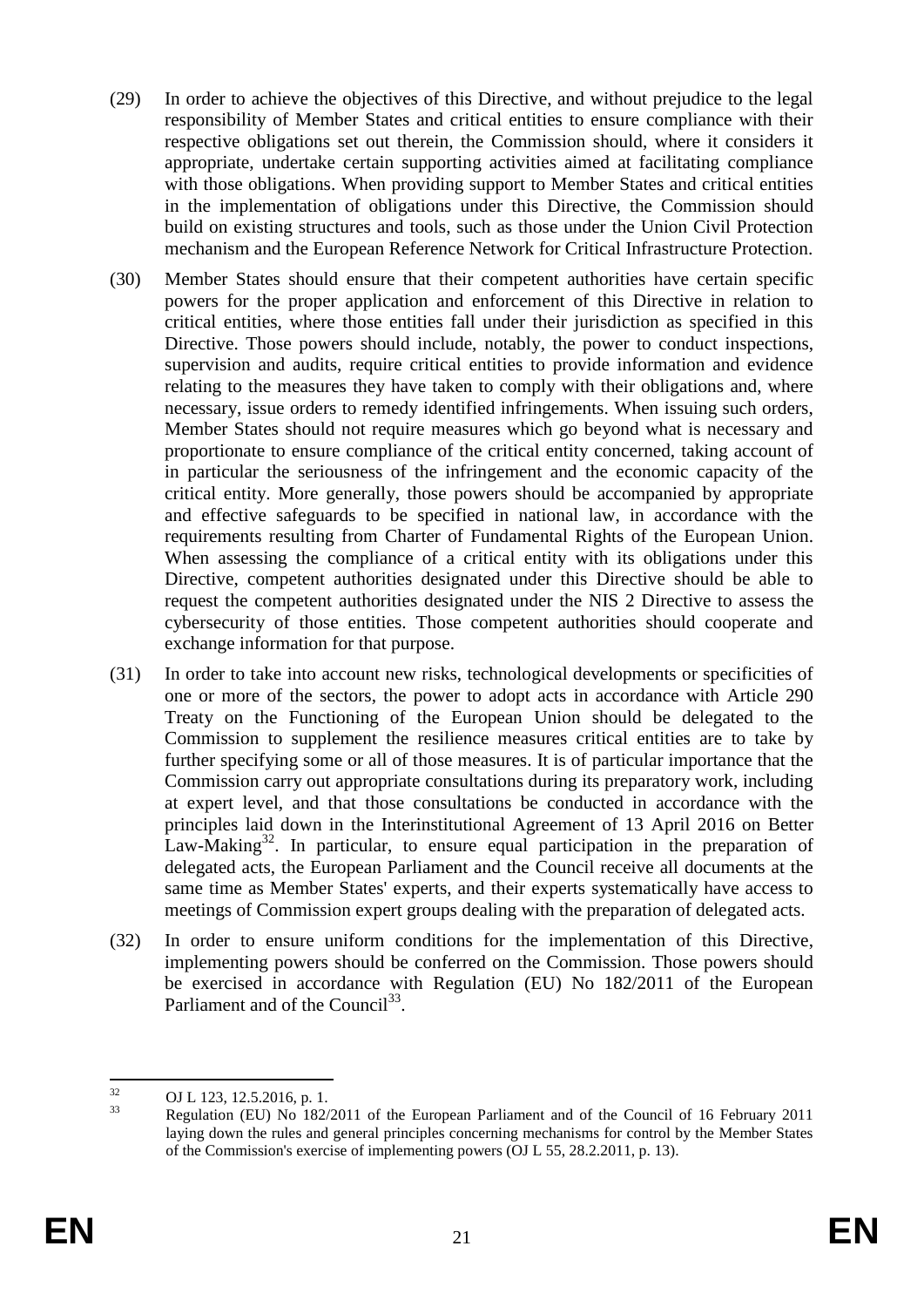(29) In order to achieve the objectives of this Directive, and without prejudice to the legal responsibility of Member States and critical entities to ensure compliance with their respective obligations set out therein, the Commission should, where it considers it appropriate, undertake certain supporting activities aimed at facilitating compliance with those obligations. When providing support to Member States and critical entities in the implementation of obligations under this Directive, the Commission should build on existing structures and tools, such as those under the Union Civil Protection mechanism and the European Reference Network for Critical Infrastructure Protection.

(30) Member States should ensure that their competent authorities have certain specific powers for the proper application and enforcement of this Directive in relation to critical entities, where those entities fall under their jurisdiction as specified in this Directive. Those powers should include, notably, the power to conduct inspections, supervision and audits, require critical entities to provide information and evidence relating to the measures they have taken to comply with their obligations and, where necessary, issue orders to remedy identified infringements. When issuing such orders, Member States should not require measures which go beyond what is necessary and proportionate to ensure compliance of the critical entity concerned, taking account of in particular the seriousness of the infringement and the economic capacity of the critical entity. More generally, those powers should be accompanied by appropriate and effective safeguards to be specified in national law, in accordance with the requirements resulting from Charter of Fundamental Rights of the European Union. When assessing the compliance of a critical entity with its obligations under this Directive, competent authorities designated under this Directive should be able to request the competent authorities designated under the NIS 2 Directive to assess the cybersecurity of those entities. Those competent authorities should cooperate and exchange information for that purpose.

(31) In order to take into account new risks, technological developments or specificities of one or more of the sectors, the power to adopt acts in accordance with Article 290 Treaty on the Functioning of the European Union should be delegated to the Commission to supplement the resilience measures critical entities are to take by further specifying some or all of those measures. It is of particular importance that the Commission carry out appropriate consultations during its preparatory work, including at expert level, and that those consultations be conducted in accordance with the principles laid down in the Interinstitutional Agreement of 13 April 2016 on Better Law-Making[32]. In particular, to ensure equal participation in the preparation of delegated acts, the European Parliament and the Council receive all documents at the same time as Member States' experts, and their experts systematically have access to meetings of Commission expert groups dealing with the preparation of delegated acts.

(32) In order to ensure uniform conditions for the implementation of this Directive, implementing powers should be conferred on the Commission. Those powers should be exercised in accordance with Regulation (EU) No 182/2011 of the European Parliament and of the Council[33].

---

[32] OJ L 123, 12.5.2016, p. 1.

[33] Regulation (EU) No 182/2011 of the European Parliament and of the Council of 16 February 2011 laying down the rules and general principles concerning mechanisms for control by the Member States of the Commission's exercise of implementing powers (OJ L 55, 28.2.2011, p. 13).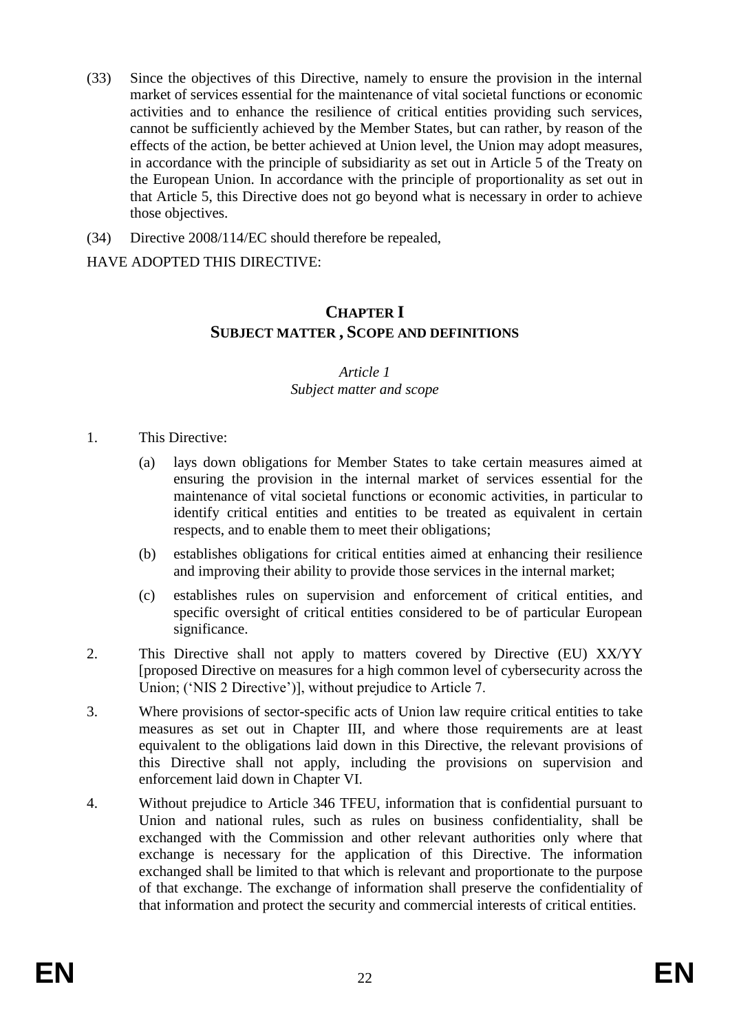(33) Since the objectives of this Directive, namely to ensure the provision in the internal market of services essential for the maintenance of vital societal functions or economic activities and to enhance the resilience of critical entities providing such services, cannot be sufficiently achieved by the Member States, but can rather, by reason of the effects of the action, be better achieved at Union level, the Union may adopt measures, in accordance with the principle of subsidiarity as set out in Article 5 of the Treaty on the European Union. In accordance with the principle of proportionality as set out in that Article 5, this Directive does not go beyond what is necessary in order to achieve those objectives.

(34) Directive 2008/114/EC should therefore be repealed,

HAVE ADOPTED THIS DIRECTIVE:

## CHAPTER I
## SUBJECT MATTER , SCOPE AND DEFINITIONS

*Article 1*
*Subject matter and scope*

1. This Directive:

   (a) lays down obligations for Member States to take certain measures aimed at ensuring the provision in the internal market of services essential for the maintenance of vital societal functions or economic activities, in particular to identify critical entities and entities to be treated as equivalent in certain respects, and to enable them to meet their obligations;

   (b) establishes obligations for critical entities aimed at enhancing their resilience and improving their ability to provide those services in the internal market;

   (c) establishes rules on supervision and enforcement of critical entities, and specific oversight of critical entities considered to be of particular European significance.

2. This Directive shall not apply to matters covered by Directive (EU) XX/YY [proposed Directive on measures for a high common level of cybersecurity across the Union; ('NIS 2 Directive')], without prejudice to Article 7.

3. Where provisions of sector-specific acts of Union law require critical entities to take measures as set out in Chapter III, and where those requirements are at least equivalent to the obligations laid down in this Directive, the relevant provisions of this Directive shall not apply, including the provisions on supervision and enforcement laid down in Chapter VI.

4. Without prejudice to Article 346 TFEU, information that is confidential pursuant to Union and national rules, such as rules on business confidentiality, shall be exchanged with the Commission and other relevant authorities only where that exchange is necessary for the application of this Directive. The information exchanged shall be limited to that which is relevant and proportionate to the purpose of that exchange. The exchange of information shall preserve the confidentiality of that information and protect the security and commercial interests of critical entities.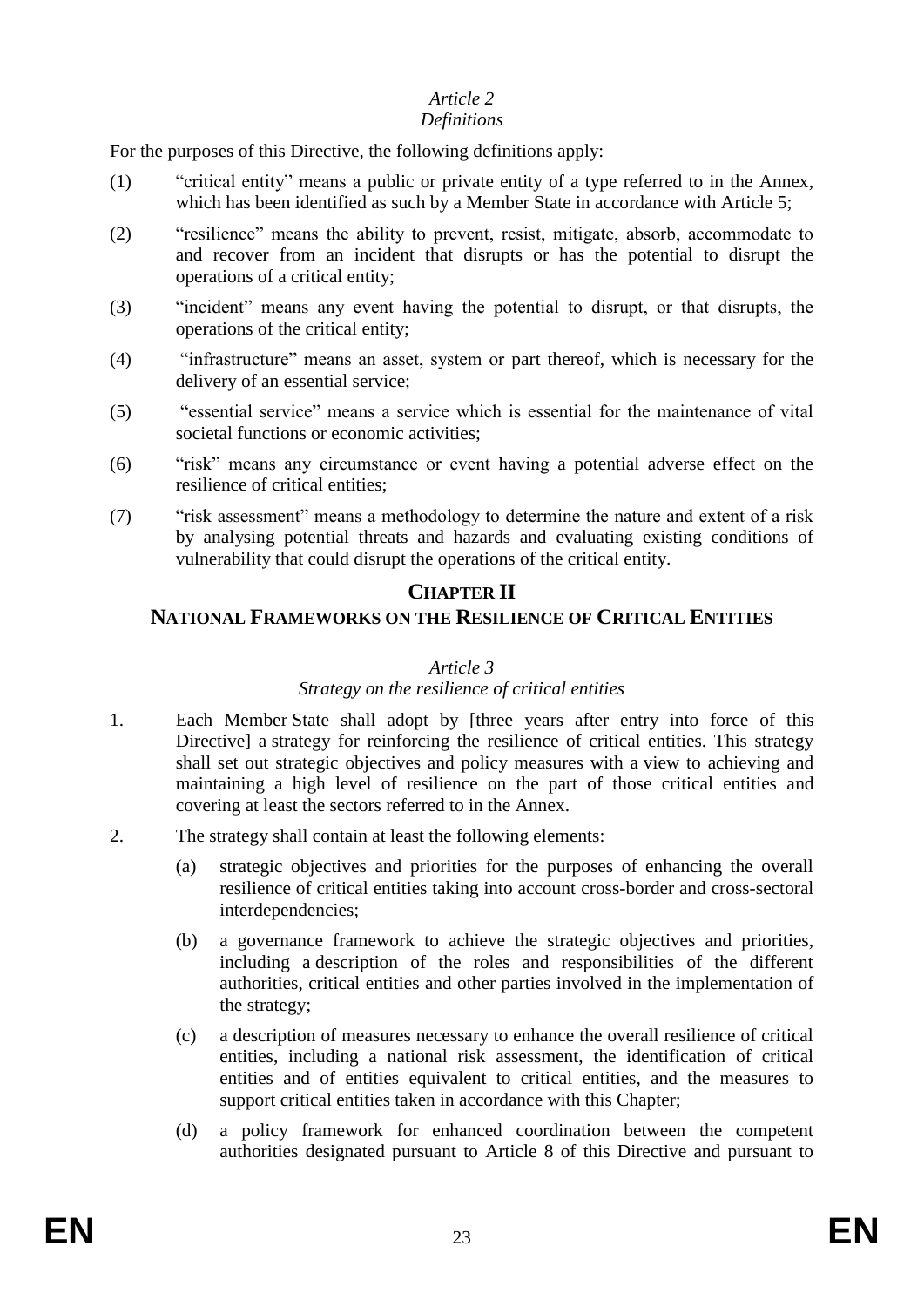*Article 2*
*Definitions*

For the purposes of this Directive, the following definitions apply:

(1) "critical entity" means a public or private entity of a type referred to in the Annex, which has been identified as such by a Member State in accordance with Article 5;

(2) "resilience" means the ability to prevent, resist, mitigate, absorb, accommodate to and recover from an incident that disrupts or has the potential to disrupt the operations of a critical entity;

(3) "incident" means any event having the potential to disrupt, or that disrupts, the operations of the critical entity;

(4) "infrastructure" means an asset, system or part thereof, which is necessary for the delivery of an essential service;

(5) "essential service" means a service which is essential for the maintenance of vital societal functions or economic activities;

(6) "risk" means any circumstance or event having a potential adverse effect on the resilience of critical entities;

(7) "risk assessment" means a methodology to determine the nature and extent of a risk by analysing potential threats and hazards and evaluating existing conditions of vulnerability that could disrupt the operations of the critical entity.

## CHAPTER II
## NATIONAL FRAMEWORKS ON THE RESILIENCE OF CRITICAL ENTITIES

*Article 3*
*Strategy on the resilience of critical entities*

1. Each Member State shall adopt by [three years after entry into force of this Directive] a strategy for reinforcing the resilience of critical entities. This strategy shall set out strategic objectives and policy measures with a view to achieving and maintaining a high level of resilience on the part of those critical entities and covering at least the sectors referred to in the Annex.

2. The strategy shall contain at least the following elements:

   (a) strategic objectives and priorities for the purposes of enhancing the overall resilience of critical entities taking into account cross-border and cross-sectoral interdependencies;

   (b) a governance framework to achieve the strategic objectives and priorities, including a description of the roles and responsibilities of the different authorities, critical entities and other parties involved in the implementation of the strategy;

   (c) a description of measures necessary to enhance the overall resilience of critical entities, including a national risk assessment, the identification of critical entities and of entities equivalent to critical entities, and the measures to support critical entities taken in accordance with this Chapter;

   (d) a policy framework for enhanced coordination between the competent authorities designated pursuant to Article 8 of this Directive and pursuant to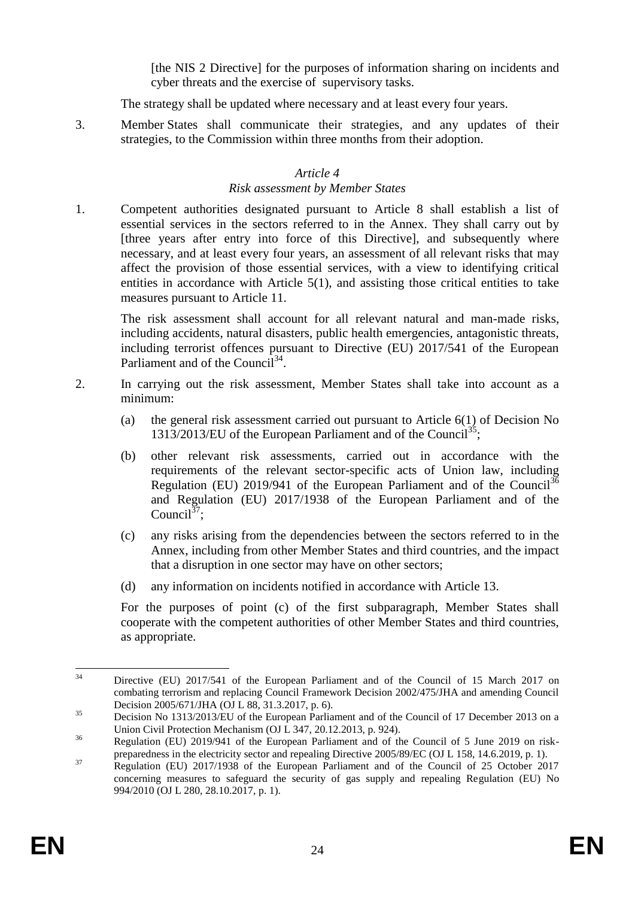[the NIS 2 Directive] for the purposes of information sharing on incidents and cyber threats and the exercise of supervisory tasks.

The strategy shall be updated where necessary and at least every four years.

3. Member States shall communicate their strategies, and any updates of their strategies, to the Commission within three months from their adoption.

*Article 4*

*Risk assessment by Member States*

1. Competent authorities designated pursuant to Article 8 shall establish a list of essential services in the sectors referred to in the Annex. They shall carry out by [three years after entry into force of this Directive], and subsequently where necessary, and at least every four years, an assessment of all relevant risks that may affect the provision of those essential services, with a view to identifying critical entities in accordance with Article 5(1), and assisting those critical entities to take measures pursuant to Article 11.

   The risk assessment shall account for all relevant natural and man-made risks, including accidents, natural disasters, public health emergencies, antagonistic threats, including terrorist offences pursuant to Directive (EU) 2017/541 of the European Parliament and of the Council[34].

2. In carrying out the risk assessment, Member States shall take into account as a minimum:

   (a) the general risk assessment carried out pursuant to Article 6(1) of Decision No 1313/2013/EU of the European Parliament and of the Council[35];

   (b) other relevant risk assessments, carried out in accordance with the requirements of the relevant sector-specific acts of Union law, including Regulation (EU) 2019/941 of the European Parliament and of the Council[36] and Regulation (EU) 2017/1938 of the European Parliament and of the Council[37];

   (c) any risks arising from the dependencies between the sectors referred to in the Annex, including from other Member States and third countries, and the impact that a disruption in one sector may have on other sectors;

   (d) any information on incidents notified in accordance with Article 13.

   For the purposes of point (c) of the first subparagraph, Member States shall cooperate with the competent authorities of other Member States and third countries, as appropriate.

---

[34] Directive (EU) 2017/541 of the European Parliament and of the Council of 15 March 2017 on combating terrorism and replacing Council Framework Decision 2002/475/JHA and amending Council Decision 2005/671/JHA (OJ L 88, 31.3.2017, p. 6).

[35] Decision No 1313/2013/EU of the European Parliament and of the Council of 17 December 2013 on a Union Civil Protection Mechanism (OJ L 347, 20.12.2013, p. 924).

[36] Regulation (EU) 2019/941 of the European Parliament and of the Council of 5 June 2019 on risk-preparedness in the electricity sector and repealing Directive 2005/89/EC (OJ L 158, 14.6.2019, p. 1).

[37] Regulation (EU) 2017/1938 of the European Parliament and of the Council of 25 October 2017 concerning measures to safeguard the security of gas supply and repealing Regulation (EU) No 994/2010 (OJ L 280, 28.10.2017, p. 1).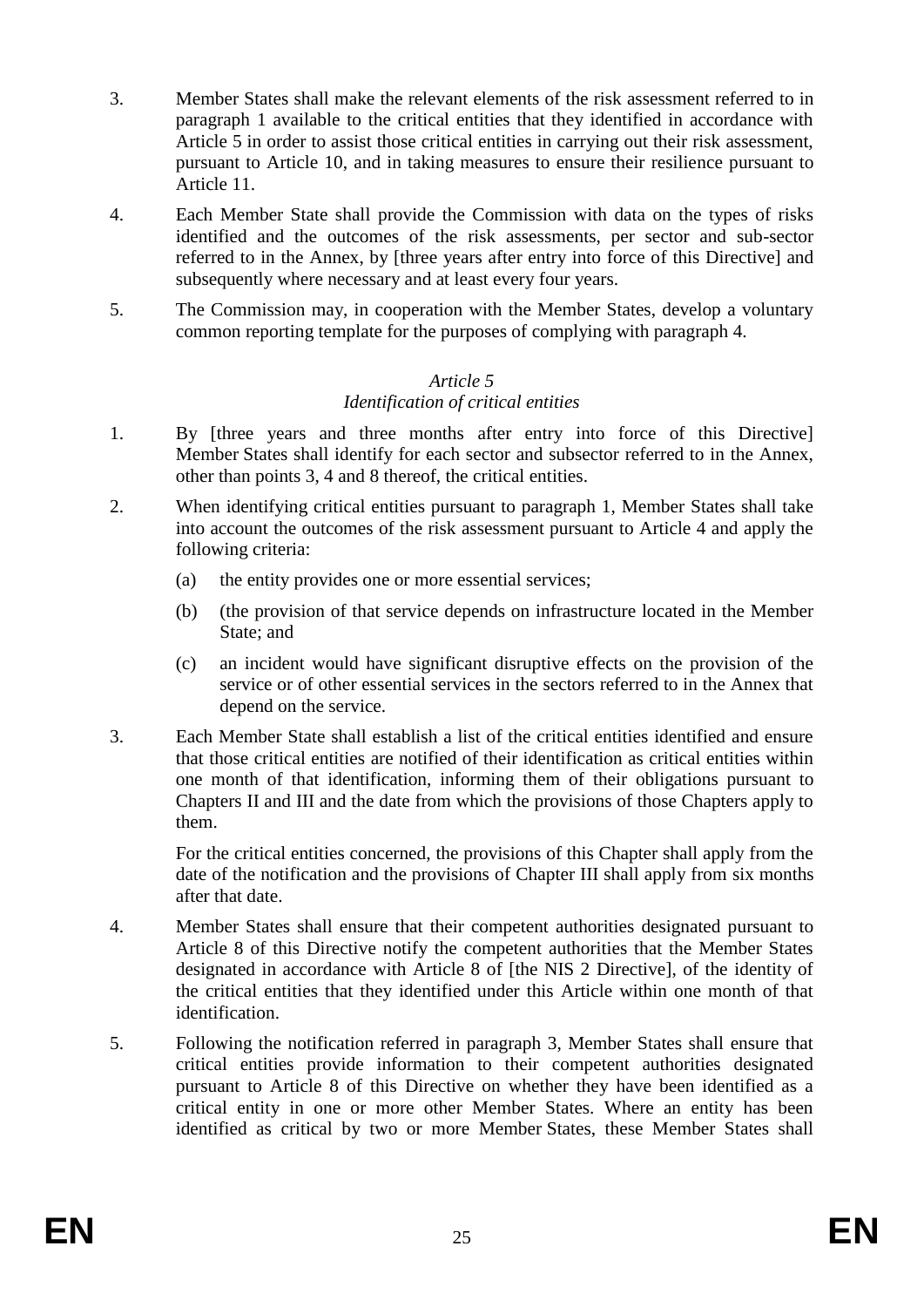3. Member States shall make the relevant elements of the risk assessment referred to in paragraph 1 available to the critical entities that they identified in accordance with Article 5 in order to assist those critical entities in carrying out their risk assessment, pursuant to Article 10, and in taking measures to ensure their resilience pursuant to Article 11.

4. Each Member State shall provide the Commission with data on the types of risks identified and the outcomes of the risk assessments, per sector and sub-sector referred to in the Annex, by [three years after entry into force of this Directive] and subsequently where necessary and at least every four years.

5. The Commission may, in cooperation with the Member States, develop a voluntary common reporting template for the purposes of complying with paragraph 4.

*Article 5*

*Identification of critical entities*

1. By [three years and three months after entry into force of this Directive] Member States shall identify for each sector and subsector referred to in the Annex, other than points 3, 4 and 8 thereof, the critical entities.

2. When identifying critical entities pursuant to paragraph 1, Member States shall take into account the outcomes of the risk assessment pursuant to Article 4 and apply the following criteria:

   (a) the entity provides one or more essential services;

   (b) (the provision of that service depends on infrastructure located in the Member State; and

   (c) an incident would have significant disruptive effects on the provision of the service or of other essential services in the sectors referred to in the Annex that depend on the service.

3. Each Member State shall establish a list of the critical entities identified and ensure that those critical entities are notified of their identification as critical entities within one month of that identification, informing them of their obligations pursuant to Chapters II and III and the date from which the provisions of those Chapters apply to them.

   For the critical entities concerned, the provisions of this Chapter shall apply from the date of the notification and the provisions of Chapter III shall apply from six months after that date.

4. Member States shall ensure that their competent authorities designated pursuant to Article 8 of this Directive notify the competent authorities that the Member States designated in accordance with Article 8 of [the NIS 2 Directive], of the identity of the critical entities that they identified under this Article within one month of that identification.

5. Following the notification referred in paragraph 3, Member States shall ensure that critical entities provide information to their competent authorities designated pursuant to Article 8 of this Directive on whether they have been identified as a critical entity in one or more other Member States. Where an entity has been identified as critical by two or more Member States, these Member States shall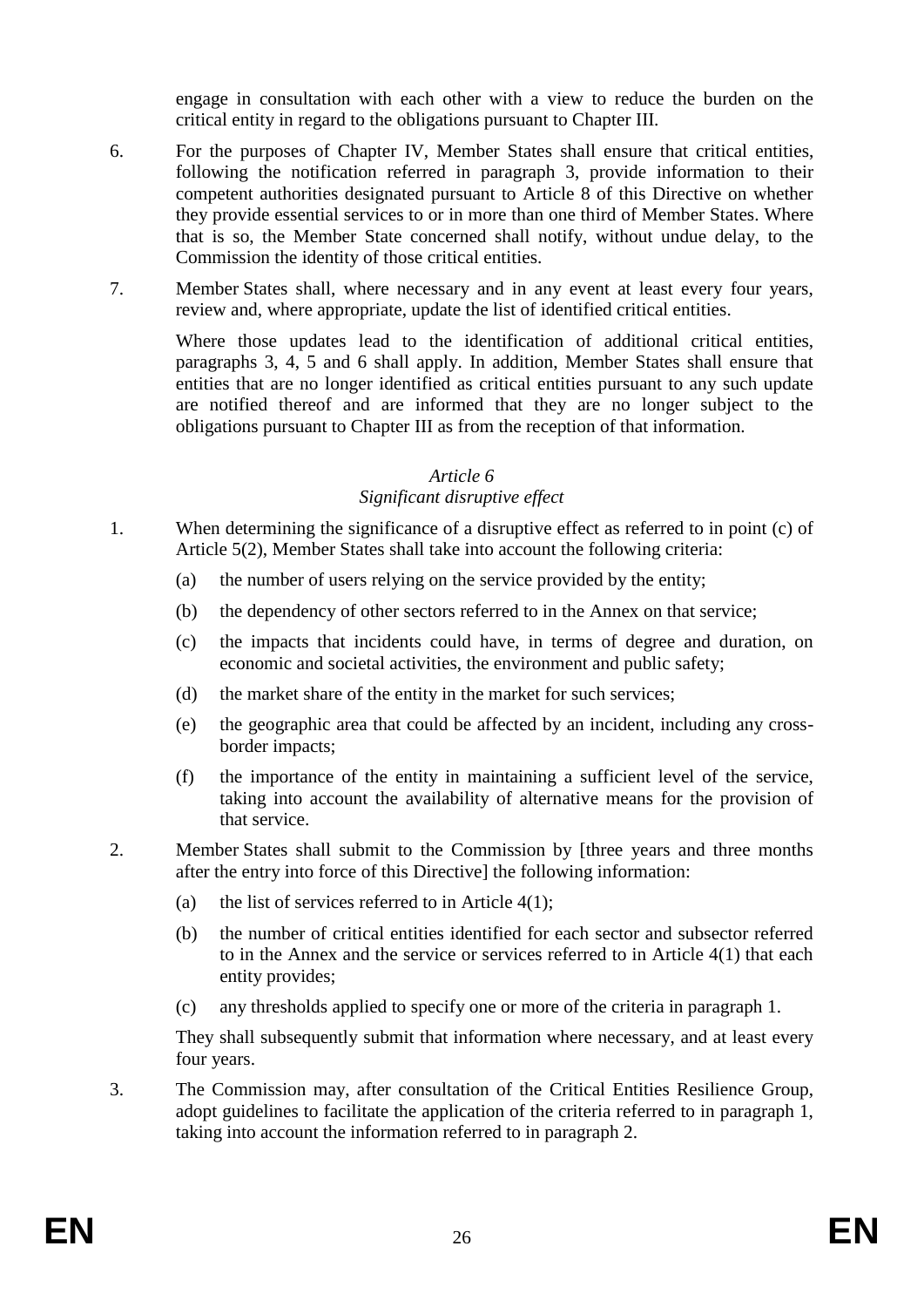engage in consultation with each other with a view to reduce the burden on the critical entity in regard to the obligations pursuant to Chapter III.

6. For the purposes of Chapter IV, Member States shall ensure that critical entities, following the notification referred in paragraph 3, provide information to their competent authorities designated pursuant to Article 8 of this Directive on whether they provide essential services to or in more than one third of Member States. Where that is so, the Member State concerned shall notify, without undue delay, to the Commission the identity of those critical entities.

7. Member States shall, where necessary and in any event at least every four years, review and, where appropriate, update the list of identified critical entities.

   Where those updates lead to the identification of additional critical entities, paragraphs 3, 4, 5 and 6 shall apply. In addition, Member States shall ensure that entities that are no longer identified as critical entities pursuant to any such update are notified thereof and are informed that they are no longer subject to the obligations pursuant to Chapter III as from the reception of that information.

*Article 6*
*Significant disruptive effect*

1. When determining the significance of a disruptive effect as referred to in point (c) of Article 5(2), Member States shall take into account the following criteria:
   (a) the number of users relying on the service provided by the entity;
   (b) the dependency of other sectors referred to in the Annex on that service;
   (c) the impacts that incidents could have, in terms of degree and duration, on economic and societal activities, the environment and public safety;
   (d) the market share of the entity in the market for such services;
   (e) the geographic area that could be affected by an incident, including any cross-border impacts;
   (f) the importance of the entity in maintaining a sufficient level of the service, taking into account the availability of alternative means for the provision of that service.

2. Member States shall submit to the Commission by [three years and three months after the entry into force of this Directive] the following information:
   (a) the list of services referred to in Article 4(1);
   (b) the number of critical entities identified for each sector and subsector referred to in the Annex and the service or services referred to in Article 4(1) that each entity provides;
   (c) any thresholds applied to specify one or more of the criteria in paragraph 1.

   They shall subsequently submit that information where necessary, and at least every four years.

3. The Commission may, after consultation of the Critical Entities Resilience Group, adopt guidelines to facilitate the application of the criteria referred to in paragraph 1, taking into account the information referred to in paragraph 2.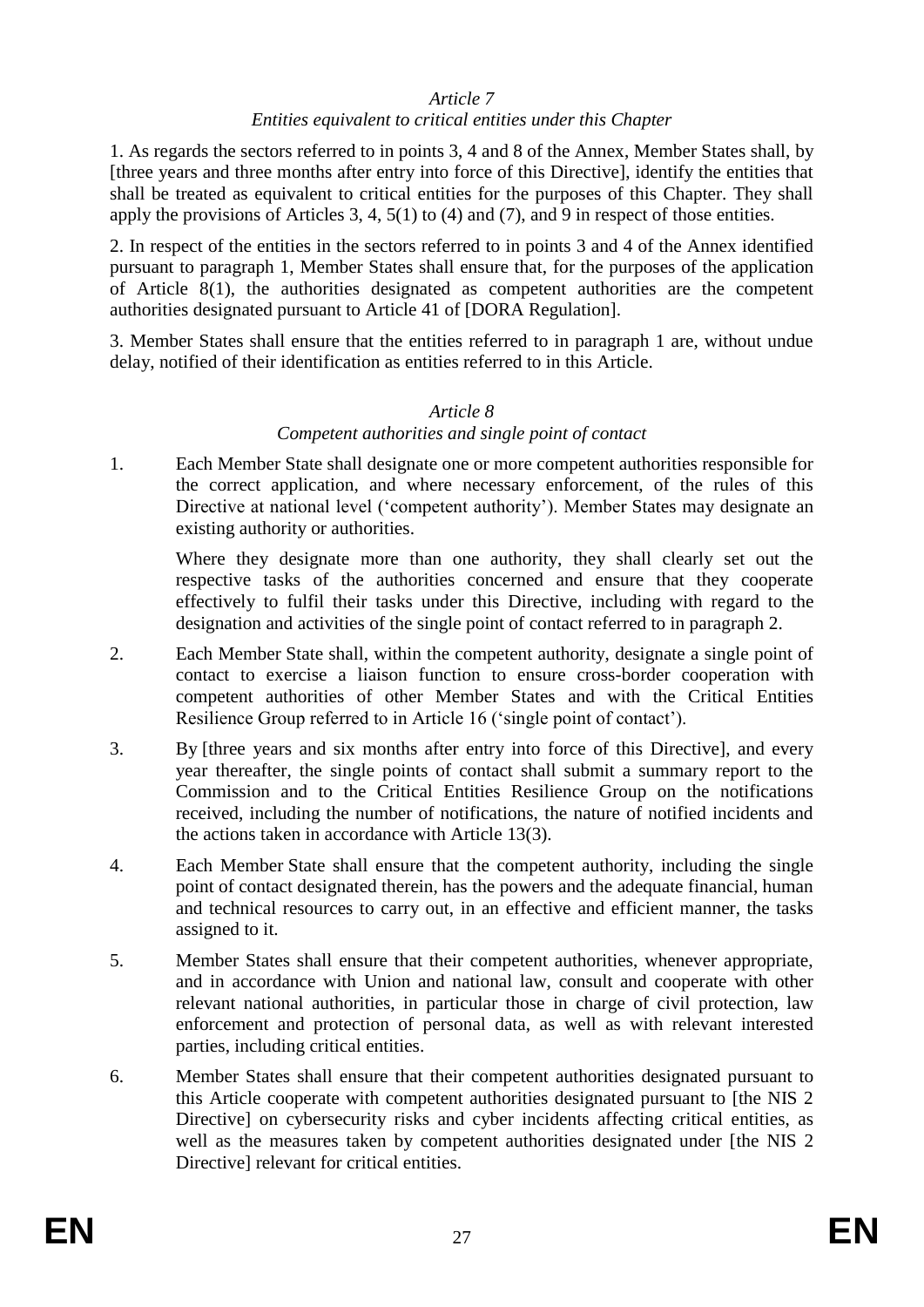*Article 7*

*Entities equivalent to critical entities under this Chapter*

1. As regards the sectors referred to in points 3, 4 and 8 of the Annex, Member States shall, by [three years and three months after entry into force of this Directive], identify the entities that shall be treated as equivalent to critical entities for the purposes of this Chapter. They shall apply the provisions of Articles 3, 4, 5(1) to (4) and (7), and 9 in respect of those entities.

2. In respect of the entities in the sectors referred to in points 3 and 4 of the Annex identified pursuant to paragraph 1, Member States shall ensure that, for the purposes of the application of Article 8(1), the authorities designated as competent authorities are the competent authorities designated pursuant to Article 41 of [DORA Regulation].

3. Member States shall ensure that the entities referred to in paragraph 1 are, without undue delay, notified of their identification as entities referred to in this Article.

*Article 8*

*Competent authorities and single point of contact*

1. Each Member State shall designate one or more competent authorities responsible for the correct application, and where necessary enforcement, of the rules of this Directive at national level ('competent authority'). Member States may designate an existing authority or authorities.

   Where they designate more than one authority, they shall clearly set out the respective tasks of the authorities concerned and ensure that they cooperate effectively to fulfil their tasks under this Directive, including with regard to the designation and activities of the single point of contact referred to in paragraph 2.

2. Each Member State shall, within the competent authority, designate a single point of contact to exercise a liaison function to ensure cross-border cooperation with competent authorities of other Member States and with the Critical Entities Resilience Group referred to in Article 16 ('single point of contact').

3. By [three years and six months after entry into force of this Directive], and every year thereafter, the single points of contact shall submit a summary report to the Commission and to the Critical Entities Resilience Group on the notifications received, including the number of notifications, the nature of notified incidents and the actions taken in accordance with Article 13(3).

4. Each Member State shall ensure that the competent authority, including the single point of contact designated therein, has the powers and the adequate financial, human and technical resources to carry out, in an effective and efficient manner, the tasks assigned to it.

5. Member States shall ensure that their competent authorities, whenever appropriate, and in accordance with Union and national law, consult and cooperate with other relevant national authorities, in particular those in charge of civil protection, law enforcement and protection of personal data, as well as with relevant interested parties, including critical entities.

6. Member States shall ensure that their competent authorities designated pursuant to this Article cooperate with competent authorities designated pursuant to [the NIS 2 Directive] on cybersecurity risks and cyber incidents affecting critical entities, as well as the measures taken by competent authorities designated under [the NIS 2 Directive] relevant for critical entities.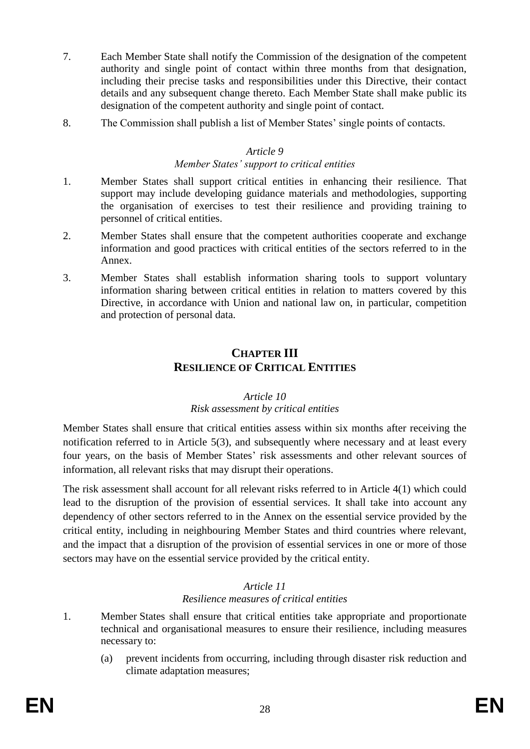7. Each Member State shall notify the Commission of the designation of the competent authority and single point of contact within three months from that designation, including their precise tasks and responsibilities under this Directive, their contact details and any subsequent change thereto. Each Member State shall make public its designation of the competent authority and single point of contact.

8. The Commission shall publish a list of Member States' single points of contacts.

*Article 9*
*Member States' support to critical entities*

1. Member States shall support critical entities in enhancing their resilience. That support may include developing guidance materials and methodologies, supporting the organisation of exercises to test their resilience and providing training to personnel of critical entities.

2. Member States shall ensure that the competent authorities cooperate and exchange information and good practices with critical entities of the sectors referred to in the Annex.

3. Member States shall establish information sharing tools to support voluntary information sharing between critical entities in relation to matters covered by this Directive, in accordance with Union and national law on, in particular, competition and protection of personal data.

## CHAPTER III
## RESILIENCE OF CRITICAL ENTITIES

*Article 10*
*Risk assessment by critical entities*

Member States shall ensure that critical entities assess within six months after receiving the notification referred to in Article 5(3), and subsequently where necessary and at least every four years, on the basis of Member States' risk assessments and other relevant sources of information, all relevant risks that may disrupt their operations.

The risk assessment shall account for all relevant risks referred to in Article 4(1) which could lead to the disruption of the provision of essential services. It shall take into account any dependency of other sectors referred to in the Annex on the essential service provided by the critical entity, including in neighbouring Member States and third countries where relevant, and the impact that a disruption of the provision of essential services in one or more of those sectors may have on the essential service provided by the critical entity.

*Article 11*
*Resilience measures of critical entities*

1. Member States shall ensure that critical entities take appropriate and proportionate technical and organisational measures to ensure their resilience, including measures necessary to:

   (a) prevent incidents from occurring, including through disaster risk reduction and climate adaptation measures;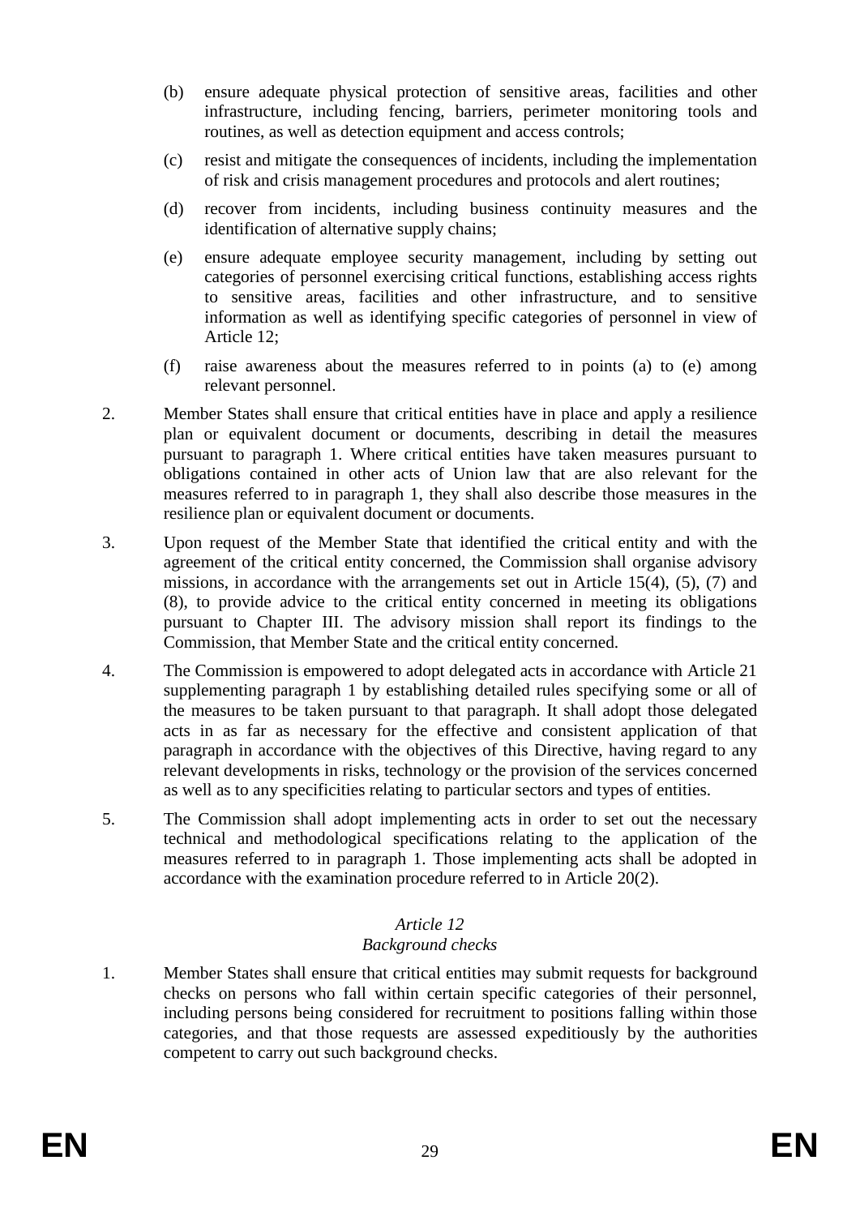(b) ensure adequate physical protection of sensitive areas, facilities and other infrastructure, including fencing, barriers, perimeter monitoring tools and routines, as well as detection equipment and access controls;

(c) resist and mitigate the consequences of incidents, including the implementation of risk and crisis management procedures and protocols and alert routines;

(d) recover from incidents, including business continuity measures and the identification of alternative supply chains;

(e) ensure adequate employee security management, including by setting out categories of personnel exercising critical functions, establishing access rights to sensitive areas, facilities and other infrastructure, and to sensitive information as well as identifying specific categories of personnel in view of Article 12;

(f) raise awareness about the measures referred to in points (a) to (e) among relevant personnel.

2. Member States shall ensure that critical entities have in place and apply a resilience plan or equivalent document or documents, describing in detail the measures pursuant to paragraph 1. Where critical entities have taken measures pursuant to obligations contained in other acts of Union law that are also relevant for the measures referred to in paragraph 1, they shall also describe those measures in the resilience plan or equivalent document or documents.

3. Upon request of the Member State that identified the critical entity and with the agreement of the critical entity concerned, the Commission shall organise advisory missions, in accordance with the arrangements set out in Article 15(4), (5), (7) and (8), to provide advice to the critical entity concerned in meeting its obligations pursuant to Chapter III. The advisory mission shall report its findings to the Commission, that Member State and the critical entity concerned.

4. The Commission is empowered to adopt delegated acts in accordance with Article 21 supplementing paragraph 1 by establishing detailed rules specifying some or all of the measures to be taken pursuant to that paragraph. It shall adopt those delegated acts in as far as necessary for the effective and consistent application of that paragraph in accordance with the objectives of this Directive, having regard to any relevant developments in risks, technology or the provision of the services concerned as well as to any specificities relating to particular sectors and types of entities.

5. The Commission shall adopt implementing acts in order to set out the necessary technical and methodological specifications relating to the application of the measures referred to in paragraph 1. Those implementing acts shall be adopted in accordance with the examination procedure referred to in Article 20(2).

*Article 12*
*Background checks*

1. Member States shall ensure that critical entities may submit requests for background checks on persons who fall within certain specific categories of their personnel, including persons being considered for recruitment to positions falling within those categories, and that those requests are assessed expeditiously by the authorities competent to carry out such background checks.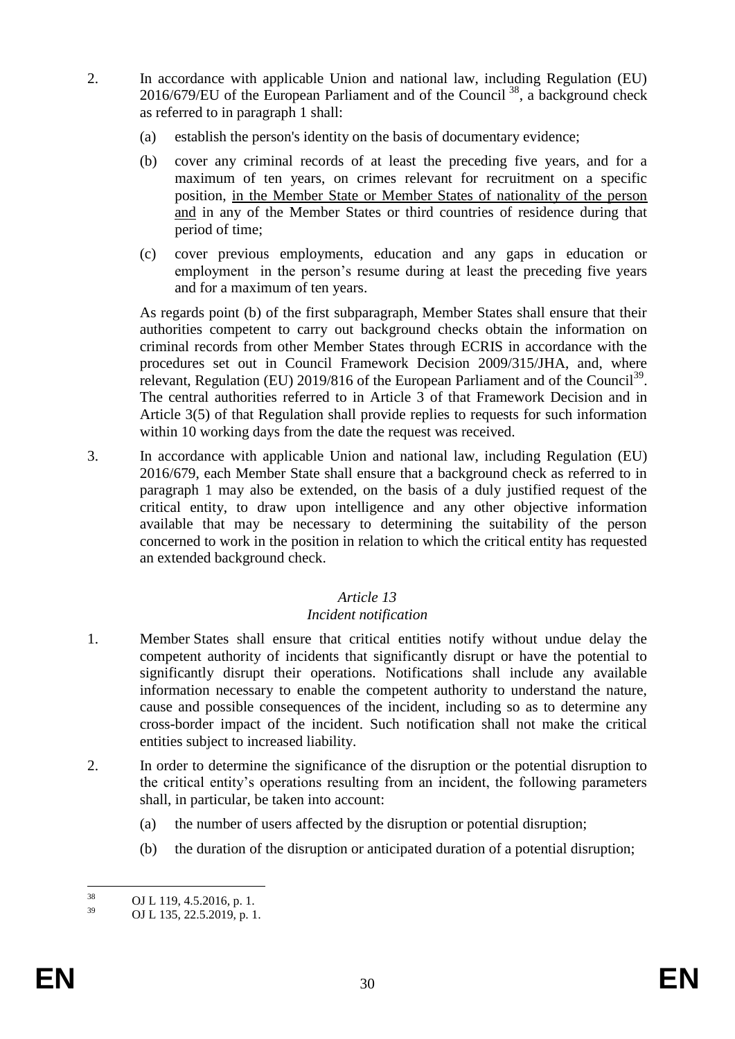2. In accordance with applicable Union and national law, including Regulation (EU) 2016/679/EU of the European Parliament and of the Council [38], a background check as referred to in paragraph 1 shall:

   (a) establish the person's identity on the basis of documentary evidence;

   (b) cover any criminal records of at least the preceding five years, and for a maximum of ten years, on crimes relevant for recruitment on a specific position, <u>in the Member State or Member States of nationality of the person and</u> in any of the Member States or third countries of residence during that period of time;

   (c) cover previous employments, education and any gaps in education or employment in the person's resume during at least the preceding five years and for a maximum of ten years.

   As regards point (b) of the first subparagraph, Member States shall ensure that their authorities competent to carry out background checks obtain the information on criminal records from other Member States through ECRIS in accordance with the procedures set out in Council Framework Decision 2009/315/JHA, and, where relevant, Regulation (EU) 2019/816 of the European Parliament and of the Council[39]. The central authorities referred to in Article 3 of that Framework Decision and in Article 3(5) of that Regulation shall provide replies to requests for such information within 10 working days from the date the request was received.

3. In accordance with applicable Union and national law, including Regulation (EU) 2016/679, each Member State shall ensure that a background check as referred to in paragraph 1 may also be extended, on the basis of a duly justified request of the critical entity, to draw upon intelligence and any other objective information available that may be necessary to determining the suitability of the person concerned to work in the position in relation to which the critical entity has requested an extended background check.

*Article 13*

*Incident notification*

1. Member States shall ensure that critical entities notify without undue delay the competent authority of incidents that significantly disrupt or have the potential to significantly disrupt their operations. Notifications shall include any available information necessary to enable the competent authority to understand the nature, cause and possible consequences of the incident, including so as to determine any cross-border impact of the incident. Such notification shall not make the critical entities subject to increased liability.

2. In order to determine the significance of the disruption or the potential disruption to the critical entity's operations resulting from an incident, the following parameters shall, in particular, be taken into account:

   (a) the number of users affected by the disruption or potential disruption;

   (b) the duration of the disruption or anticipated duration of a potential disruption;

---

[38] OJ L 119, 4.5.2016, p. 1.

[39] OJ L 135, 22.5.2019, p. 1.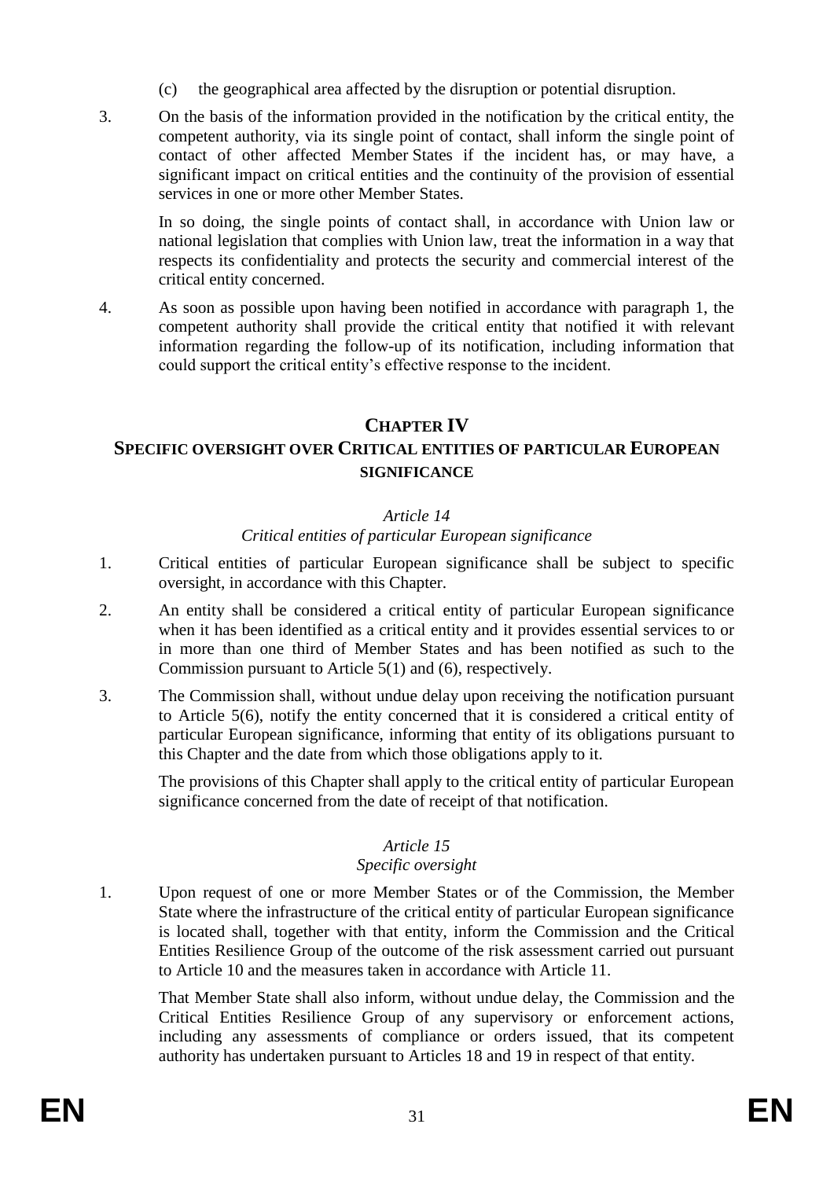(c) the geographical area affected by the disruption or potential disruption.

3. On the basis of the information provided in the notification by the critical entity, the competent authority, via its single point of contact, shall inform the single point of contact of other affected Member States if the incident has, or may have, a significant impact on critical entities and the continuity of the provision of essential services in one or more other Member States.

   In so doing, the single points of contact shall, in accordance with Union law or national legislation that complies with Union law, treat the information in a way that respects its confidentiality and protects the security and commercial interest of the critical entity concerned.

4. As soon as possible upon having been notified in accordance with paragraph 1, the competent authority shall provide the critical entity that notified it with relevant information regarding the follow-up of its notification, including information that could support the critical entity's effective response to the incident.

## CHAPTER IV
## SPECIFIC OVERSIGHT OVER CRITICAL ENTITIES OF PARTICULAR EUROPEAN SIGNIFICANCE

### *Article 14*
### *Critical entities of particular European significance*

1. Critical entities of particular European significance shall be subject to specific oversight, in accordance with this Chapter.

2. An entity shall be considered a critical entity of particular European significance when it has been identified as a critical entity and it provides essential services to or in more than one third of Member States and has been notified as such to the Commission pursuant to Article 5(1) and (6), respectively.

3. The Commission shall, without undue delay upon receiving the notification pursuant to Article 5(6), notify the entity concerned that it is considered a critical entity of particular European significance, informing that entity of its obligations pursuant to this Chapter and the date from which those obligations apply to it.

   The provisions of this Chapter shall apply to the critical entity of particular European significance concerned from the date of receipt of that notification.

### *Article 15*
### *Specific oversight*

1. Upon request of one or more Member States or of the Commission, the Member State where the infrastructure of the critical entity of particular European significance is located shall, together with that entity, inform the Commission and the Critical Entities Resilience Group of the outcome of the risk assessment carried out pursuant to Article 10 and the measures taken in accordance with Article 11.

   That Member State shall also inform, without undue delay, the Commission and the Critical Entities Resilience Group of any supervisory or enforcement actions, including any assessments of compliance or orders issued, that its competent authority has undertaken pursuant to Articles 18 and 19 in respect of that entity.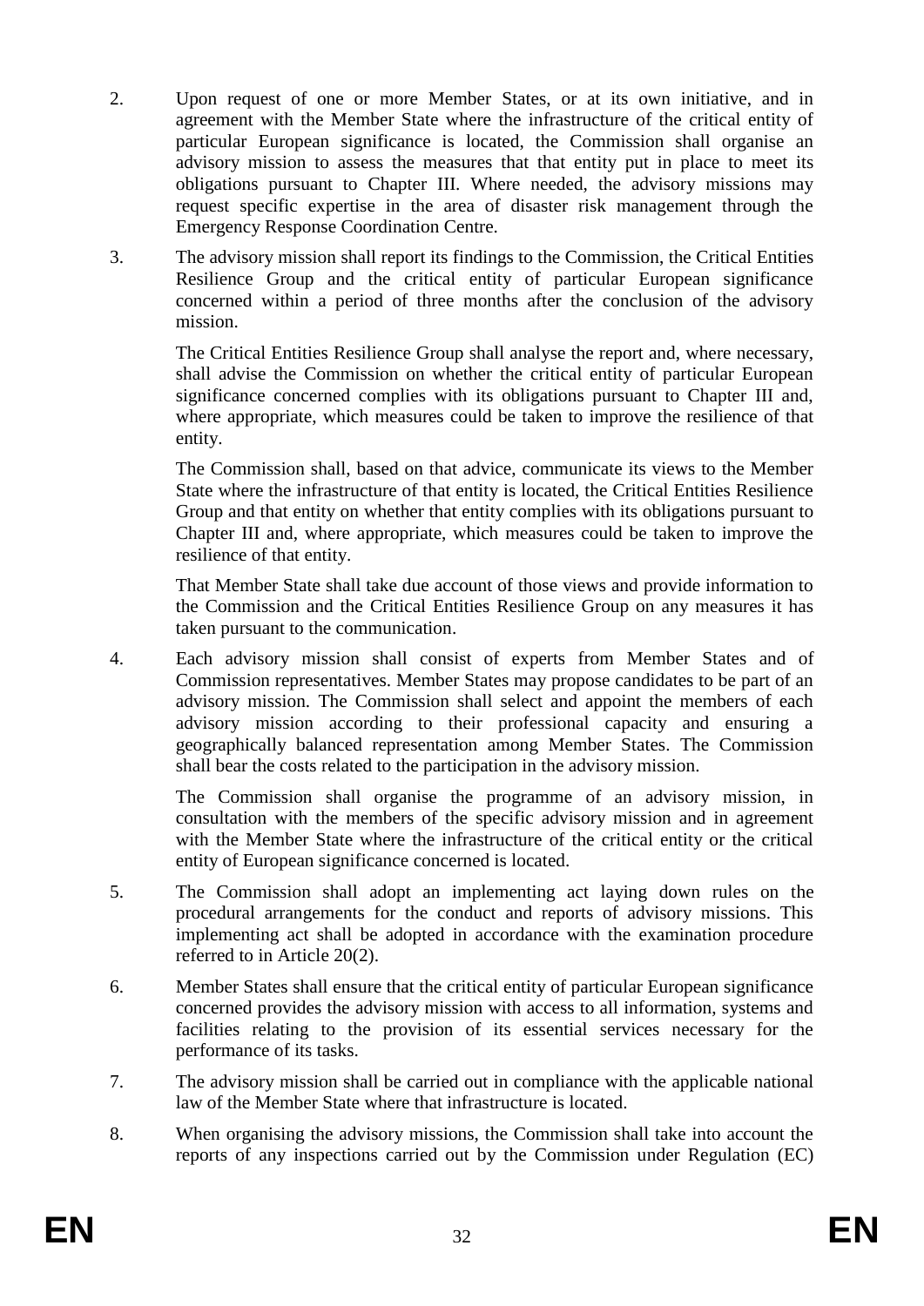2. Upon request of one or more Member States, or at its own initiative, and in agreement with the Member State where the infrastructure of the critical entity of particular European significance is located, the Commission shall organise an advisory mission to assess the measures that that entity put in place to meet its obligations pursuant to Chapter III. Where needed, the advisory missions may request specific expertise in the area of disaster risk management through the Emergency Response Coordination Centre.

3. The advisory mission shall report its findings to the Commission, the Critical Entities Resilience Group and the critical entity of particular European significance concerned within a period of three months after the conclusion of the advisory mission.

   The Critical Entities Resilience Group shall analyse the report and, where necessary, shall advise the Commission on whether the critical entity of particular European significance concerned complies with its obligations pursuant to Chapter III and, where appropriate, which measures could be taken to improve the resilience of that entity.

   The Commission shall, based on that advice, communicate its views to the Member State where the infrastructure of that entity is located, the Critical Entities Resilience Group and that entity on whether that entity complies with its obligations pursuant to Chapter III and, where appropriate, which measures could be taken to improve the resilience of that entity.

   That Member State shall take due account of those views and provide information to the Commission and the Critical Entities Resilience Group on any measures it has taken pursuant to the communication.

4. Each advisory mission shall consist of experts from Member States and of Commission representatives. Member States may propose candidates to be part of an advisory mission. The Commission shall select and appoint the members of each advisory mission according to their professional capacity and ensuring a geographically balanced representation among Member States. The Commission shall bear the costs related to the participation in the advisory mission.

   The Commission shall organise the programme of an advisory mission, in consultation with the members of the specific advisory mission and in agreement with the Member State where the infrastructure of the critical entity or the critical entity of European significance concerned is located.

5. The Commission shall adopt an implementing act laying down rules on the procedural arrangements for the conduct and reports of advisory missions. This implementing act shall be adopted in accordance with the examination procedure referred to in Article 20(2).

6. Member States shall ensure that the critical entity of particular European significance concerned provides the advisory mission with access to all information, systems and facilities relating to the provision of its essential services necessary for the performance of its tasks.

7. The advisory mission shall be carried out in compliance with the applicable national law of the Member State where that infrastructure is located.

8. When organising the advisory missions, the Commission shall take into account the reports of any inspections carried out by the Commission under Regulation (EC)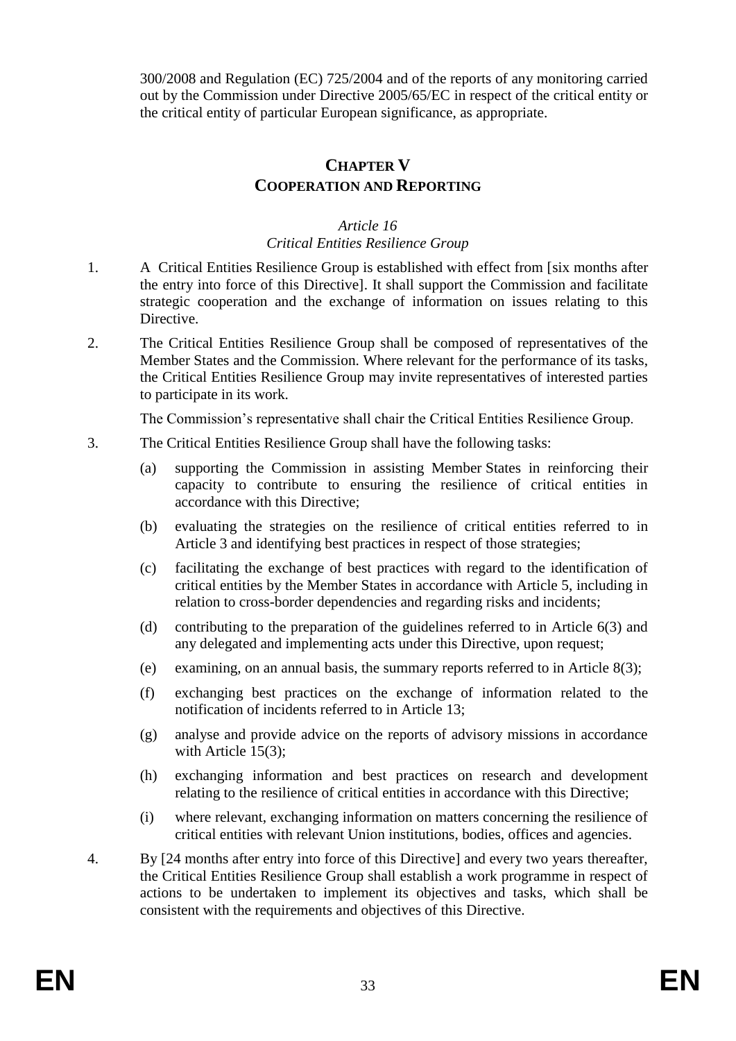300/2008 and Regulation (EC) 725/2004 and of the reports of any monitoring carried out by the Commission under Directive 2005/65/EC in respect of the critical entity or the critical entity of particular European significance, as appropriate.

## CHAPTER V
## COOPERATION AND REPORTING

### *Article 16*
### *Critical Entities Resilience Group*

1. A Critical Entities Resilience Group is established with effect from [six months after the entry into force of this Directive]. It shall support the Commission and facilitate strategic cooperation and the exchange of information on issues relating to this Directive.

2. The Critical Entities Resilience Group shall be composed of representatives of the Member States and the Commission. Where relevant for the performance of its tasks, the Critical Entities Resilience Group may invite representatives of interested parties to participate in its work.

   The Commission's representative shall chair the Critical Entities Resilience Group.

3. The Critical Entities Resilience Group shall have the following tasks:

   (a) supporting the Commission in assisting Member States in reinforcing their capacity to contribute to ensuring the resilience of critical entities in accordance with this Directive;

   (b) evaluating the strategies on the resilience of critical entities referred to in Article 3 and identifying best practices in respect of those strategies;

   (c) facilitating the exchange of best practices with regard to the identification of critical entities by the Member States in accordance with Article 5, including in relation to cross-border dependencies and regarding risks and incidents;

   (d) contributing to the preparation of the guidelines referred to in Article 6(3) and any delegated and implementing acts under this Directive, upon request;

   (e) examining, on an annual basis, the summary reports referred to in Article 8(3);

   (f) exchanging best practices on the exchange of information related to the notification of incidents referred to in Article 13;

   (g) analyse and provide advice on the reports of advisory missions in accordance with Article 15(3);

   (h) exchanging information and best practices on research and development relating to the resilience of critical entities in accordance with this Directive;

   (i) where relevant, exchanging information on matters concerning the resilience of critical entities with relevant Union institutions, bodies, offices and agencies.

4. By [24 months after entry into force of this Directive] and every two years thereafter, the Critical Entities Resilience Group shall establish a work programme in respect of actions to be undertaken to implement its objectives and tasks, which shall be consistent with the requirements and objectives of this Directive.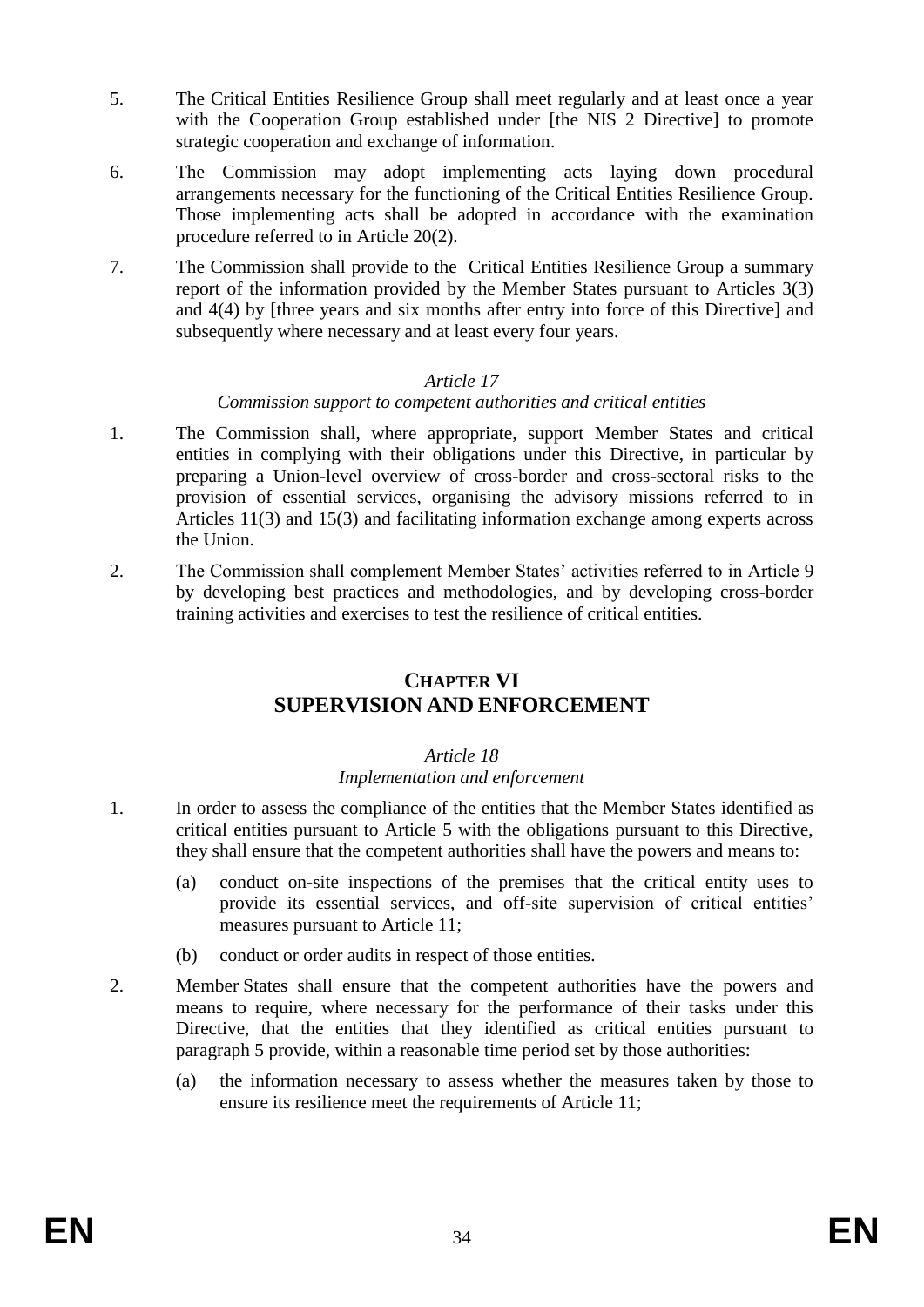5. The Critical Entities Resilience Group shall meet regularly and at least once a year with the Cooperation Group established under [the NIS 2 Directive] to promote strategic cooperation and exchange of information.

6. The Commission may adopt implementing acts laying down procedural arrangements necessary for the functioning of the Critical Entities Resilience Group. Those implementing acts shall be adopted in accordance with the examination procedure referred to in Article 20(2).

7. The Commission shall provide to the Critical Entities Resilience Group a summary report of the information provided by the Member States pursuant to Articles 3(3) and 4(4) by [three years and six months after entry into force of this Directive] and subsequently where necessary and at least every four years.

*Article 17*

*Commission support to competent authorities and critical entities*

1. The Commission shall, where appropriate, support Member States and critical entities in complying with their obligations under this Directive, in particular by preparing a Union-level overview of cross-border and cross-sectoral risks to the provision of essential services, organising the advisory missions referred to in Articles 11(3) and 15(3) and facilitating information exchange among experts across the Union.

2. The Commission shall complement Member States' activities referred to in Article 9 by developing best practices and methodologies, and by developing cross-border training activities and exercises to test the resilience of critical entities.

## CHAPTER VI
## SUPERVISION AND ENFORCEMENT

*Article 18*

*Implementation and enforcement*

1. In order to assess the compliance of the entities that the Member States identified as critical entities pursuant to Article 5 with the obligations pursuant to this Directive, they shall ensure that the competent authorities shall have the powers and means to:

   (a) conduct on-site inspections of the premises that the critical entity uses to provide its essential services, and off-site supervision of critical entities' measures pursuant to Article 11;

   (b) conduct or order audits in respect of those entities.

2. Member States shall ensure that the competent authorities have the powers and means to require, where necessary for the performance of their tasks under this Directive, that the entities that they identified as critical entities pursuant to paragraph 5 provide, within a reasonable time period set by those authorities:

   (a) the information necessary to assess whether the measures taken by those to ensure its resilience meet the requirements of Article 11;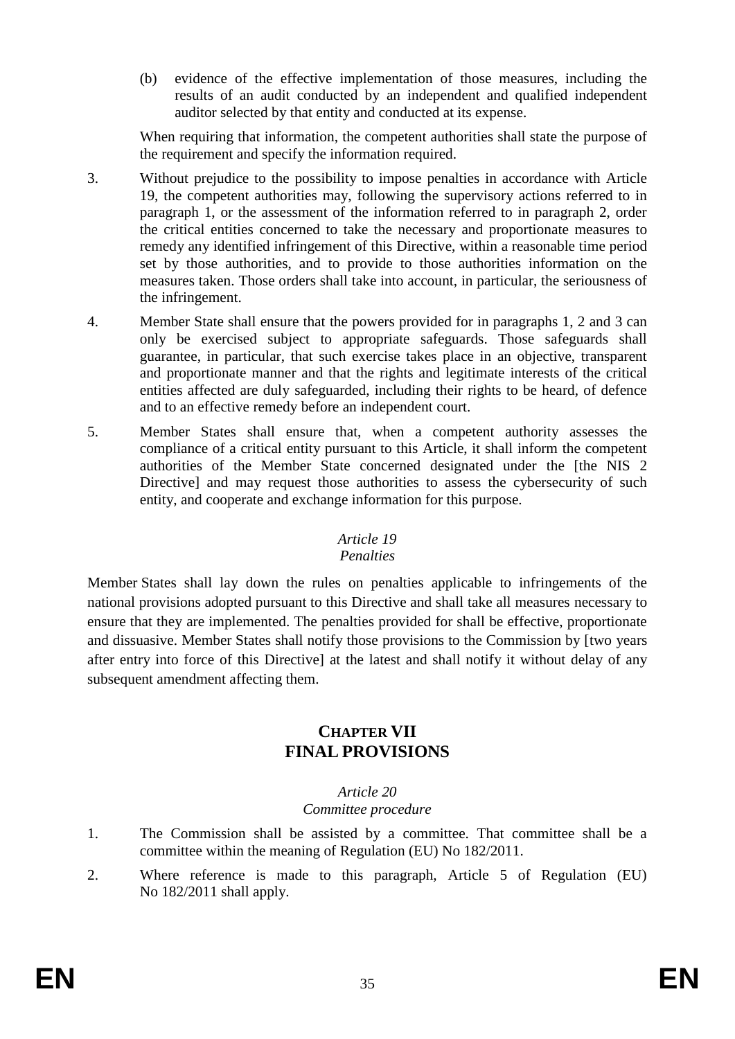(b) evidence of the effective implementation of those measures, including the results of an audit conducted by an independent and qualified independent auditor selected by that entity and conducted at its expense.

When requiring that information, the competent authorities shall state the purpose of the requirement and specify the information required.

3. Without prejudice to the possibility to impose penalties in accordance with Article 19, the competent authorities may, following the supervisory actions referred to in paragraph 1, or the assessment of the information referred to in paragraph 2, order the critical entities concerned to take the necessary and proportionate measures to remedy any identified infringement of this Directive, within a reasonable time period set by those authorities, and to provide to those authorities information on the measures taken. Those orders shall take into account, in particular, the seriousness of the infringement.

4. Member State shall ensure that the powers provided for in paragraphs 1, 2 and 3 can only be exercised subject to appropriate safeguards. Those safeguards shall guarantee, in particular, that such exercise takes place in an objective, transparent and proportionate manner and that the rights and legitimate interests of the critical entities affected are duly safeguarded, including their rights to be heard, of defence and to an effective remedy before an independent court.

5. Member States shall ensure that, when a competent authority assesses the compliance of a critical entity pursuant to this Article, it shall inform the competent authorities of the Member State concerned designated under the [the NIS 2 Directive] and may request those authorities to assess the cybersecurity of such entity, and cooperate and exchange information for this purpose.

### *Article 19*
### *Penalties*

Member States shall lay down the rules on penalties applicable to infringements of the national provisions adopted pursuant to this Directive and shall take all measures necessary to ensure that they are implemented. The penalties provided for shall be effective, proportionate and dissuasive. Member States shall notify those provisions to the Commission by [two years after entry into force of this Directive] at the latest and shall notify it without delay of any subsequent amendment affecting them.

## CHAPTER VII
## FINAL PROVISIONS

### *Article 20*
### *Committee procedure*

1. The Commission shall be assisted by a committee. That committee shall be a committee within the meaning of Regulation (EU) No 182/2011.

2. Where reference is made to this paragraph, Article 5 of Regulation (EU) No 182/2011 shall apply.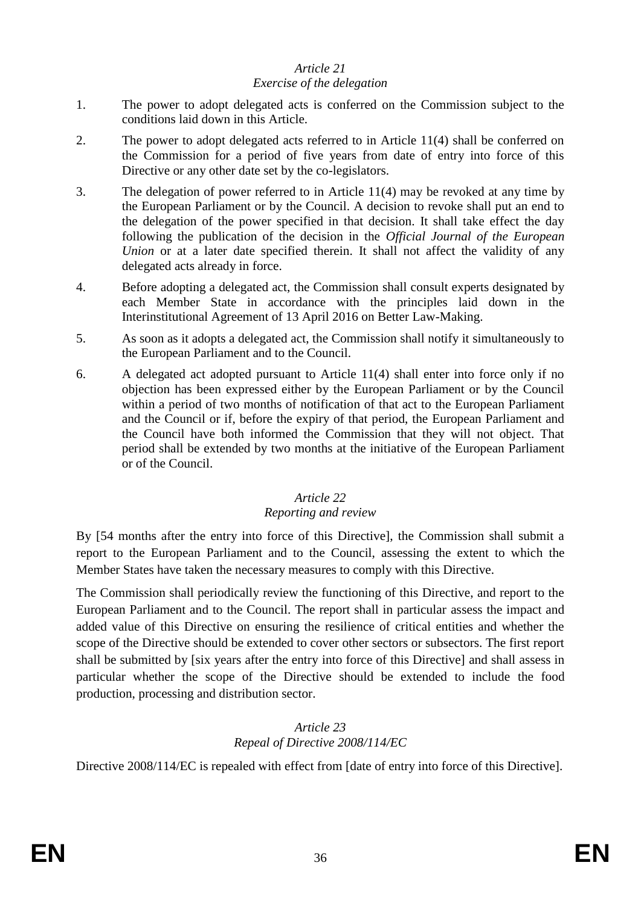*Article 21*
*Exercise of the delegation*

1. The power to adopt delegated acts is conferred on the Commission subject to the conditions laid down in this Article.

2. The power to adopt delegated acts referred to in Article 11(4) shall be conferred on the Commission for a period of five years from date of entry into force of this Directive or any other date set by the co-legislators.

3. The delegation of power referred to in Article 11(4) may be revoked at any time by the European Parliament or by the Council. A decision to revoke shall put an end to the delegation of the power specified in that decision. It shall take effect the day following the publication of the decision in the *Official Journal of the European Union* or at a later date specified therein. It shall not affect the validity of any delegated acts already in force.

4. Before adopting a delegated act, the Commission shall consult experts designated by each Member State in accordance with the principles laid down in the Interinstitutional Agreement of 13 April 2016 on Better Law-Making.

5. As soon as it adopts a delegated act, the Commission shall notify it simultaneously to the European Parliament and to the Council.

6. A delegated act adopted pursuant to Article 11(4) shall enter into force only if no objection has been expressed either by the European Parliament or by the Council within a period of two months of notification of that act to the European Parliament and the Council or if, before the expiry of that period, the European Parliament and the Council have both informed the Commission that they will not object. That period shall be extended by two months at the initiative of the European Parliament or of the Council.

*Article 22*
*Reporting and review*

By [54 months after the entry into force of this Directive], the Commission shall submit a report to the European Parliament and to the Council, assessing the extent to which the Member States have taken the necessary measures to comply with this Directive.

The Commission shall periodically review the functioning of this Directive, and report to the European Parliament and to the Council. The report shall in particular assess the impact and added value of this Directive on ensuring the resilience of critical entities and whether the scope of the Directive should be extended to cover other sectors or subsectors. The first report shall be submitted by [six years after the entry into force of this Directive] and shall assess in particular whether the scope of the Directive should be extended to include the food production, processing and distribution sector.

*Article 23*
*Repeal of Directive 2008/114/EC*

Directive 2008/114/EC is repealed with effect from [date of entry into force of this Directive].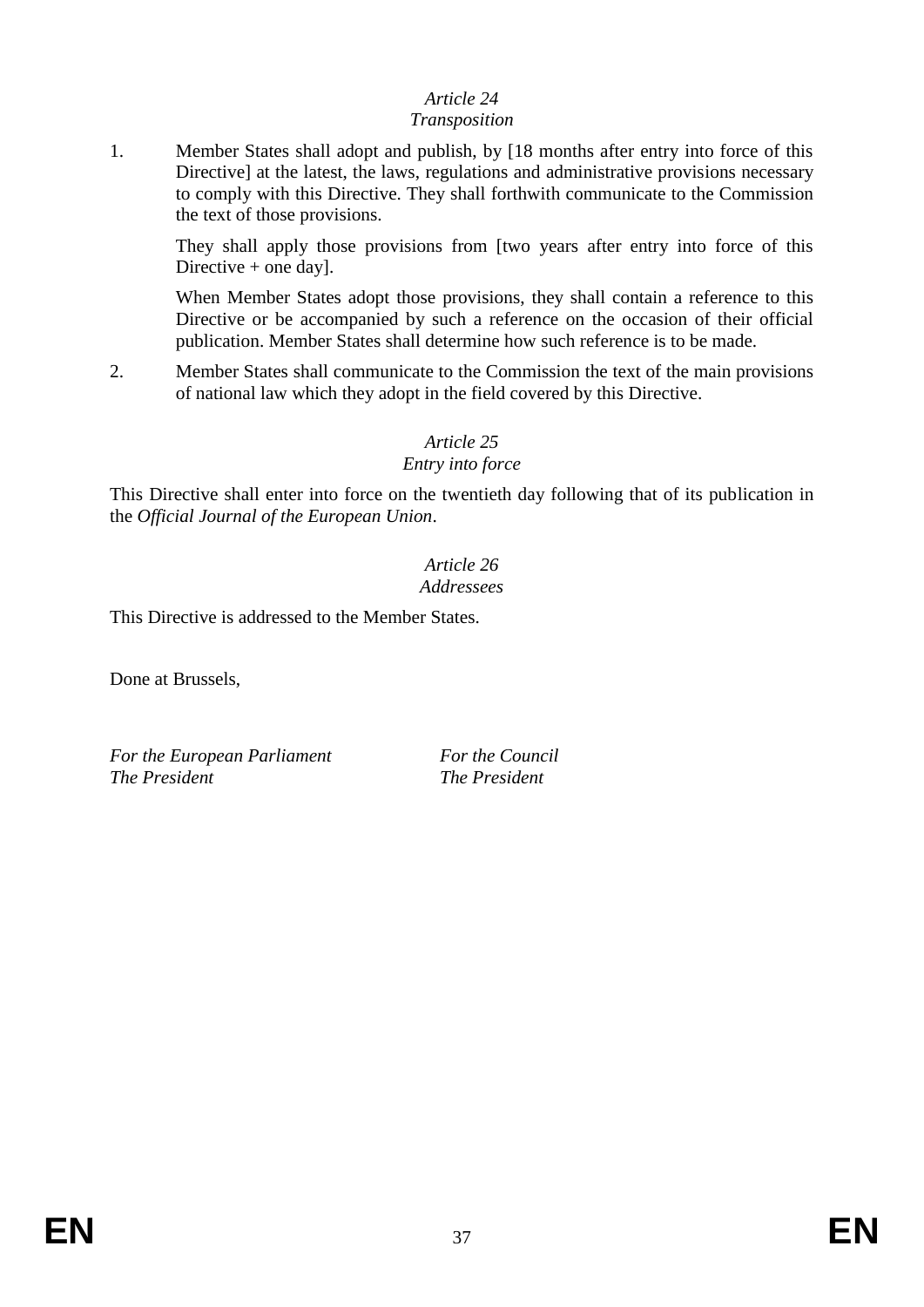*Article 24*
*Transposition*

1. Member States shall adopt and publish, by [18 months after entry into force of this Directive] at the latest, the laws, regulations and administrative provisions necessary to comply with this Directive. They shall forthwith communicate to the Commission the text of those provisions.

   They shall apply those provisions from [two years after entry into force of this Directive + one day].

   When Member States adopt those provisions, they shall contain a reference to this Directive or be accompanied by such a reference on the occasion of their official publication. Member States shall determine how such reference is to be made.

2. Member States shall communicate to the Commission the text of the main provisions of national law which they adopt in the field covered by this Directive.

*Article 25*
*Entry into force*

This Directive shall enter into force on the twentieth day following that of its publication in the *Official Journal of the European Union*.

*Article 26*
*Addressees*

This Directive is addressed to the Member States.

Done at Brussels,

*For the European Parliament*
*The President*

*For the Council*
*The President*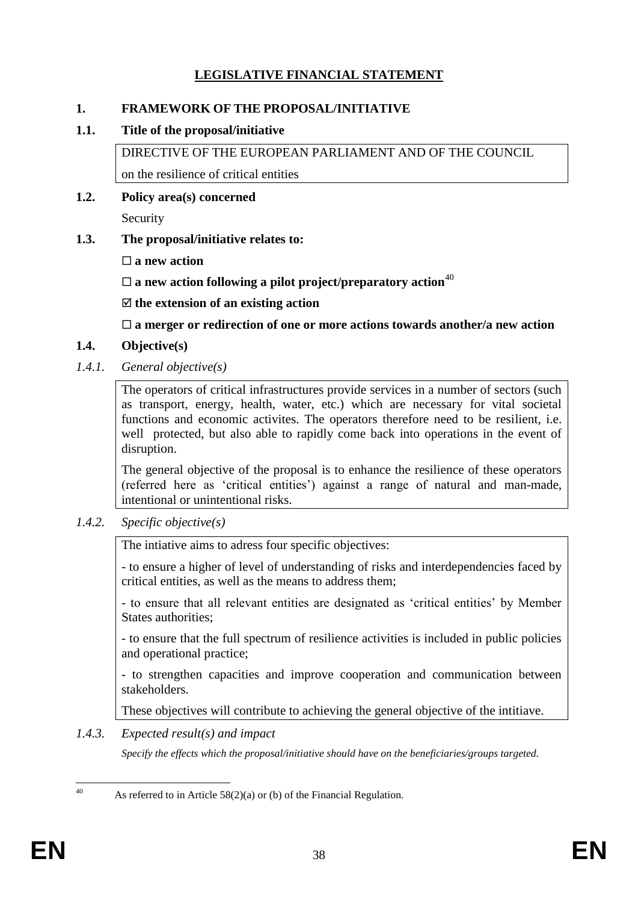## LEGISLATIVE FINANCIAL STATEMENT

### 1. FRAMEWORK OF THE PROPOSAL/INITIATIVE

#### 1.1. Title of the proposal/initiative

DIRECTIVE OF THE EUROPEAN PARLIAMENT AND OF THE COUNCIL

on the resilience of critical entities

#### 1.2. Policy area(s) concerned

Security

#### 1.3. The proposal/initiative relates to:

☐ **a new action**

☐ **a new action following a pilot project/preparatory action**[40]

☑ **the extension of an existing action**

☐ **a merger or redirection of one or more actions towards another/a new action**

#### 1.4. Objective(s)

*1.4.1. General objective(s)*

The operators of critical infrastructures provide services in a number of sectors (such as transport, energy, health, water, etc.) which are necessary for vital societal functions and economic activites. The operators therefore need to be resilient, i.e. well protected, but also able to rapidly come back into operations in the event of disruption.

The general objective of the proposal is to enhance the resilience of these operators (referred here as 'critical entities') against a range of natural and man-made, intentional or unintentional risks.

*1.4.2. Specific objective(s)*

The intiative aims to adress four specific objectives:

- to ensure a higher of level of understanding of risks and interdependencies faced by critical entities, as well as the means to address them;

- to ensure that all relevant entities are designated as 'critical entities' by Member States authorities;

- to ensure that the full spectrum of resilience activities is included in public policies and operational practice;

- to strengthen capacities and improve cooperation and communication between stakeholders.

These objectives will contribute to achieving the general objective of the intitiave.

*1.4.3. Expected result(s) and impact*

*Specify the effects which the proposal/initiative should have on the beneficiaries/groups targeted.*

---

[40] As referred to in Article 58(2)(a) or (b) of the Financial Regulation.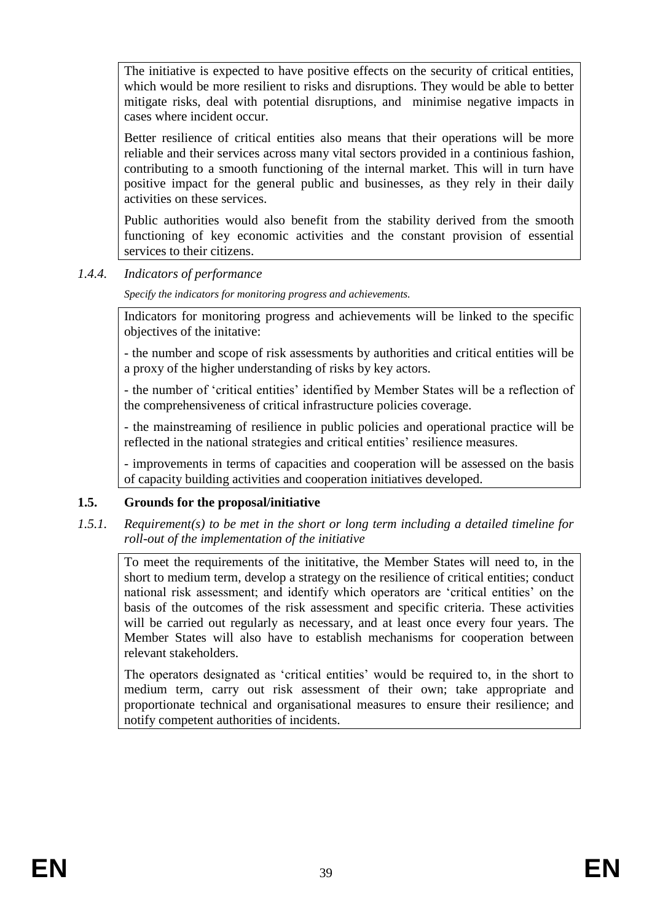The initiative is expected to have positive effects on the security of critical entities, which would be more resilient to risks and disruptions. They would be able to better mitigate risks, deal with potential disruptions, and minimise negative impacts in cases where incident occur.

Better resilience of critical entities also means that their operations will be more reliable and their services across many vital sectors provided in a continious fashion, contributing to a smooth functioning of the internal market. This will in turn have positive impact for the general public and businesses, as they rely in their daily activities on these services.

Public authorities would also benefit from the stability derived from the smooth functioning of key economic activities and the constant provision of essential services to their citizens.

### *1.4.4. Indicators of performance*

*Specify the indicators for monitoring progress and achievements.*

Indicators for monitoring progress and achievements will be linked to the specific objectives of the initative:

- the number and scope of risk assessments by authorities and critical entities will be a proxy of the higher understanding of risks by key actors.

- the number of 'critical entities' identified by Member States will be a reflection of the comprehensiveness of critical infrastructure policies coverage.

- the mainstreaming of resilience in public policies and operational practice will be reflected in the national strategies and critical entities' resilience measures.

- improvements in terms of capacities and cooperation will be assessed on the basis of capacity building activities and cooperation initiatives developed.

## **1.5. Grounds for the proposal/initiative**

### *1.5.1. Requirement(s) to be met in the short or long term including a detailed timeline for roll-out of the implementation of the initiative*

To meet the requirements of the inititative, the Member States will need to, in the short to medium term, develop a strategy on the resilience of critical entities; conduct national risk assessment; and identify which operators are 'critical entities' on the basis of the outcomes of the risk assessment and specific criteria. These activities will be carried out regularly as necessary, and at least once every four years. The Member States will also have to establish mechanisms for cooperation between relevant stakeholders.

The operators designated as 'critical entities' would be required to, in the short to medium term, carry out risk assessment of their own; take appropriate and proportionate technical and organisational measures to ensure their resilience; and notify competent authorities of incidents.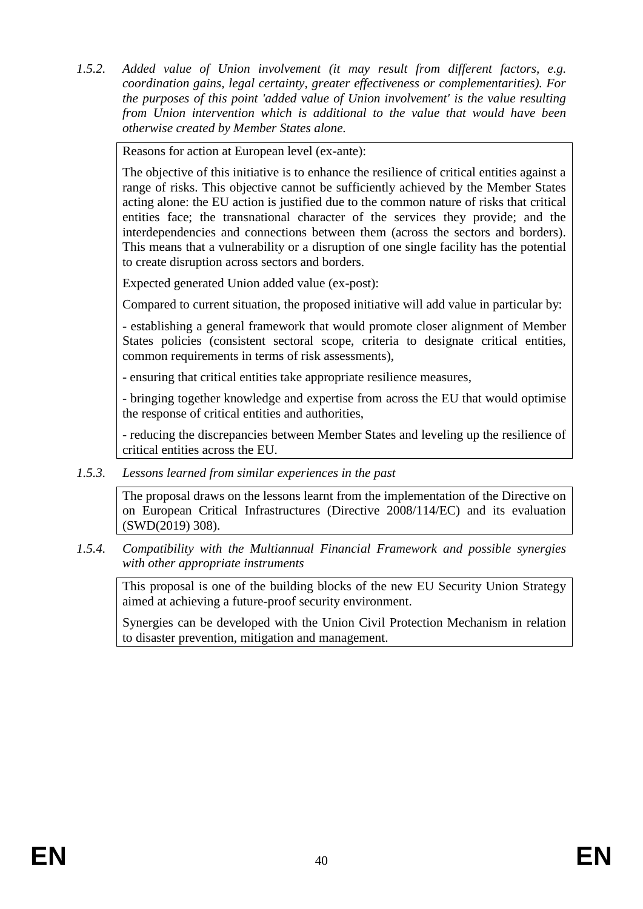*1.5.2. Added value of Union involvement (it may result from different factors, e.g. coordination gains, legal certainty, greater effectiveness or complementarities). For the purposes of this point 'added value of Union involvement' is the value resulting from Union intervention which is additional to the value that would have been otherwise created by Member States alone.*

Reasons for action at European level (ex-ante):

The objective of this initiative is to enhance the resilience of critical entities against a range of risks. This objective cannot be sufficiently achieved by the Member States acting alone: the EU action is justified due to the common nature of risks that critical entities face; the transnational character of the services they provide; and the interdependencies and connections between them (across the sectors and borders). This means that a vulnerability or a disruption of one single facility has the potential to create disruption across sectors and borders.

Expected generated Union added value (ex-post):

Compared to current situation, the proposed initiative will add value in particular by:

- establishing a general framework that would promote closer alignment of Member States policies (consistent sectoral scope, criteria to designate critical entities, common requirements in terms of risk assessments),

- ensuring that critical entities take appropriate resilience measures,

- bringing together knowledge and expertise from across the EU that would optimise the response of critical entities and authorities,

- reducing the discrepancies between Member States and leveling up the resilience of critical entities across the EU.

*1.5.3. Lessons learned from similar experiences in the past*

The proposal draws on the lessons learnt from the implementation of the Directive on on European Critical Infrastructures (Directive 2008/114/EC) and its evaluation (SWD(2019) 308).

*1.5.4. Compatibility with the Multiannual Financial Framework and possible synergies with other appropriate instruments*

This proposal is one of the building blocks of the new EU Security Union Strategy aimed at achieving a future-proof security environment.

Synergies can be developed with the Union Civil Protection Mechanism in relation to disaster prevention, mitigation and management.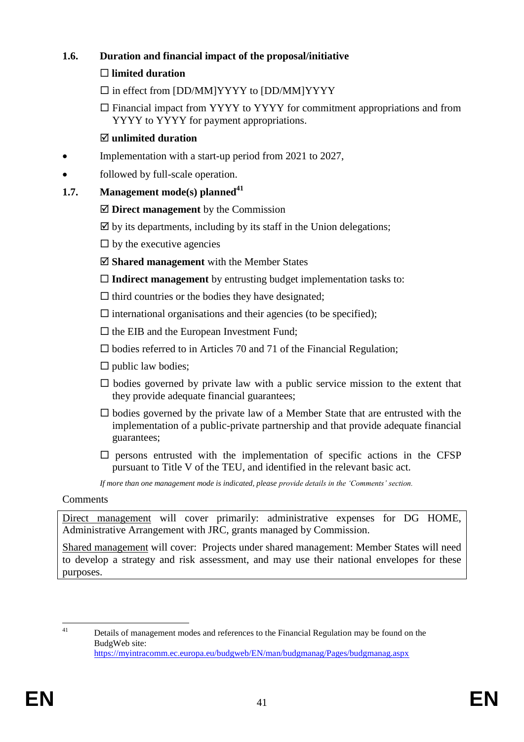### 1.6. Duration and financial impact of the proposal/initiative

☐ **limited duration**

☐ in effect from [DD/MM]YYYY to [DD/MM]YYYY

☐ Financial impact from YYYY to YYYY for commitment appropriations and from YYYY to YYYY for payment appropriations.

☑ **unlimited duration**

- Implementation with a start-up period from 2021 to 2027,
- followed by full-scale operation.

### 1.7. Management mode(s) planned[41]

☑ **Direct management** by the Commission

☑ by its departments, including by its staff in the Union delegations;

☐ by the executive agencies

☑ **Shared management** with the Member States

☐ **Indirect management** by entrusting budget implementation tasks to:

☐ third countries or the bodies they have designated;

☐ international organisations and their agencies (to be specified);

☐ the EIB and the European Investment Fund;

☐ bodies referred to in Articles 70 and 71 of the Financial Regulation;

☐ public law bodies;

☐ bodies governed by private law with a public service mission to the extent that they provide adequate financial guarantees;

☐ bodies governed by the private law of a Member State that are entrusted with the implementation of a public-private partnership and that provide adequate financial guarantees;

☐ persons entrusted with the implementation of specific actions in the CFSP pursuant to Title V of the TEU, and identified in the relevant basic act.

*If more than one management mode is indicated, please provide details in the 'Comments' section.*

Comments

Direct management will cover primarily: administrative expenses for DG HOME, Administrative Arrangement with JRC, grants managed by Commission.

Shared management will cover: Projects under shared management: Member States will need to develop a strategy and risk assessment, and may use their national envelopes for these purposes.

---

[41] Details of management modes and references to the Financial Regulation may be found on the BudgWeb site: https://myintracomm.ec.europa.eu/budgweb/EN/man/budgmanag/Pages/budgmanag.aspx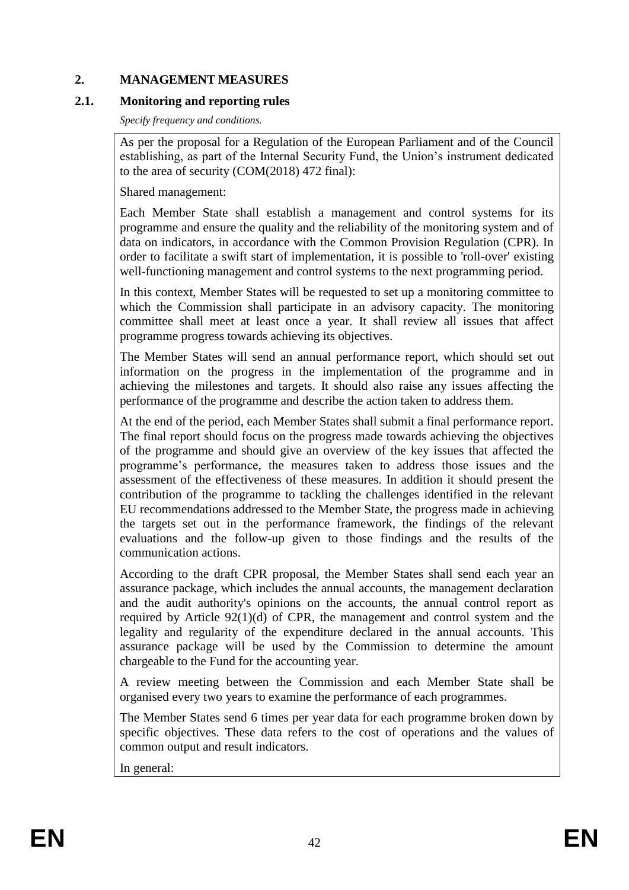## 2. MANAGEMENT MEASURES

### 2.1. Monitoring and reporting rules

*Specify frequency and conditions.*

As per the proposal for a Regulation of the European Parliament and of the Council establishing, as part of the Internal Security Fund, the Union's instrument dedicated to the area of security (COM(2018) 472 final):

Shared management:

Each Member State shall establish a management and control systems for its programme and ensure the quality and the reliability of the monitoring system and of data on indicators, in accordance with the Common Provision Regulation (CPR). In order to facilitate a swift start of implementation, it is possible to 'roll-over' existing well-functioning management and control systems to the next programming period.

In this context, Member States will be requested to set up a monitoring committee to which the Commission shall participate in an advisory capacity. The monitoring committee shall meet at least once a year. It shall review all issues that affect programme progress towards achieving its objectives.

The Member States will send an annual performance report, which should set out information on the progress in the implementation of the programme and in achieving the milestones and targets. It should also raise any issues affecting the performance of the programme and describe the action taken to address them.

At the end of the period, each Member States shall submit a final performance report. The final report should focus on the progress made towards achieving the objectives of the programme and should give an overview of the key issues that affected the programme's performance, the measures taken to address those issues and the assessment of the effectiveness of these measures. In addition it should present the contribution of the programme to tackling the challenges identified in the relevant EU recommendations addressed to the Member State, the progress made in achieving the targets set out in the performance framework, the findings of the relevant evaluations and the follow-up given to those findings and the results of the communication actions.

According to the draft CPR proposal, the Member States shall send each year an assurance package, which includes the annual accounts, the management declaration and the audit authority's opinions on the accounts, the annual control report as required by Article 92(1)(d) of CPR, the management and control system and the legality and regularity of the expenditure declared in the annual accounts. This assurance package will be used by the Commission to determine the amount chargeable to the Fund for the accounting year.

A review meeting between the Commission and each Member State shall be organised every two years to examine the performance of each programmes.

The Member States send 6 times per year data for each programme broken down by specific objectives. These data refers to the cost of operations and the values of common output and result indicators.

In general: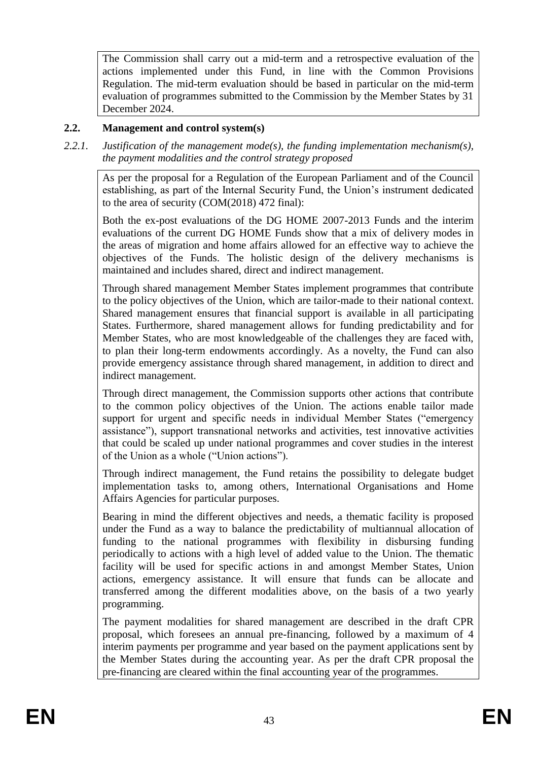The Commission shall carry out a mid-term and a retrospective evaluation of the actions implemented under this Fund, in line with the Common Provisions Regulation. The mid-term evaluation should be based in particular on the mid-term evaluation of programmes submitted to the Commission by the Member States by 31 December 2024.

## 2.2. Management and control system(s)

### *2.2.1. Justification of the management mode(s), the funding implementation mechanism(s), the payment modalities and the control strategy proposed*

As per the proposal for a Regulation of the European Parliament and of the Council establishing, as part of the Internal Security Fund, the Union's instrument dedicated to the area of security (COM(2018) 472 final):

Both the ex-post evaluations of the DG HOME 2007-2013 Funds and the interim evaluations of the current DG HOME Funds show that a mix of delivery modes in the areas of migration and home affairs allowed for an effective way to achieve the objectives of the Funds. The holistic design of the delivery mechanisms is maintained and includes shared, direct and indirect management.

Through shared management Member States implement programmes that contribute to the policy objectives of the Union, which are tailor-made to their national context. Shared management ensures that financial support is available in all participating States. Furthermore, shared management allows for funding predictability and for Member States, who are most knowledgeable of the challenges they are faced with, to plan their long-term endowments accordingly. As a novelty, the Fund can also provide emergency assistance through shared management, in addition to direct and indirect management.

Through direct management, the Commission supports other actions that contribute to the common policy objectives of the Union. The actions enable tailor made support for urgent and specific needs in individual Member States ("emergency assistance"), support transnational networks and activities, test innovative activities that could be scaled up under national programmes and cover studies in the interest of the Union as a whole ("Union actions").

Through indirect management, the Fund retains the possibility to delegate budget implementation tasks to, among others, International Organisations and Home Affairs Agencies for particular purposes.

Bearing in mind the different objectives and needs, a thematic facility is proposed under the Fund as a way to balance the predictability of multiannual allocation of funding to the national programmes with flexibility in disbursing funding periodically to actions with a high level of added value to the Union. The thematic facility will be used for specific actions in and amongst Member States, Union actions, emergency assistance. It will ensure that funds can be allocate and transferred among the different modalities above, on the basis of a two yearly programming.

The payment modalities for shared management are described in the draft CPR proposal, which foresees an annual pre-financing, followed by a maximum of 4 interim payments per programme and year based on the payment applications sent by the Member States during the accounting year. As per the draft CPR proposal the pre-financing are cleared within the final accounting year of the programmes.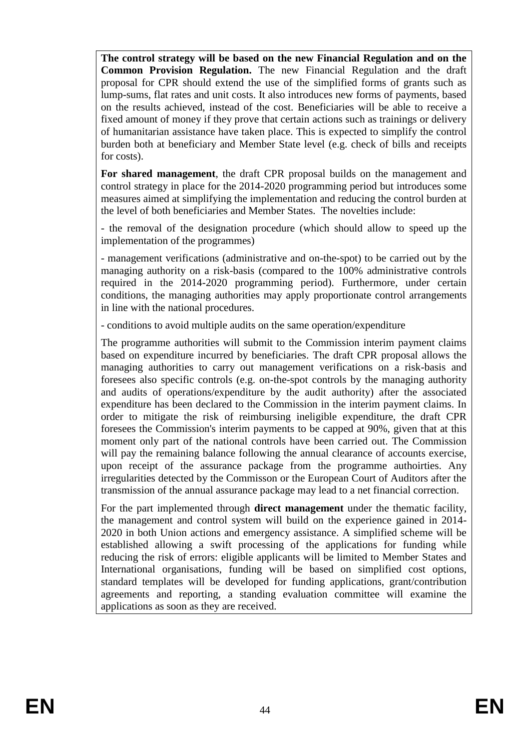**The control strategy will be based on the new Financial Regulation and on the Common Provision Regulation.** The new Financial Regulation and the draft proposal for CPR should extend the use of the simplified forms of grants such as lump-sums, flat rates and unit costs. It also introduces new forms of payments, based on the results achieved, instead of the cost. Beneficiaries will be able to receive a fixed amount of money if they prove that certain actions such as trainings or delivery of humanitarian assistance have taken place. This is expected to simplify the control burden both at beneficiary and Member State level (e.g. check of bills and receipts for costs).

**For shared management**, the draft CPR proposal builds on the management and control strategy in place for the 2014-2020 programming period but introduces some measures aimed at simplifying the implementation and reducing the control burden at the level of both beneficiaries and Member States. The novelties include:

- the removal of the designation procedure (which should allow to speed up the implementation of the programmes)

- management verifications (administrative and on-the-spot) to be carried out by the managing authority on a risk-basis (compared to the 100% administrative controls required in the 2014-2020 programming period). Furthermore, under certain conditions, the managing authorities may apply proportionate control arrangements in line with the national procedures.

- conditions to avoid multiple audits on the same operation/expenditure

The programme authorities will submit to the Commission interim payment claims based on expenditure incurred by beneficiaries. The draft CPR proposal allows the managing authorities to carry out management verifications on a risk-basis and foresees also specific controls (e.g. on-the-spot controls by the managing authority and audits of operations/expenditure by the audit authority) after the associated expenditure has been declared to the Commission in the interim payment claims. In order to mitigate the risk of reimbursing ineligible expenditure, the draft CPR foresees the Commission's interim payments to be capped at 90%, given that at this moment only part of the national controls have been carried out. The Commission will pay the remaining balance following the annual clearance of accounts exercise, upon receipt of the assurance package from the programme authoirties. Any irregularities detected by the Commisson or the European Court of Auditors after the transmission of the annual assurance package may lead to a net financial correction.

For the part implemented through **direct management** under the thematic facility, the management and control system will build on the experience gained in 2014-2020 in both Union actions and emergency assistance. A simplified scheme will be established allowing a swift processing of the applications for funding while reducing the risk of errors: eligible applicants will be limited to Member States and International organisations, funding will be based on simplified cost options, standard templates will be developed for funding applications, grant/contribution agreements and reporting, a standing evaluation committee will examine the applications as soon as they are received.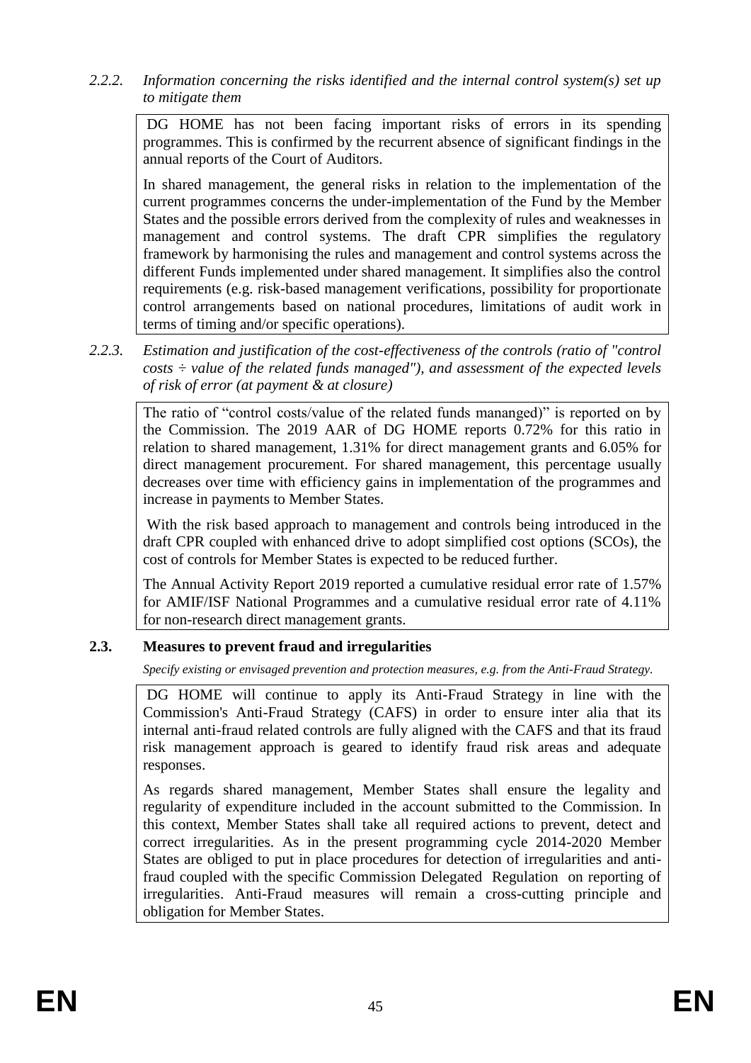### 2.2.2. *Information concerning the risks identified and the internal control system(s) set up to mitigate them*

DG HOME has not been facing important risks of errors in its spending programmes. This is confirmed by the recurrent absence of significant findings in the annual reports of the Court of Auditors.

In shared management, the general risks in relation to the implementation of the current programmes concerns the under-implementation of the Fund by the Member States and the possible errors derived from the complexity of rules and weaknesses in management and control systems. The draft CPR simplifies the regulatory framework by harmonising the rules and management and control systems across the different Funds implemented under shared management. It simplifies also the control requirements (e.g. risk-based management verifications, possibility for proportionate control arrangements based on national procedures, limitations of audit work in terms of timing and/or specific operations).

### 2.2.3. *Estimation and justification of the cost-effectiveness of the controls (ratio of "control costs ÷ value of the related funds managed"), and assessment of the expected levels of risk of error (at payment & at closure)*

The ratio of "control costs/value of the related funds mananged)" is reported on by the Commission. The 2019 AAR of DG HOME reports 0.72% for this ratio in relation to shared management, 1.31% for direct management grants and 6.05% for direct management procurement. For shared management, this percentage usually decreases over time with efficiency gains in implementation of the programmes and increase in payments to Member States.

With the risk based approach to management and controls being introduced in the draft CPR coupled with enhanced drive to adopt simplified cost options (SCOs), the cost of controls for Member States is expected to be reduced further.

The Annual Activity Report 2019 reported a cumulative residual error rate of 1.57% for AMIF/ISF National Programmes and a cumulative residual error rate of 4.11% for non-research direct management grants.

## 2.3. Measures to prevent fraud and irregularities

*Specify existing or envisaged prevention and protection measures, e.g. from the Anti-Fraud Strategy.*

DG HOME will continue to apply its Anti-Fraud Strategy in line with the Commission's Anti-Fraud Strategy (CAFS) in order to ensure inter alia that its internal anti-fraud related controls are fully aligned with the CAFS and that its fraud risk management approach is geared to identify fraud risk areas and adequate responses.

As regards shared management, Member States shall ensure the legality and regularity of expenditure included in the account submitted to the Commission. In this context, Member States shall take all required actions to prevent, detect and correct irregularities. As in the present programming cycle 2014-2020 Member States are obliged to put in place procedures for detection of irregularities and anti-fraud coupled with the specific Commission Delegated Regulation on reporting of irregularities. Anti-Fraud measures will remain a cross-cutting principle and obligation for Member States.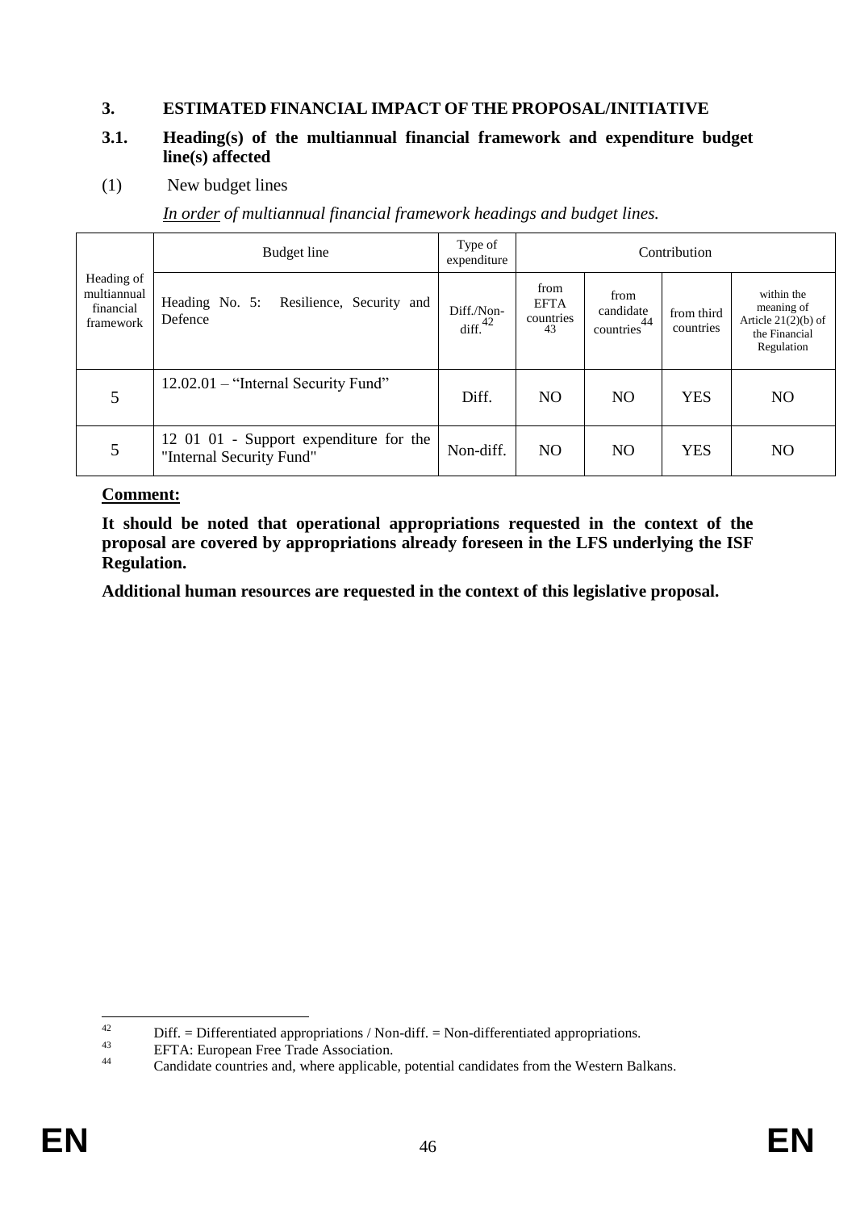### 3. ESTIMATED FINANCIAL IMPACT OF THE PROPOSAL/INITIATIVE

#### 3.1. Heading(s) of the multiannual financial framework and expenditure budget line(s) affected

(1) New budget lines

*In order of multiannual financial framework headings and budget lines.*

| Heading of multiannual financial framework | Budget line | Type of expenditure | Contribution | | | |
|---|---|---|---|---|---|---|
| | Heading No. 5: Resilience, Security and Defence | Diff./Non-diff.[42] | from EFTA countries[43] | from candidate countries[44] | from third countries | within the meaning of Article 21(2)(b) of the Financial Regulation |
| 5 | 12.02.01 – "Internal Security Fund" | Diff. | NO | NO | YES | NO |
| 5 | 12 01 01 - Support expenditure for the "Internal Security Fund" | Non-diff. | NO | NO | YES | NO |

**Comment:**

**It should be noted that operational appropriations requested in the context of the proposal are covered by appropriations already foreseen in the LFS underlying the ISF Regulation.**

**Additional human resources are requested in the context of this legislative proposal.**

[42] Diff. = Differentiated appropriations / Non-diff. = Non-differentiated appropriations.

[43] EFTA: European Free Trade Association.

[44] Candidate countries and, where applicable, potential candidates from the Western Balkans.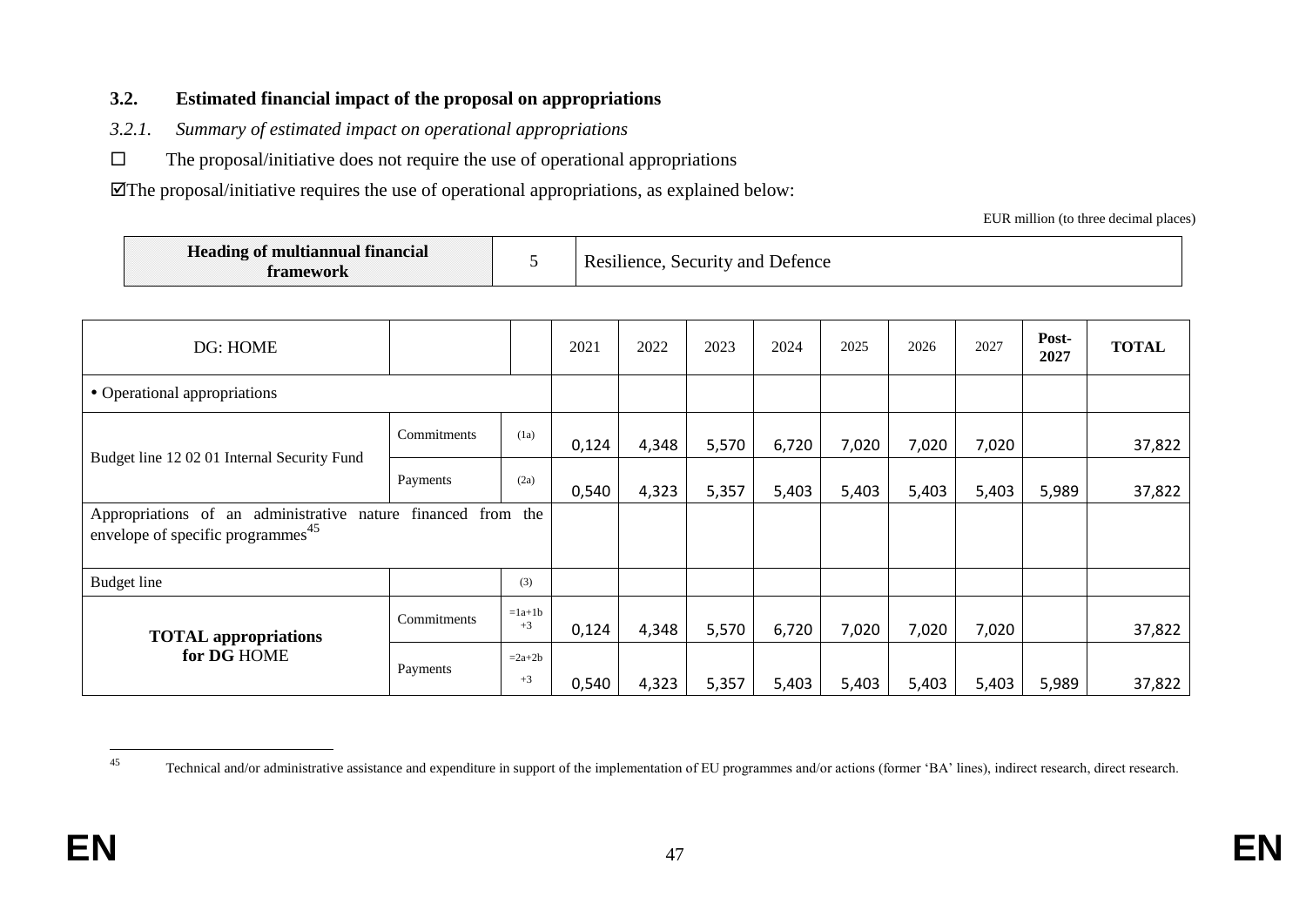### 3.2. Estimated financial impact of the proposal on appropriations

*3.2.1. Summary of estimated impact on operational appropriations*

☐ The proposal/initiative does not require the use of operational appropriations

☑The proposal/initiative requires the use of operational appropriations, as explained below:

EUR million (to three decimal places)

| **Heading of multiannual financial framework** | 5 | Resilience, Security and Defence |
|---|---|---|

| DG: HOME | | | 2021 | 2022 | 2023 | 2024 | 2025 | 2026 | 2027 | **Post-2027** | **TOTAL** |
|---|---|---|---|---|---|---|---|---|---|---|---|
| • Operational appropriations | | | | | | | | | | | |
| Budget line 12 02 01 Internal Security Fund | Commitments | (1a) | 0,124 | 4,348 | 5,570 | 6,720 | 7,020 | 7,020 | 7,020 | | 37,822 |
| | Payments | (2a) | 0,540 | 4,323 | 5,357 | 5,403 | 5,403 | 5,403 | 5,403 | 5,989 | 37,822 |
| Appropriations of an administrative nature financed from the envelope of specific programmes[45] | | | | | | | | | | | |
| Budget line | | (3) | | | | | | | | | |
| **TOTAL appropriations for DG** HOME | Commitments | =1a+1b +3 | 0,124 | 4,348 | 5,570 | 6,720 | 7,020 | 7,020 | 7,020 | | 37,822 |
| | Payments | =2a+2b +3 | 0,540 | 4,323 | 5,357 | 5,403 | 5,403 | 5,403 | 5,403 | 5,989 | 37,822 |

[45] Technical and/or administrative assistance and expenditure in support of the implementation of EU programmes and/or actions (former 'BA' lines), indirect research, direct research.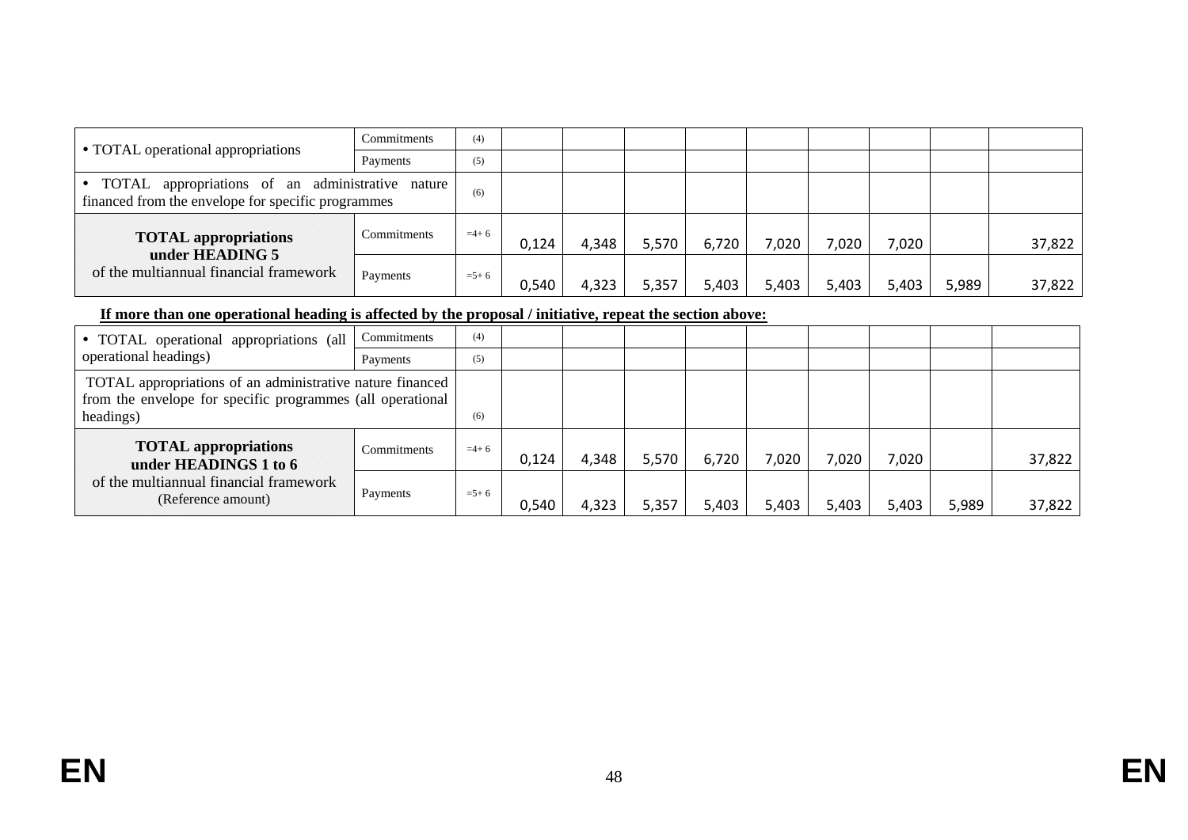| | | | | | | | | | | | |
|---|---|---|---|---|---|---|---|---|---|---|---|
| • TOTAL operational appropriations | Commitments | (4) | | | | | | | | | |
| | Payments | (5) | | | | | | | | | |
| • TOTAL appropriations of an administrative nature financed from the envelope for specific programmes | | (6) | | | | | | | | | |
| **TOTAL appropriations under HEADING 5** of the multiannual financial framework | Commitments | =4+ 6 | 0,124 | 4,348 | 5,570 | 6,720 | 7,020 | 7,020 | 7,020 | | 37,822 |
| | Payments | =5+ 6 | 0,540 | 4,323 | 5,357 | 5,403 | 5,403 | 5,403 | 5,403 | 5,989 | 37,822 |

**If more than one operational heading is affected by the proposal / initiative, repeat the section above:**

| | | | | | | | | | | | |
|---|---|---|---|---|---|---|---|---|---|---|---|
| • TOTAL operational appropriations (all operational headings) | Commitments | (4) | | | | | | | | | |
| | Payments | (5) | | | | | | | | | |
| TOTAL appropriations of an administrative nature financed from the envelope for specific programmes (all operational headings) | | (6) | | | | | | | | | |
| **TOTAL appropriations under HEADINGS 1 to 6** of the multiannual financial framework (Reference amount) | Commitments | =4+ 6 | 0,124 | 4,348 | 5,570 | 6,720 | 7,020 | 7,020 | 7,020 | | 37,822 |
| | Payments | =5+ 6 | 0,540 | 4,323 | 5,357 | 5,403 | 5,403 | 5,403 | 5,403 | 5,989 | 37,822 |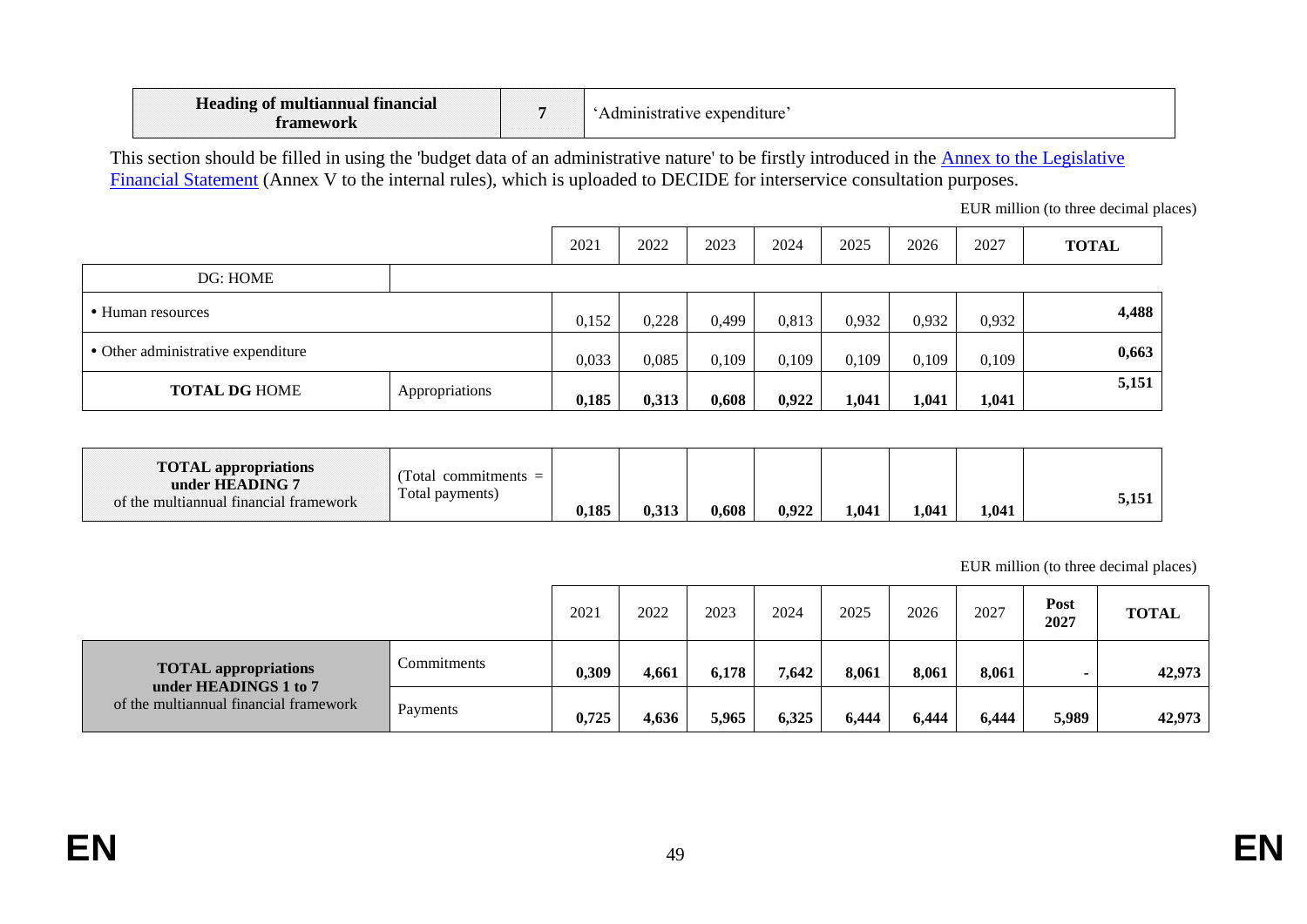| Heading of multiannual financial framework | 7 | 'Administrative expenditure' |
|---|---|---|

This section should be filled in using the 'budget data of an administrative nature' to be firstly introduced in the Annex to the Legislative Financial Statement (Annex V to the internal rules), which is uploaded to DECIDE for interservice consultation purposes.

EUR million (to three decimal places)

| | | 2021 | 2022 | 2023 | 2024 | 2025 | 2026 | 2027 | **TOTAL** |
|---|---|---|---|---|---|---|---|---|---|
| DG: HOME | | | | | | | | | |
| • Human resources | | 0,152 | 0,228 | 0,499 | 0,813 | 0,932 | 0,932 | 0,932 | **4,488** |
| • Other administrative expenditure | | 0,033 | 0,085 | 0,109 | 0,109 | 0,109 | 0,109 | 0,109 | **0,663** |
| **TOTAL DG** HOME | Appropriations | **0,185** | **0,313** | **0,608** | **0,922** | **1,041** | **1,041** | **1,041** | **5,151** |
| **TOTAL appropriations under HEADING 7** of the multiannual financial framework | (Total commitments = Total payments) | **0,185** | **0,313** | **0,608** | **0,922** | **1,041** | **1,041** | **1,041** | **5,151** |

EUR million (to three decimal places)

| | | 2021 | 2022 | 2023 | 2024 | 2025 | 2026 | 2027 | **Post 2027** | **TOTAL** |
|---|---|---|---|---|---|---|---|---|---|---|
| **TOTAL appropriations under HEADINGS 1 to 7** of the multiannual financial framework | Commitments | **0,309** | **4,661** | **6,178** | **7,642** | **8,061** | **8,061** | **8,061** | **-** | **42,973** |
| | Payments | **0,725** | **4,636** | **5,965** | **6,325** | **6,444** | **6,444** | **6,444** | **5,989** | **42,973** |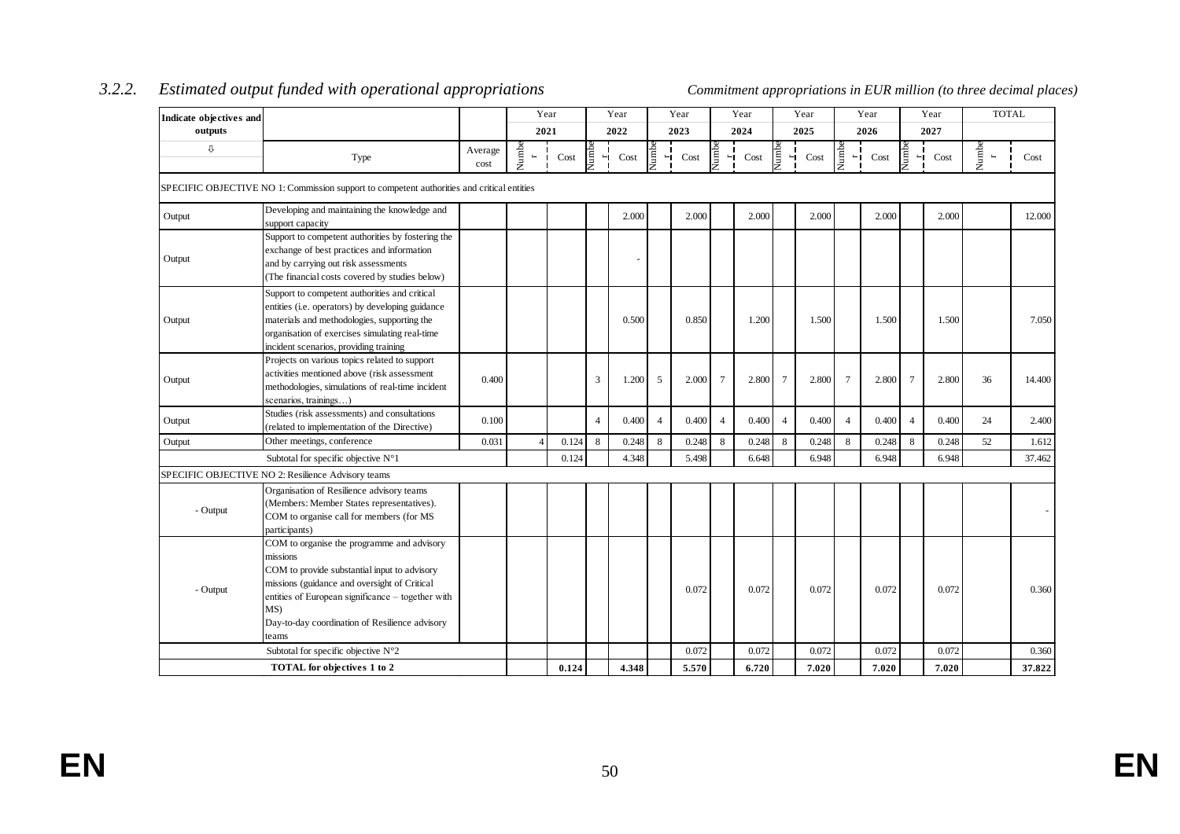### 3.2.2. *Estimated output funded with operational appropriations*

*Commitment appropriations in EUR million (to three decimal places)*

| Indicate objectives and outputs | | | Year 2021 | | Year 2022 | | Year 2023 | | Year 2024 | | Year 2025 | | Year 2026 | | Year 2027 | | TOTAL | |
|---|---|---|---|---|---|---|---|---|---|---|---|---|---|---|---|---|---|---|
| ⇩ | Type | Average cost | Number | Cost | Number | Cost | Number | Cost | Number | Cost | Number | Cost | Number | Cost | Number | Cost | Number | Cost |
| SPECIFIC OBJECTIVE NO 1: Commission support to competent authorities and critical entities | | | | | | | | | | | | | | | | | | |
| Output | Developing and maintaining the knowledge and support capacity | | | | | 2.000 | | 2.000 | | 2.000 | | 2.000 | | 2.000 | | 2.000 | | 12.000 |
| Output | Support to competent authorities by fostering the exchange of best practices and information and by carrying out risk assessments (The financial costs covered by studies below) | | | | | - | | | | | | | | | | | | |
| Output | Support to competent authorities and critical entities (i.e. operators) by developing guidance materials and methodologies, supporting the organisation of exercises simulating real-time incident scenarios, providing training | | | | | 0.500 | | 0.850 | | 1.200 | | 1.500 | | 1.500 | | 1.500 | | 7.050 |
| Output | Projects on various topics related to support activities mentioned above (risk assessment methodologies, simulations of real-time incident scenarios, trainings…) | 0.400 | | | 3 | 1.200 | 5 | 2.000 | 7 | 2.800 | 7 | 2.800 | 7 | 2.800 | 7 | 2.800 | 36 | 14.400 |
| Output | Studies (risk assessments) and consultations (related to implementation of the Directive) | 0.100 | | | 4 | 0.400 | 4 | 0.400 | 4 | 0.400 | 4 | 0.400 | 4 | 0.400 | 4 | 0.400 | 24 | 2.400 |
| Output | Other meetings, conference | 0.031 | 4 | 0.124 | 8 | 0.248 | 8 | 0.248 | 8 | 0.248 | 8 | 0.248 | 8 | 0.248 | 8 | 0.248 | 52 | 1.612 |
| Subtotal for specific objective N°1 | | | | 0.124 | | 4.348 | | 5.498 | | 6.648 | | 6.948 | | 6.948 | | 6.948 | | 37.462 |
| SPECIFIC OBJECTIVE NO 2: Resilience Advisory teams | | | | | | | | | | | | | | | | | | |
| - Output | Organisation of Resilience advisory teams (Members: Member States representatives). COM to organise call for members (for MS participants) | | | | | | | | | | | | | | | | | - |
| - Output | COM to organise the programme and advisory missions COM to provide substantial input to advisory missions (guidance and oversight of Critical entities of European significance – together with MS) Day-to-day coordination of Resilience advisory teams | | | | | | | 0.072 | | 0.072 | | 0.072 | | 0.072 | | 0.072 | | 0.360 |
| Subtotal for specific objective N°2 | | | | | | | | 0.072 | | 0.072 | | 0.072 | | 0.072 | | 0.072 | | 0.360 |
| **TOTAL for objectives 1 to 2** | | | | **0.124** | | **4.348** | | **5.570** | | **6.720** | | **7.020** | | **7.020** | | **7.020** | | **37.822** |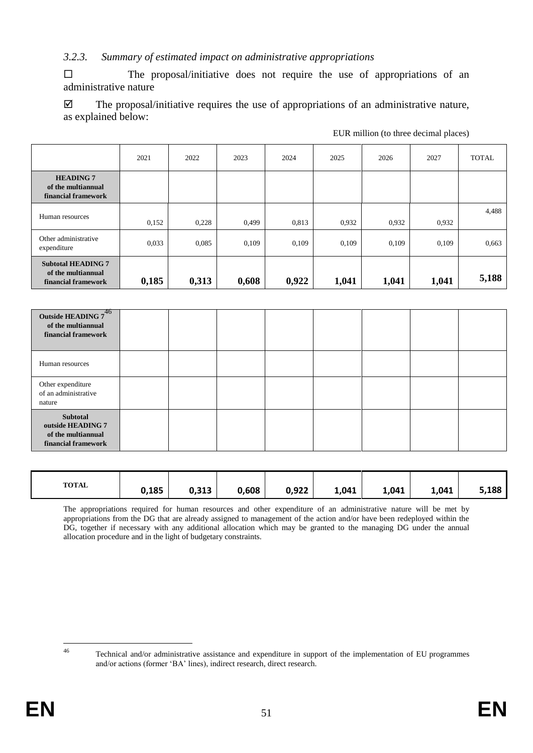### *3.2.3. Summary of estimated impact on administrative appropriations*

☐ The proposal/initiative does not require the use of appropriations of an administrative nature

☑ The proposal/initiative requires the use of appropriations of an administrative nature, as explained below:

EUR million (to three decimal places)

| | 2021 | 2022 | 2023 | 2024 | 2025 | 2026 | 2027 | TOTAL |
|---|---|---|---|---|---|---|---|---|
| **HEADING 7 of the multiannual financial framework** | | | | | | | | |
| Human resources | 0,152 | 0,228 | 0,499 | 0,813 | 0,932 | 0,932 | 0,932 | 4,488 |
| Other administrative expenditure | 0,033 | 0,085 | 0,109 | 0,109 | 0,109 | 0,109 | 0,109 | 0,663 |
| **Subtotal HEADING 7 of the multiannual financial framework** | **0,185** | **0,313** | **0,608** | **0,922** | **1,041** | **1,041** | **1,041** | **5,188** |

| | | | | | | | | |
|---|---|---|---|---|---|---|---|---|
| **Outside HEADING 7**[46] **of the multiannual financial framework** | | | | | | | | |
| Human resources | | | | | | | | |
| Other expenditure of an administrative nature | | | | | | | | |
| **Subtotal outside HEADING 7 of the multiannual financial framework** | | | | | | | | |

| | | | | | | | | |
|---|---|---|---|---|---|---|---|---|
| **TOTAL** | **0,185** | **0,313** | **0,608** | **0,922** | **1,041** | **1,041** | **1,041** | **5,188** |

The appropriations required for human resources and other expenditure of an administrative nature will be met by appropriations from the DG that are already assigned to management of the action and/or have been redeployed within the DG, together if necessary with any additional allocation which may be granted to the managing DG under the annual allocation procedure and in the light of budgetary constraints.

---

[46] Technical and/or administrative assistance and expenditure in support of the implementation of EU programmes and/or actions (former 'BA' lines), indirect research, direct research.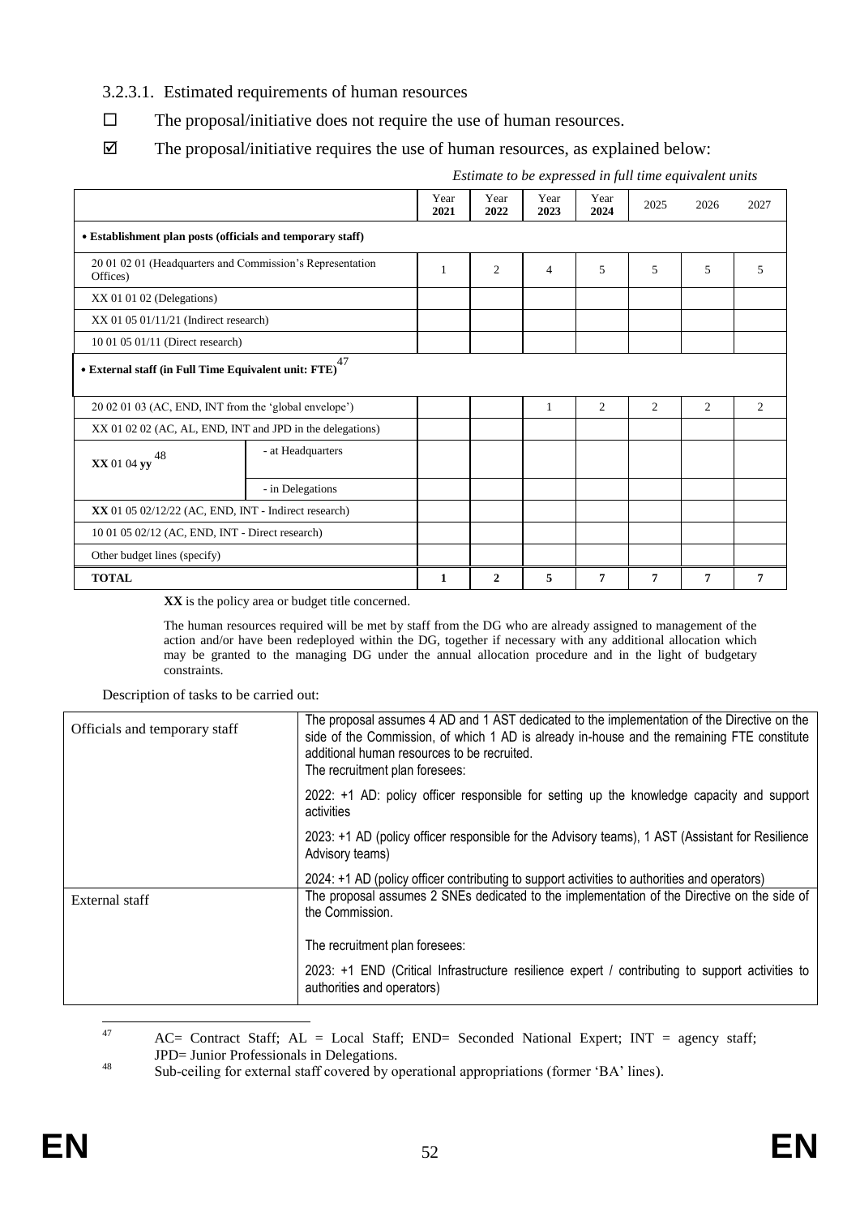3.2.3.1. Estimated requirements of human resources

☐ The proposal/initiative does not require the use of human resources.

☑ The proposal/initiative requires the use of human resources, as explained below:

*Estimate to be expressed in full time equivalent units*

| | | Year 2021 | Year 2022 | Year 2023 | Year 2024 | 2025 | 2026 | 2027 |
|---|---|---|---|---|---|---|---|---|
| **• Establishment plan posts (officials and temporary staff)** | | | | | | | | |
| 20 01 02 01 (Headquarters and Commission's Representation Offices) | | 1 | 2 | 4 | 5 | 5 | 5 | 5 |
| XX 01 01 02 (Delegations) | | | | | | | | |
| XX 01 05 01/11/21 (Indirect research) | | | | | | | | |
| 10 01 05 01/11 (Direct research) | | | | | | | | |
| **• External staff (in Full Time Equivalent unit: FTE)**[47] | | | | | | | | |
| 20 02 01 03 (AC, END, INT from the 'global envelope') | | | | 1 | 2 | 2 | 2 | 2 |
| XX 01 02 02 (AC, AL, END, INT and JPD in the delegations) | | | | | | | | |
| **XX** 01 04 **yy**[48] | - at Headquarters | | | | | | | |
| | - in Delegations | | | | | | | |
| **XX** 01 05 02/12/22 (AC, END, INT - Indirect research) | | | | | | | | |
| 10 01 05 02/12 (AC, END, INT - Direct research) | | | | | | | | |
| Other budget lines (specify) | | | | | | | | |
| **TOTAL** | | **1** | **2** | **5** | **7** | **7** | **7** | **7** |

**XX** is the policy area or budget title concerned.

The human resources required will be met by staff from the DG who are already assigned to management of the action and/or have been redeployed within the DG, together if necessary with any additional allocation which may be granted to the managing DG under the annual allocation procedure and in the light of budgetary constraints.

Description of tasks to be carried out:

| | |
|---|---|
| Officials and temporary staff | The proposal assumes 4 AD and 1 AST dedicated to the implementation of the Directive on the side of the Commission, of which 1 AD is already in-house and the remaining FTE constitute additional human resources to be recruited.<br>The recruitment plan foresees:<br>2022: +1 AD: policy officer responsible for setting up the knowledge capacity and support activities<br>2023: +1 AD (policy officer responsible for the Advisory teams), 1 AST (Assistant for Resilience Advisory teams)<br>2024: +1 AD (policy officer contributing to support activities to authorities and operators) |
| External staff | The proposal assumes 2 SNEs dedicated to the implementation of the Directive on the side of the Commission.<br>The recruitment plan foresees:<br>2023: +1 END (Critical Infrastructure resilience expert / contributing to support activities to authorities and operators) |

[47] AC= Contract Staff; AL = Local Staff; END= Seconded National Expert; INT = agency staff; JPD= Junior Professionals in Delegations.

[48] Sub-ceiling for external staff covered by operational appropriations (former 'BA' lines).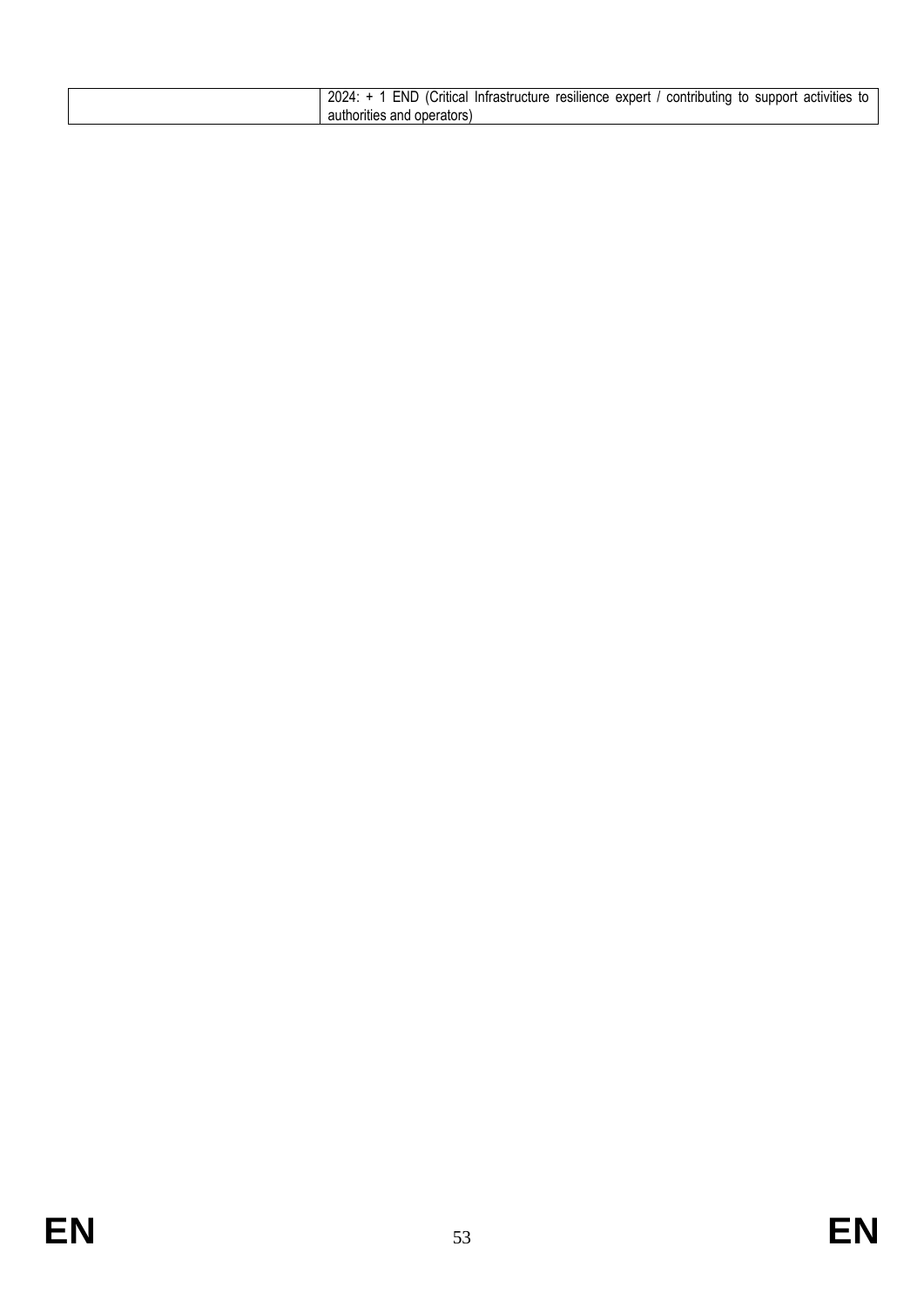| | |
|---|---|
| | 2024: + 1 END (Critical Infrastructure resilience expert / contributing to support activities to authorities and operators) |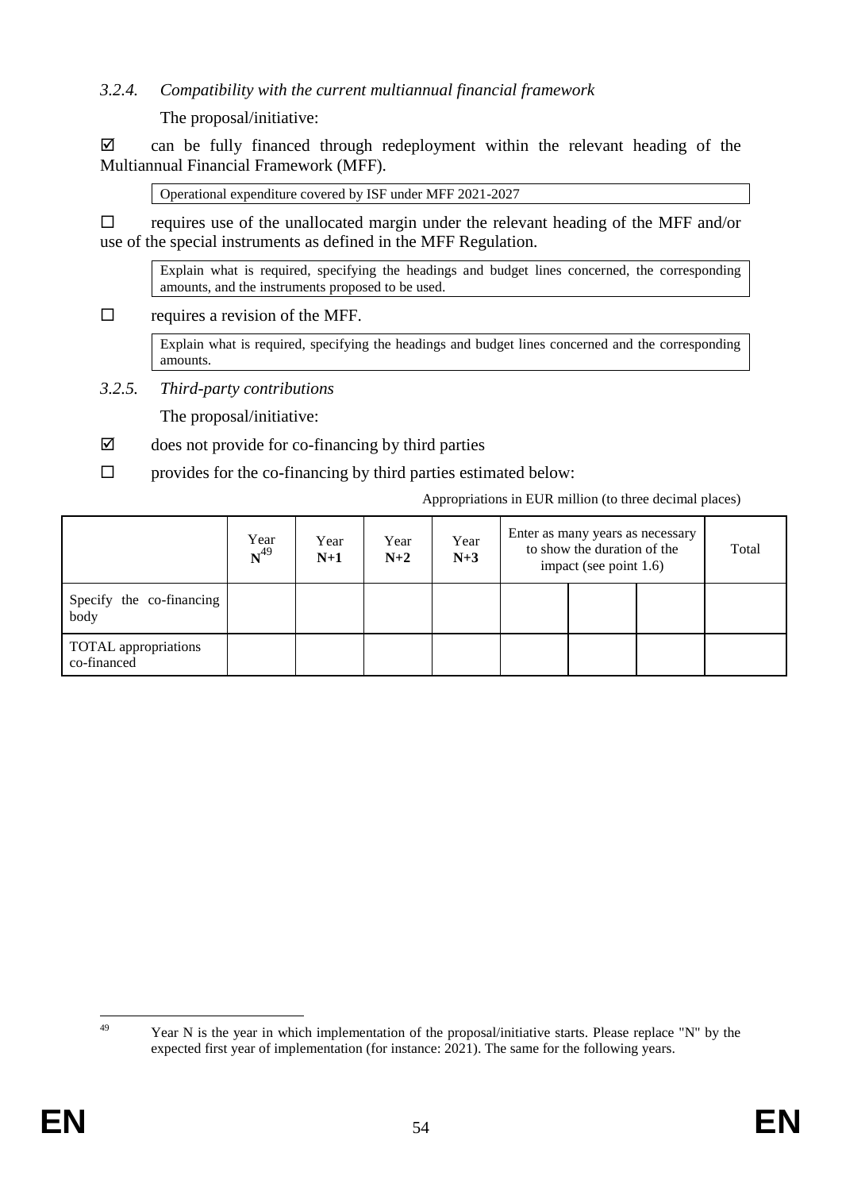### *3.2.4. Compatibility with the current multiannual financial framework*

The proposal/initiative:

☑ can be fully financed through redeployment within the relevant heading of the Multiannual Financial Framework (MFF).

> Operational expenditure covered by ISF under MFF 2021-2027

☐ requires use of the unallocated margin under the relevant heading of the MFF and/or use of the special instruments as defined in the MFF Regulation.

> Explain what is required, specifying the headings and budget lines concerned, the corresponding amounts, and the instruments proposed to be used.

☐ requires a revision of the MFF.

> Explain what is required, specifying the headings and budget lines concerned and the corresponding amounts.

### *3.2.5. Third-party contributions*

The proposal/initiative:

☑ does not provide for co-financing by third parties

☐ provides for the co-financing by third parties estimated below:

Appropriations in EUR million (to three decimal places)

| | Year **N**[49] | Year **N+1** | Year **N+2** | Year **N+3** | Enter as many years as necessary to show the duration of the impact (see point 1.6) | | | Total |
|---|---|---|---|---|---|---|---|---|
| Specify the co-financing body | | | | | | | | |
| TOTAL appropriations co-financed | | | | | | | | |

[49] Year N is the year in which implementation of the proposal/initiative starts. Please replace "N" by the expected first year of implementation (for instance: 2021). The same for the following years.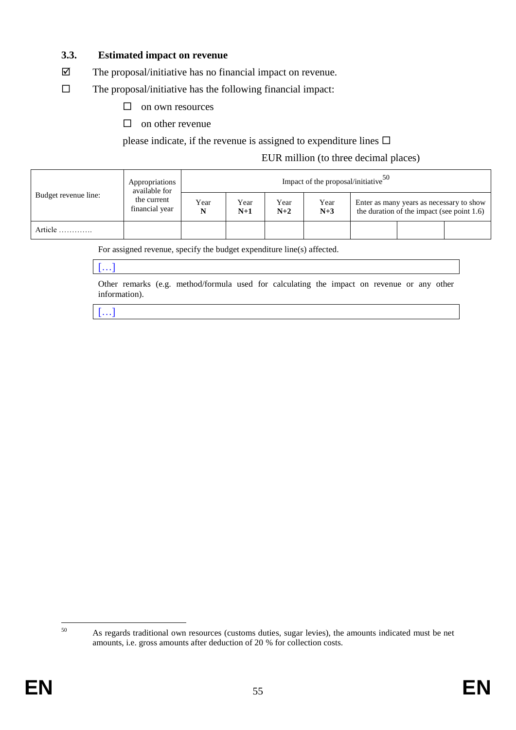### 3.3. Estimated impact on revenue

☑ The proposal/initiative has no financial impact on revenue.

☐ The proposal/initiative has the following financial impact:

☐ on own resources

☐ on other revenue

please indicate, if the revenue is assigned to expenditure lines ☐

EUR million (to three decimal places)

| Budget revenue line: | Appropriations available for the current financial year | Impact of the proposal/initiative[50] | | | | | | |
|---|---|---|---|---|---|---|---|---|
| | | Year **N** | Year **N+1** | Year **N+2** | Year **N+3** | Enter as many years as necessary to show the duration of the impact (see point 1.6) | | |
| Article …………. | | | | | | | | |

For assigned revenue, specify the budget expenditure line(s) affected.

[…]

Other remarks (e.g. method/formula used for calculating the impact on revenue or any other information).

[…]

[50] As regards traditional own resources (customs duties, sugar levies), the amounts indicated must be net amounts, i.e. gross amounts after deduction of 20 % for collection costs.